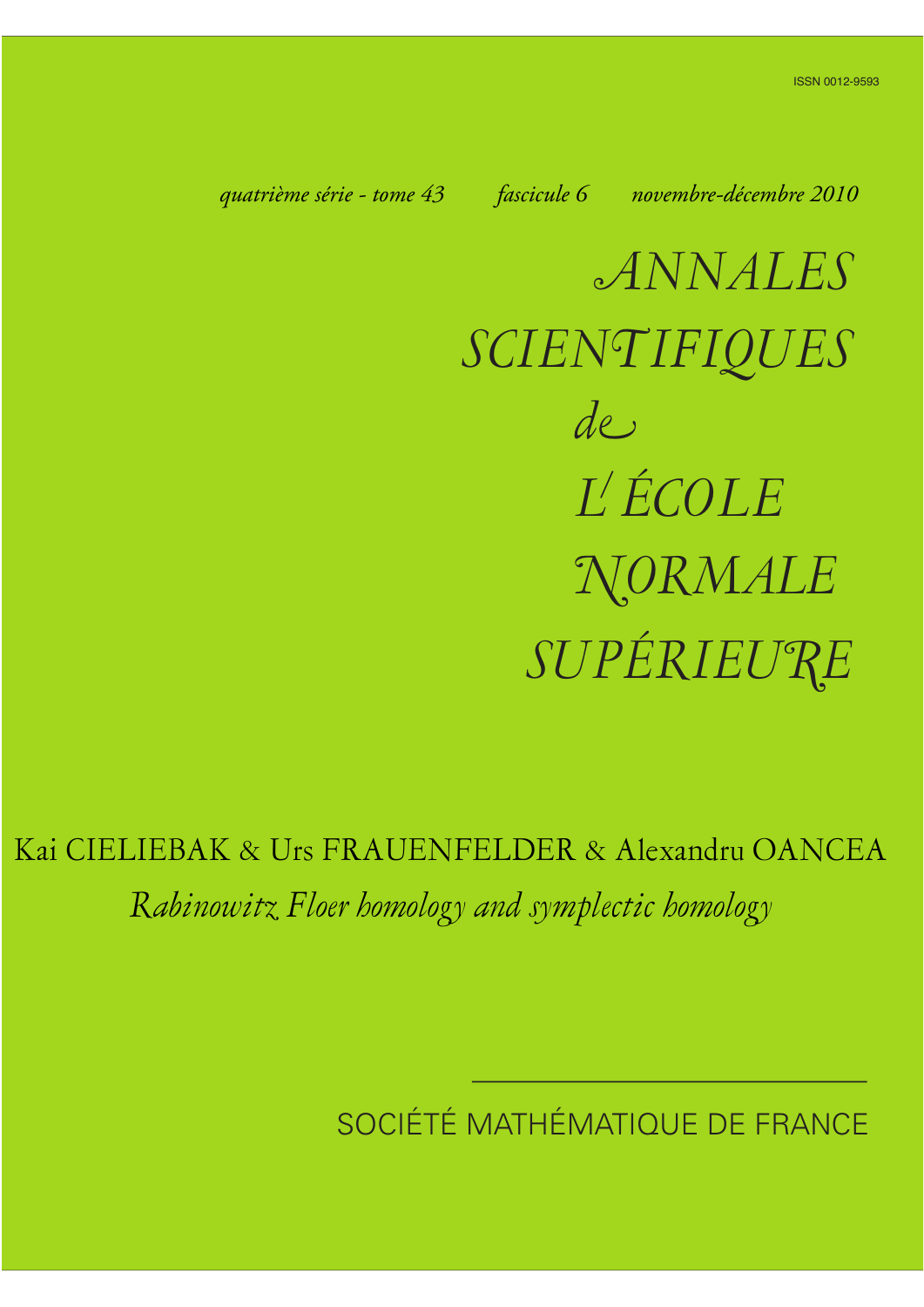ISSN 0012-9593

*quatrième série - tome 43* *fascicule 6* *novembre-décembre 2010*

# *ANNALES SCIENTIFIQUES de L'ÉCOLE NORMALE SUPÉRIEURE*

Kai CIELIEBAK & Urs FRAUENFELDER & Alexandru OANCEA

*Rabinowitz Floer homology and symplectic homology*

SOCIÉTÉ MATHÉMATIQUE DE FRANCE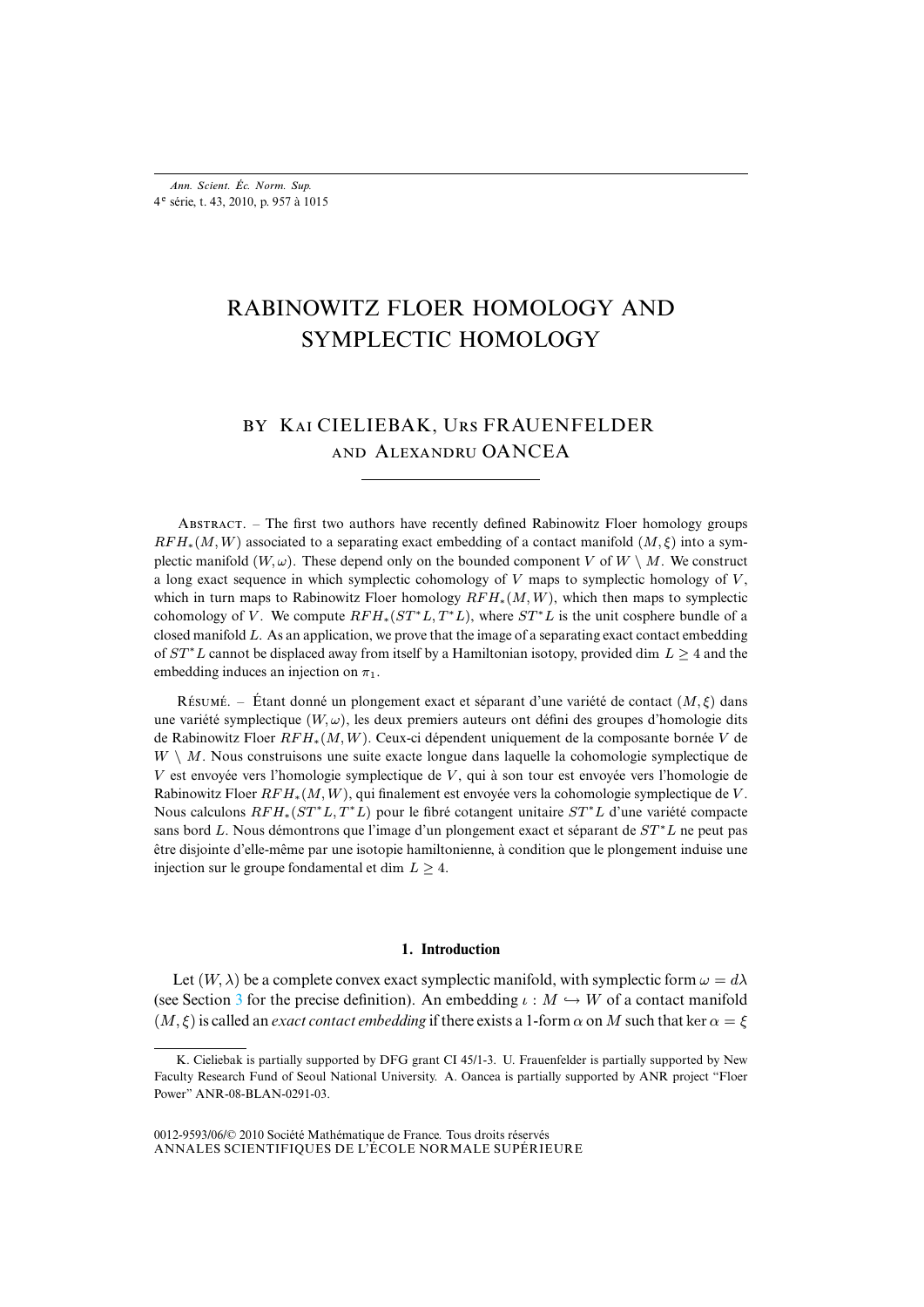# RABINOWITZ FLOER HOMOLOGY AND SYMPLECTIC HOMOLOGY

BY KAI CIELIEBAK, URS FRAUENFELDER AND ALEXANDRU OANCEA

---

ABSTRACT. – The first two authors have recently defined Rabinowitz Floer homology groups $RFH_*(M, W)$ associated to a separating exact embedding of a contact manifold $(M, \xi)$ into a symplectic manifold $(W, \omega)$. These depend only on the bounded component $V$ of $W \setminus M$. We construct a long exact sequence in which symplectic cohomology of $V$ maps to symplectic homology of $V$, which in turn maps to Rabinowitz Floer homology $RFH_*(M, W)$, which then maps to symplectic cohomology of $V$. We compute $RFH_*(ST^*L, T^*L)$, where $ST^*L$ is the unit cosphere bundle of a closed manifold $L$. As an application, we prove that the image of a separating exact contact embedding of $ST^*L$ cannot be displaced away from itself by a Hamiltonian isotopy, provided dim $L \geq 4$ and the embedding induces an injection on $\pi_1$.

RÉSUMÉ. – Étant donné un plongement exact et séparant d'une variété de contact $(M, \xi)$ dans une variété symplectique $(W, \omega)$, les deux premiers auteurs ont défini des groupes d'homologie dits de Rabinowitz Floer $RFH_*(M, W)$. Ceux-ci dépendent uniquement de la composante bornée $V$ de $W \setminus M$. Nous construisons une suite exacte longue dans laquelle la cohomologie symplectique de $V$ est envoyée vers l'homologie symplectique de $V$, qui à son tour est envoyée vers l'homologie de Rabinowitz Floer $RFH_*(M, W)$, qui finalement est envoyée vers la cohomologie symplectique de $V$. Nous calculons $RFH_*(ST^*L, T^*L)$ pour le fibré cotangent unitaire $ST^*L$ d'une variété compacte sans bord $L$. Nous démontrons que l'image d'un plongement exact et séparant de $ST^*L$ ne peut pas être disjointe d'elle-même par une isotopie hamiltonienne, à condition que le plongement induise une injection sur le groupe fondamental et dim $L \geq 4$.

## 1. Introduction

Let $(W, \lambda)$ be a complete convex exact symplectic manifold, with symplectic form $\omega = d\lambda$ (see Section 3 for the precise definition). An embedding $\iota : M \hookrightarrow W$ of a contact manifold $(M, \xi)$ is called an *exact contact embedding* if there exists a 1-form $\alpha$ on $M$ such that $\ker \alpha = \xi$

---

K. Cieliebak is partially supported by DFG grant CI 45/1-3. U. Frauenfelder is partially supported by New Faculty Research Fund of Seoul National University. A. Oancea is partially supported by ANR project "Floer Power" ANR-08-BLAN-0291-03.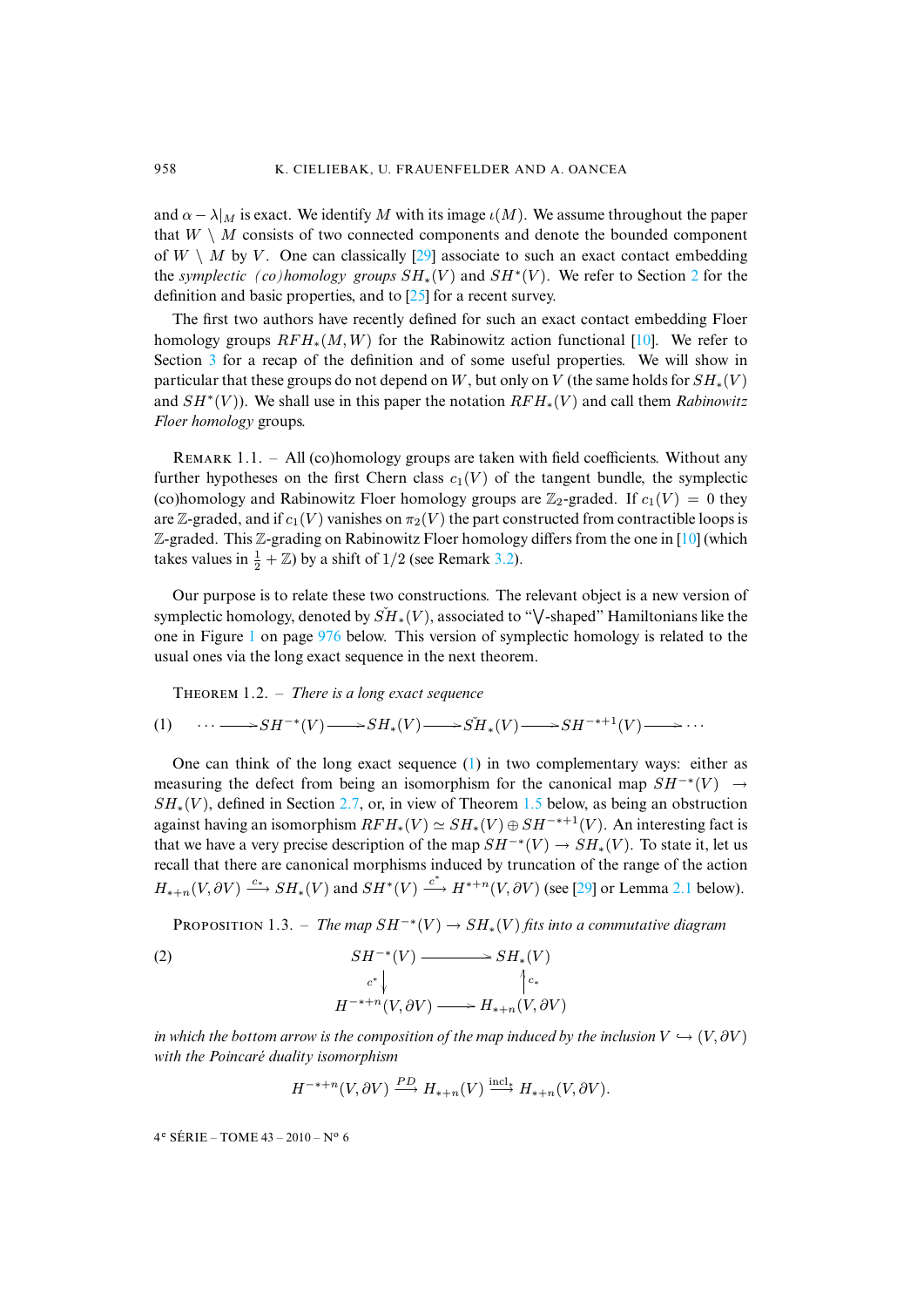and $\alpha - \lambda|_M$ is exact. We identify $M$ with its image $\iota(M)$. We assume throughout the paper that $W \setminus M$ consists of two connected components and denote the bounded component of $W \setminus M$ by $V$. One can classically [29] associate to such an exact contact embedding the *symplectic (co)homology groups* $SH_*(V)$ and $SH^*(V)$. We refer to Section 2 for the definition and basic properties, and to [25] for a recent survey.

The first two authors have recently defined for such an exact contact embedding Floer homology groups $RFH_*(M, W)$ for the Rabinowitz action functional [10]. We refer to Section 3 for a recap of the definition and of some useful properties. We will show in particular that these groups do not depend on $W$, but only on $V$ (the same holds for $SH_*(V)$ and $SH^*(V)$). We shall use in this paper the notation $RFH_*(V)$ and call them *Rabinowitz Floer homology* groups.

Remark 1.1. – All (co)homology groups are taken with field coefficients. Without any further hypotheses on the first Chern class $c_1(V)$ of the tangent bundle, the symplectic (co)homology and Rabinowitz Floer homology groups are $\mathbb{Z}_2$-graded. If $c_1(V) = 0$ they are $\mathbb{Z}$-graded, and if $c_1(V)$ vanishes on $\pi_2(V)$ the part constructed from contractible loops is $\mathbb{Z}$-graded. This $\mathbb{Z}$-grading on Rabinowitz Floer homology differs from the one in [10] (which takes values in $\frac{1}{2} + \mathbb{Z}$) by a shift of $1/2$ (see Remark 3.2).

Our purpose is to relate these two constructions. The relevant object is a new version of symplectic homology, denoted by $S\check{H}_*(V)$, associated to "$\bigvee$-shaped" Hamiltonians like the one in Figure 1 on page 976 below. This version of symplectic homology is related to the usual ones via the long exact sequence in the next theorem.

Theorem 1.2. – *There is a long exact sequence*

$$\cdots \longrightarrow SH^{-*}(V) \longrightarrow SH_*(V) \longrightarrow S\check{H}_*(V) \longrightarrow SH^{-*+1}(V) \longrightarrow \cdots \tag{1}$$

One can think of the long exact sequence (1) in two complementary ways: either as measuring the defect from being an isomorphism for the canonical map $SH^{-*}(V) \to SH_*(V)$, defined in Section 2.7, or, in view of Theorem 1.5 below, as being an obstruction against having an isomorphism $RFH_*(V) \simeq SH_*(V) \oplus SH^{-*+1}(V)$. An interesting fact is that we have a very precise description of the map $SH^{-*}(V) \to SH_*(V)$. To state it, let us recall that there are canonical morphisms induced by truncation of the range of the action $H_{*+n}(V, \partial V) \xrightarrow{c_*} SH_*(V)$ and $SH^*(V) \xrightarrow{c^*} H^{*+n}(V, \partial V)$ (see [29] or Lemma 2.1 below).

Proposition 1.3. – *The map $SH^{-*}(V) \to SH_*(V)$ fits into a commutative diagram*

$$\begin{array}{ccc} SH^{-*}(V) & \longrightarrow & SH_*(V) \\ {\scriptstyle c^*}\downarrow & & \uparrow{\scriptstyle c_*} \\ H^{-*+n}(V, \partial V) & \longrightarrow & H_{*+n}(V, \partial V) \end{array} \tag{2}$$

*in which the bottom arrow is the composition of the map induced by the inclusion $V \hookrightarrow (V, \partial V)$ with the Poincaré duality isomorphism*

$$H^{-*+n}(V, \partial V) \xrightarrow{PD} H_{*+n}(V) \xrightarrow{\text{incl}_*} H_{*+n}(V, \partial V).$$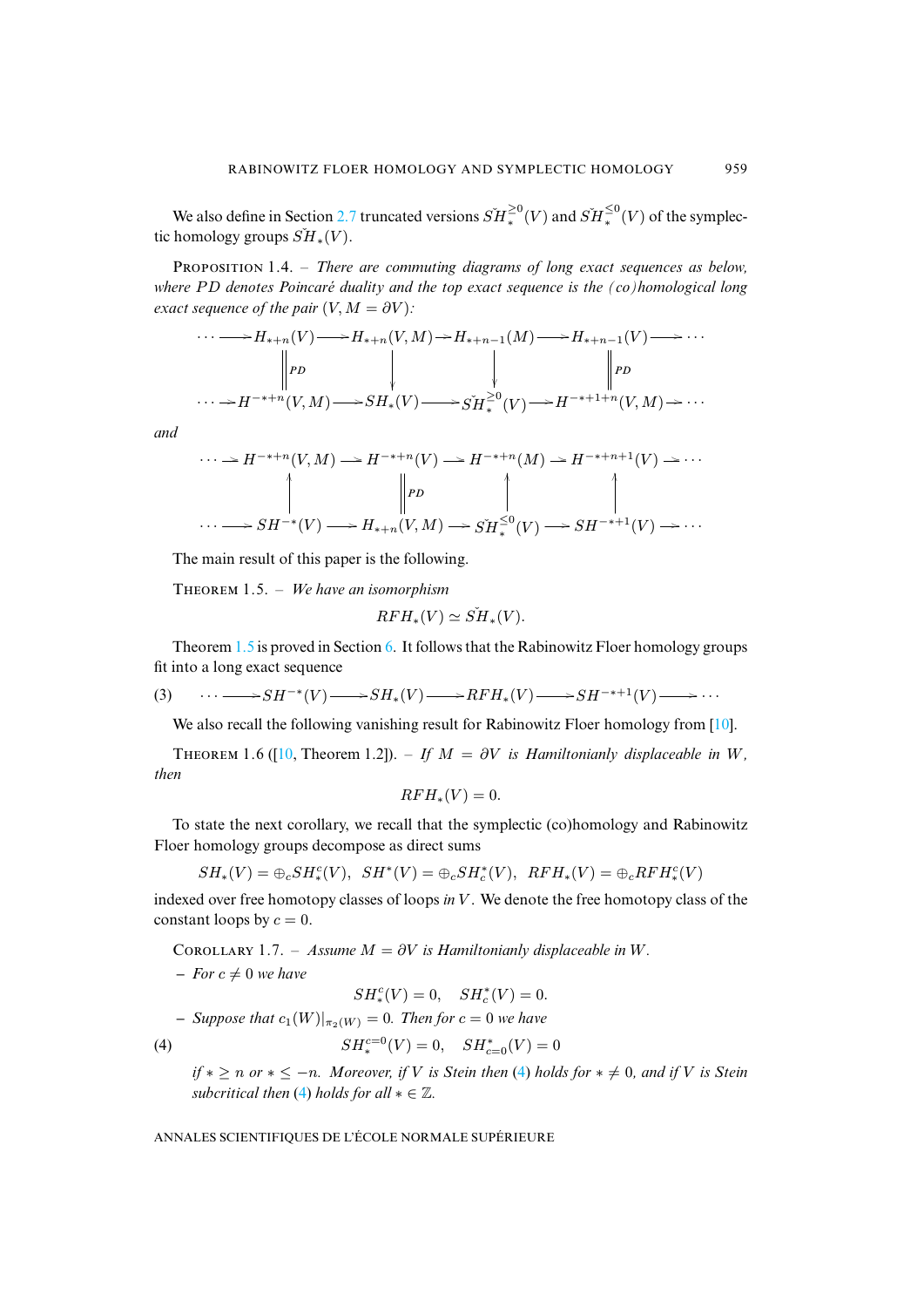We also define in Section 2.7 truncated versions $\check{SH}_*^{\geq 0}(V)$ and $\check{SH}_*^{\leq 0}(V)$ of the symplectic homology groups $\check{SH}_*(V)$.

Proposition 1.4. – *There are commuting diagrams of long exact sequences as below, where $PD$ denotes Poincaré duality and the top exact sequence is the (co)homological long exact sequence of the pair $(V, M = \partial V)$:*

$$
\begin{array}{ccccccccccc}
\cdots \longrightarrow & H_{*+n}(V) & \longrightarrow & H_{*+n}(V,M) & \longrightarrow & H_{*+n-1}(M) & \longrightarrow & H_{*+n-1}(V) & \longrightarrow \cdots \\
 & \Big\| {\scriptstyle PD} & & \Big\downarrow & & \Big\downarrow & & \Big\| {\scriptstyle PD} & \\
\cdots \longrightarrow & H^{-*+n}(V,M) & \longrightarrow & SH_*(V) & \longrightarrow & \check{SH}_*^{\geq 0}(V) & \longrightarrow & H^{-*+1+n}(V,M) & \longrightarrow \cdots
\end{array}
$$

*and*

$$
\begin{array}{ccccccccccc}
\cdots \longrightarrow & H^{-*+n}(V,M) & \longrightarrow & H^{-*+n}(V) & \longrightarrow & H^{-*+n}(M) & \longrightarrow & H^{-*+n+1}(V) & \longrightarrow \cdots \\
 & \Big\uparrow & & \Big\| {\scriptstyle PD} & & \Big\uparrow & & \Big\uparrow & \\
\cdots \longrightarrow & SH^{-*}(V) & \longrightarrow & H_{*+n}(V,M) & \longrightarrow & \check{SH}_*^{\leq 0}(V) & \longrightarrow & SH^{-*+1}(V) & \longrightarrow \cdots
\end{array}
$$

The main result of this paper is the following.

Theorem 1.5. – *We have an isomorphism*

$$RFH_*(V) \simeq \check{SH}_*(V).$$

Theorem 1.5 is proved in Section 6. It follows that the Rabinowitz Floer homology groups fit into a long exact sequence

$$\cdots \longrightarrow SH^{-*}(V) \longrightarrow SH_*(V) \longrightarrow RFH_*(V) \longrightarrow SH^{-*+1}(V) \longrightarrow \cdots \tag{3}$$

We also recall the following vanishing result for Rabinowitz Floer homology from [10].

Theorem 1.6 ([10, Theorem 1.2]). – *If $M = \partial V$ is Hamiltonianly displaceable in $W$, then*

$$RFH_*(V) = 0.$$

To state the next corollary, we recall that the symplectic (co)homology and Rabinowitz Floer homology groups decompose as direct sums

$$SH_*(V) = \oplus_c SH_*^c(V), \;\; SH^*(V) = \oplus_c SH_c^*(V), \;\; RFH_*(V) = \oplus_c RFH_*^c(V)$$

indexed over free homotopy classes of loops *in* $V$. We denote the free homotopy class of the constant loops by $c = 0$.

Corollary 1.7. – *Assume $M = \partial V$ is Hamiltonianly displaceable in $W$.*

- *For $c \neq 0$ we have*

$$SH_*^c(V) = 0, \quad SH_c^*(V) = 0.$$

- *Suppose that $c_1(W)|_{\pi_2(W)} = 0$. Then for $c = 0$ we have*

$$SH_*^{c=0}(V) = 0, \quad SH_{c=0}^*(V) = 0 \tag{4}$$

  *if $* \geq n$ or $* \leq -n$. Moreover, if $V$ is Stein then (4) holds for $* \neq 0$, and if $V$ is Stein subcritical then (4) holds for all $* \in \mathbb{Z}$.*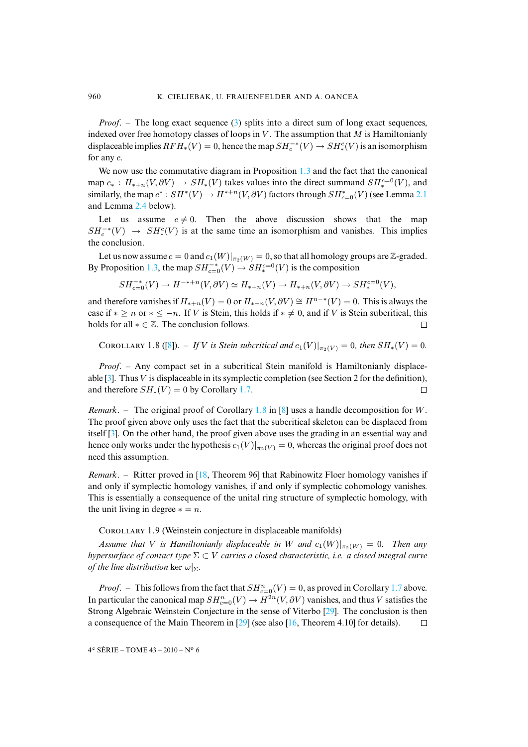*Proof*. – The long exact sequence (3) splits into a direct sum of long exact sequences, indexed over free homotopy classes of loops in $V$. The assumption that $M$ is Hamiltonianly displaceable implies $RFH_*(V) = 0$, hence the map $SH_c^{-*}(V) \to SH_*^c(V)$ is an isomorphism for any $c$.

We now use the commutative diagram in Proposition 1.3 and the fact that the canonical map $c_* : H_{*+n}(V, \partial V) \to SH_*(V)$ takes values into the direct summand $SH_*^{c=0}(V)$, and similarly, the map $c^* : SH^*(V) \to H^{*+n}(V, \partial V)$ factors through $SH^*_{c=0}(V)$ (see Lemma 2.1 and Lemma 2.4 below).

Let us assume $c \neq 0$. Then the above discussion shows that the map $SH_c^{-*}(V) \to SH_*^c(V)$ is at the same time an isomorphism and vanishes. This implies the conclusion.

Let us now assume $c = 0$ and $c_1(W)|_{\pi_2(W)} = 0$, so that all homology groups are $\mathbb{Z}$-graded. By Proposition 1.3, the map $SH^{-*}_{c=0}(V) \to SH_*^{c=0}(V)$ is the composition

$$SH^{-*}_{c=0}(V) \to H^{-*+n}(V, \partial V) \simeq H_{*+n}(V) \to H_{*+n}(V, \partial V) \to SH_*^{c=0}(V),$$

and therefore vanishes if $H_{*+n}(V) = 0$ or $H_{*+n}(V, \partial V) \cong H^{n-*}(V) = 0$. This is always the case if $* \geq n$ or $* \leq -n$. If $V$ is Stein, this holds if $* \neq 0$, and if $V$ is Stein subcritical, this holds for all $* \in \mathbb{Z}$. The conclusion follows. □

Corollary 1.8 ([8]). – *If $V$ is Stein subcritical and $c_1(V)|_{\pi_2(V)} = 0$, then $SH_*(V) = 0$.*

*Proof*. – Any compact set in a subcritical Stein manifold is Hamiltonianly displaceable [3]. Thus $V$ is displaceable in its symplectic completion (see Section 2 for the definition), and therefore $SH_*(V) = 0$ by Corollary 1.7. □

*Remark*. – The original proof of Corollary 1.8 in [8] uses a handle decomposition for $W$. The proof given above only uses the fact that the subcritical skeleton can be displaced from itself [3]. On the other hand, the proof given above uses the grading in an essential way and hence only works under the hypothesis $c_1(V)|_{\pi_2(V)} = 0$, whereas the original proof does not need this assumption.

*Remark*. – Ritter proved in [18, Theorem 96] that Rabinowitz Floer homology vanishes if and only if symplectic homology vanishes, if and only if symplectic cohomology vanishes. This is essentially a consequence of the unital ring structure of symplectic homology, with the unit living in degree $* = n$.

Corollary 1.9 (Weinstein conjecture in displaceable manifolds)

*Assume that $V$ is Hamiltonianly displaceable in $W$ and $c_1(W)|_{\pi_2(W)} = 0$. Then any hypersurface of contact type $\Sigma \subset V$ carries a closed characteristic, i.e. a closed integral curve of the line distribution* $\ker \omega|_\Sigma$.

*Proof*. – This follows from the fact that $SH^n_{c=0}(V) = 0$, as proved in Corollary 1.7 above. In particular the canonical map $SH^n_{c=0}(V) \to H^{2n}(V, \partial V)$ vanishes, and thus $V$ satisfies the Strong Algebraic Weinstein Conjecture in the sense of Viterbo [29]. The conclusion is then a consequence of the Main Theorem in [29] (see also [16, Theorem 4.10] for details). □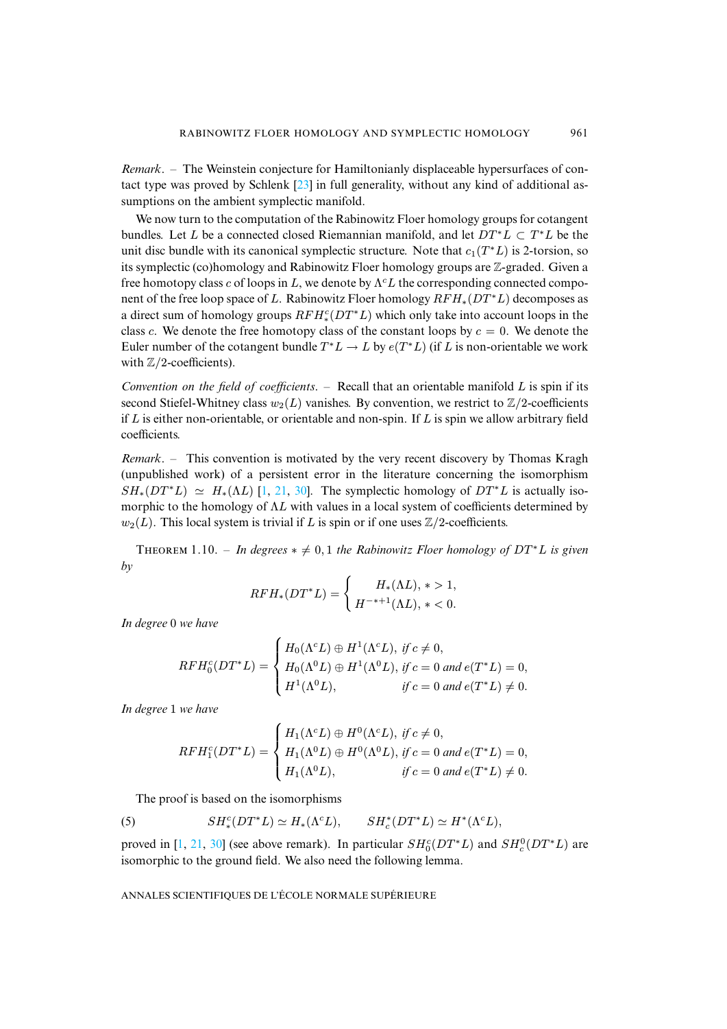*Remark*. – The Weinstein conjecture for Hamiltonianly displaceable hypersurfaces of contact type was proved by Schlenk [23] in full generality, without any kind of additional assumptions on the ambient symplectic manifold.

We now turn to the computation of the Rabinowitz Floer homology groups for cotangent bundles. Let $L$ be a connected closed Riemannian manifold, and let $DT^*L \subset T^*L$ be the unit disc bundle with its canonical symplectic structure. Note that $c_1(T^*L)$ is 2-torsion, so its symplectic (co)homology and Rabinowitz Floer homology groups are $\mathbb{Z}$-graded. Given a free homotopy class $c$ of loops in $L$, we denote by $\Lambda^c L$ the corresponding connected component of the free loop space of $L$. Rabinowitz Floer homology $RFH_*(DT^*L)$ decomposes as a direct sum of homology groups $RFH_*^c(DT^*L)$ which only take into account loops in the class $c$. We denote the free homotopy class of the constant loops by $c = 0$. We denote the Euler number of the cotangent bundle $T^*L \to L$ by $e(T^*L)$ (if $L$ is non-orientable we work with $\mathbb{Z}/2$-coefficients).

*Convention on the field of coefficients*. – Recall that an orientable manifold $L$ is spin if its second Stiefel-Whitney class $w_2(L)$ vanishes. By convention, we restrict to $\mathbb{Z}/2$-coefficients if $L$ is either non-orientable, or orientable and non-spin. If $L$ is spin we allow arbitrary field coefficients.

*Remark*. – This convention is motivated by the very recent discovery by Thomas Kragh (unpublished work) of a persistent error in the literature concerning the isomorphism $SH_*(DT^*L) \simeq H_*(\Lambda L)$ [1, 21, 30]. The symplectic homology of $DT^*L$ is actually isomorphic to the homology of $\Lambda L$ with values in a local system of coefficients determined by $w_2(L)$. This local system is trivial if $L$ is spin or if one uses $\mathbb{Z}/2$-coefficients.

Theorem 1.10. – *In degrees* $* \neq 0, 1$ *the Rabinowitz Floer homology of* $DT^*L$ *is given by*

$$RFH_*(DT^*L) = \begin{cases} H_*(\Lambda L), & * > 1, \\ H^{-*+1}(\Lambda L), & * < 0. \end{cases}$$

*In degree* 0 *we have*

$$RFH_0^c(DT^*L) = \begin{cases} H_0(\Lambda^c L) \oplus H^1(\Lambda^c L), & \text{if } c \neq 0, \\ H_0(\Lambda^0 L) \oplus H^1(\Lambda^0 L), & \text{if } c = 0 \text{ and } e(T^*L) = 0, \\ H^1(\Lambda^0 L), & \text{if } c = 0 \text{ and } e(T^*L) \neq 0. \end{cases}$$

*In degree* 1 *we have*

$$RFH_1^c(DT^*L) = \begin{cases} H_1(\Lambda^c L) \oplus H^0(\Lambda^c L), & \text{if } c \neq 0, \\ H_1(\Lambda^0 L) \oplus H^0(\Lambda^0 L), & \text{if } c = 0 \text{ and } e(T^*L) = 0, \\ H_1(\Lambda^0 L), & \text{if } c = 0 \text{ and } e(T^*L) \neq 0. \end{cases}$$

The proof is based on the isomorphisms

$$SH_*^c(DT^*L) \simeq H_*(\Lambda^c L), \qquad SH_c^*(DT^*L) \simeq H^*(\Lambda^c L), \tag{5}$$

proved in [1, 21, 30] (see above remark). In particular $SH_0^c(DT^*L)$ and $SH_c^0(DT^*L)$ are isomorphic to the ground field. We also need the following lemma.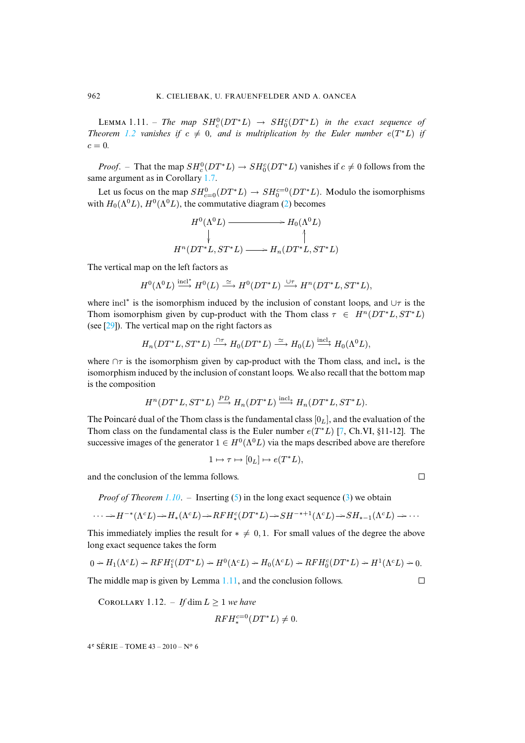LEMMA 1.11. – *The map* $SH^0_c(DT^*L) \to SH^c_0(DT^*L)$ *in the exact sequence of Theorem* 1.2 *vanishes if* $c \neq 0$*, and is multiplication by the Euler number* $e(T^*L)$ *if* $c = 0$.

*Proof*. – That the map $SH^0_c(DT^*L) \to SH^c_0(DT^*L)$ vanishes if $c \neq 0$ follows from the same argument as in Corollary 1.7.

Let us focus on the map $SH^0_{c=0}(DT^*L) \to SH^{c=0}_0(DT^*L)$. Modulo the isomorphisms with $H_0(\Lambda^0 L)$, $H^0(\Lambda^0 L)$, the commutative diagram (2) becomes

$$\begin{array}{ccc} H^0(\Lambda^0 L) & \longrightarrow & H_0(\Lambda^0 L) \\ \downarrow & & \uparrow \\ H^n(DT^*L, ST^*L) & \longrightarrow & H_n(DT^*L, ST^*L) \end{array}$$

The vertical map on the left factors as

$$H^0(\Lambda^0 L) \xrightarrow{\text{incl}^*} H^0(L) \xrightarrow{\simeq} H^0(DT^*L) \xrightarrow{\cup\tau} H^n(DT^*L, ST^*L),$$

where $\text{incl}^*$ is the isomorphism induced by the inclusion of constant loops, and $\cup\tau$ is the Thom isomorphism given by cup-product with the Thom class $\tau \in H^n(DT^*L, ST^*L)$ (see [29]). The vertical map on the right factors as

$$H_n(DT^*L, ST^*L) \xrightarrow{\cap\tau} H_0(DT^*L) \xrightarrow{\simeq} H_0(L) \xrightarrow{\text{incl}_*} H_0(\Lambda^0 L),$$

where $\cap\tau$ is the isomorphism given by cap-product with the Thom class, and $\text{incl}_*$ is the isomorphism induced by the inclusion of constant loops. We also recall that the bottom map is the composition

$$H^n(DT^*L, ST^*L) \xrightarrow{PD} H_n(DT^*L) \xrightarrow{\text{incl}_*} H_n(DT^*L, ST^*L).$$

The Poincaré dual of the Thom class is the fundamental class $[0_L]$, and the evaluation of the Thom class on the fundamental class is the Euler number $e(T^*L)$ [7, Ch.VI, §11-12]. The successive images of the generator $1 \in H^0(\Lambda^0 L)$ via the maps described above are therefore

$$1 \mapsto \tau \mapsto [0_L] \mapsto e(T^*L),$$

and the conclusion of the lemma follows. □

*Proof of Theorem* 1.10. – Inserting (5) in the long exact sequence (3) we obtain

$$\cdots \to H^{-*}(\Lambda^c L) \to H_*(\Lambda^c L) \to RFH^c_*(DT^*L) \to SH^{-*+1}(\Lambda^c L) \to SH_{*-1}(\Lambda^c L) \to \cdots$$

This immediately implies the result for $* \neq 0, 1$. For small values of the degree the above long exact sequence takes the form

$$0 \to H_1(\Lambda^c L) \to RFH^c_1(DT^*L) \to H^0(\Lambda^c L) \to H_0(\Lambda^c L) \to RFH^c_0(DT^*L) \to H^1(\Lambda^c L) \to 0.$$

The middle map is given by Lemma 1.11, and the conclusion follows. □

COROLLARY 1.12. – *If* $\dim L \geq 1$ *we have*

$$RFH^{c=0}_*(DT^*L) \neq 0.$$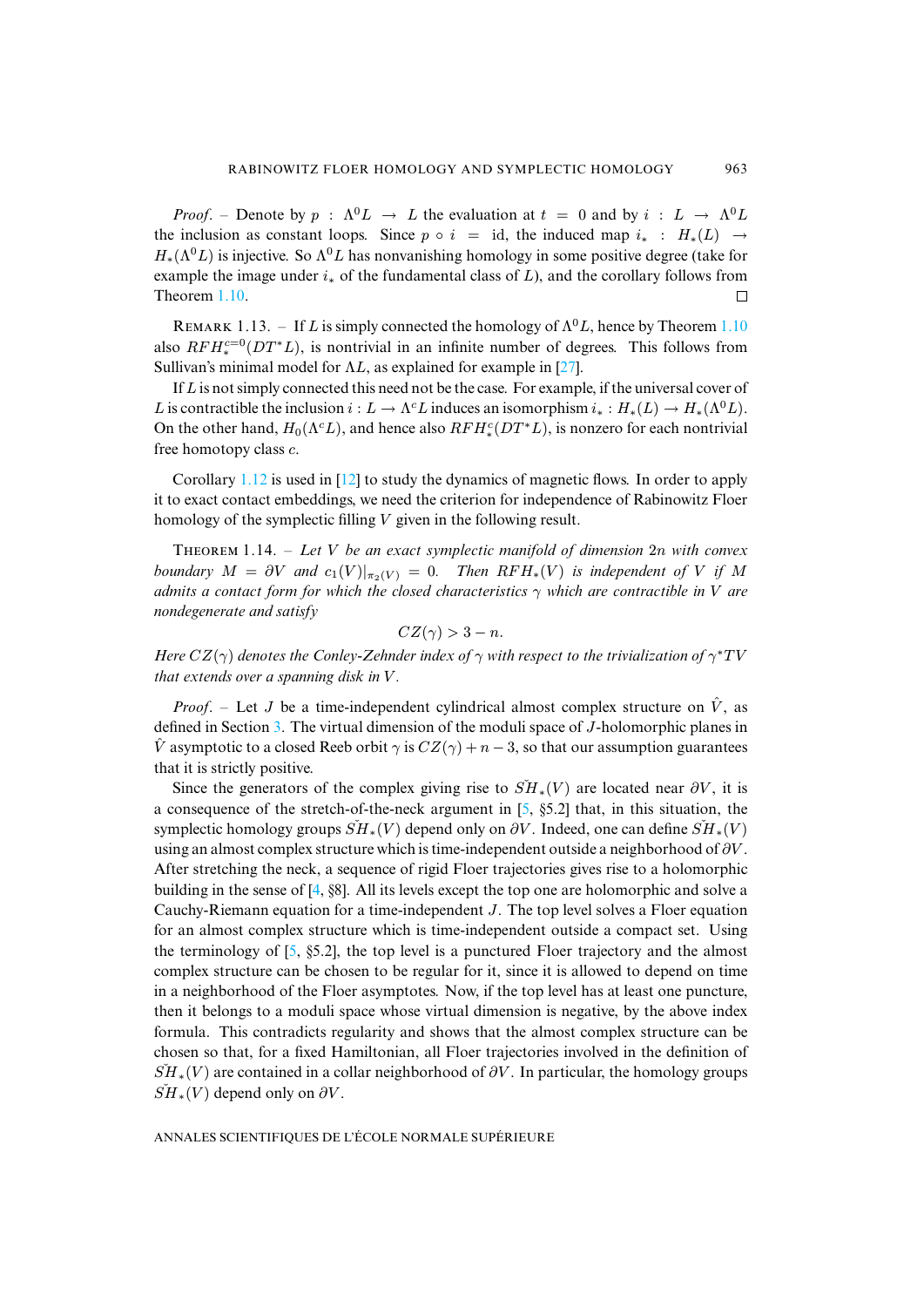*Proof*. – Denote by $p : \Lambda^0 L \to L$ the evaluation at $t = 0$ and by $i : L \to \Lambda^0 L$ the inclusion as constant loops. Since $p \circ i = \mathrm{id}$, the induced map $i_* : H_*(L) \to H_*(\Lambda^0 L)$ is injective. So $\Lambda^0 L$ has nonvanishing homology in some positive degree (take for example the image under $i_*$ of the fundamental class of $L$), and the corollary follows from Theorem 1.10. □

REMARK 1.13. – If $L$ is simply connected the homology of $\Lambda^0 L$, hence by Theorem 1.10 also $RFH_*^{c=0}(DT^*L)$, is nontrivial in an infinite number of degrees. This follows from Sullivan's minimal model for $\Lambda L$, as explained for example in [27].

If $L$ is not simply connected this need not be the case. For example, if the universal cover of $L$ is contractible the inclusion $i : L \to \Lambda^c L$ induces an isomorphism $i_* : H_*(L) \to H_*(\Lambda^0 L)$. On the other hand, $H_0(\Lambda^c L)$, and hence also $RFH_*^c(DT^*L)$, is nonzero for each nontrivial free homotopy class $c$.

Corollary 1.12 is used in [12] to study the dynamics of magnetic flows. In order to apply it to exact contact embeddings, we need the criterion for independence of Rabinowitz Floer homology of the symplectic filling $V$ given in the following result.

THEOREM 1.14. – *Let $V$ be an exact symplectic manifold of dimension $2n$ with convex boundary $M = \partial V$ and $c_1(V)|_{\pi_2(V)} = 0$. Then $RFH_*(V)$ is independent of $V$ if $M$ admits a contact form for which the closed characteristics $\gamma$ which are contractible in $V$ are nondegenerate and satisfy*

$$CZ(\gamma) > 3 - n.$$

*Here $CZ(\gamma)$ denotes the Conley-Zehnder index of $\gamma$ with respect to the trivialization of $\gamma^*TV$ that extends over a spanning disk in $V$.*

*Proof*. – Let $J$ be a time-independent cylindrical almost complex structure on $\hat{V}$, as defined in Section 3. The virtual dimension of the moduli space of $J$-holomorphic planes in $\hat{V}$ asymptotic to a closed Reeb orbit $\gamma$ is $CZ(\gamma) + n - 3$, so that our assumption guarantees that it is strictly positive.

Since the generators of the complex giving rise to $\check{SH}_*(V)$ are located near $\partial V$, it is a consequence of the stretch-of-the-neck argument in [5, §5.2] that, in this situation, the symplectic homology groups $\check{SH}_*(V)$ depend only on $\partial V$. Indeed, one can define $\check{SH}_*(V)$ using an almost complex structure which is time-independent outside a neighborhood of $\partial V$. After stretching the neck, a sequence of rigid Floer trajectories gives rise to a holomorphic building in the sense of [4, §8]. All its levels except the top one are holomorphic and solve a Cauchy-Riemann equation for a time-independent $J$. The top level solves a Floer equation for an almost complex structure which is time-independent outside a compact set. Using the terminology of [5, §5.2], the top level is a punctured Floer trajectory and the almost complex structure can be chosen to be regular for it, since it is allowed to depend on time in a neighborhood of the Floer asymptotes. Now, if the top level has at least one puncture, then it belongs to a moduli space whose virtual dimension is negative, by the above index formula. This contradicts regularity and shows that the almost complex structure can be chosen so that, for a fixed Hamiltonian, all Floer trajectories involved in the definition of $\check{SH}_*(V)$ are contained in a collar neighborhood of $\partial V$. In particular, the homology groups $\check{SH}_*(V)$ depend only on $\partial V$.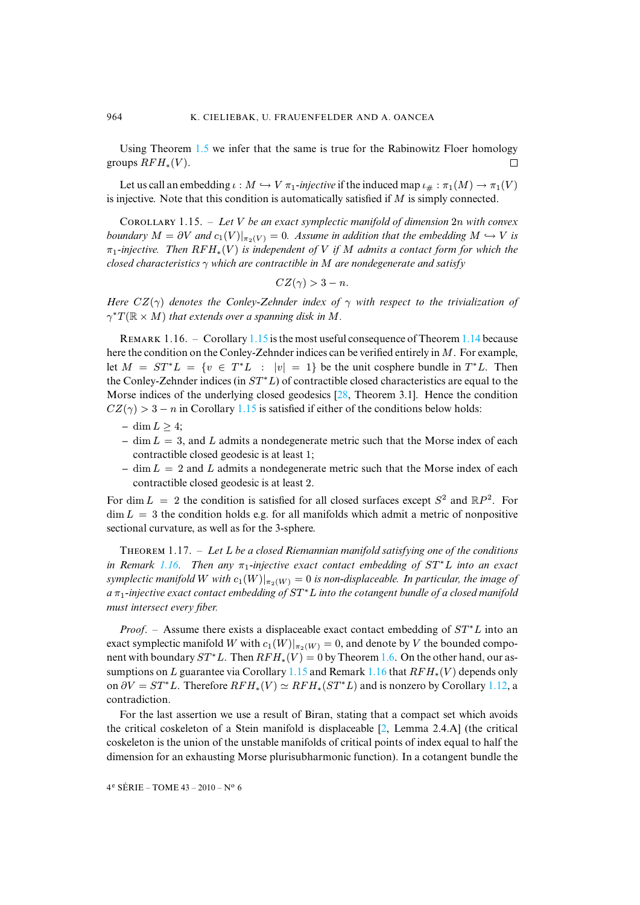Using Theorem 1.5 we infer that the same is true for the Rabinowitz Floer homology groups $RFH_*(V)$. □

Let us call an embedding $\iota : M \hookrightarrow V$ *$\pi_1$-injective* if the induced map $\iota_\# : \pi_1(M) \to \pi_1(V)$ is injective. Note that this condition is automatically satisfied if $M$ is simply connected.

Corollary 1.15. – *Let $V$ be an exact symplectic manifold of dimension $2n$ with convex boundary $M = \partial V$ and $c_1(V)|_{\pi_2(V)} = 0$. Assume in addition that the embedding $M \hookrightarrow V$ is $\pi_1$-injective. Then $RFH_*(V)$ is independent of $V$ if $M$ admits a contact form for which the closed characteristics $\gamma$ which are contractible in $M$ are nondegenerate and satisfy*

$$CZ(\gamma) > 3 - n.$$

*Here $CZ(\gamma)$ denotes the Conley-Zehnder index of $\gamma$ with respect to the trivialization of $\gamma^* T(\mathbb{R} \times M)$ that extends over a spanning disk in $M$.*

Remark 1.16. – Corollary 1.15 is the most useful consequence of Theorem 1.14 because here the condition on the Conley-Zehnder indices can be verified entirely in $M$. For example, let $M = ST^*L = \{v \in T^*L \ : \ |v| = 1\}$ be the unit cosphere bundle in $T^*L$. Then the Conley-Zehnder indices (in $ST^*L$) of contractible closed characteristics are equal to the Morse indices of the underlying closed geodesics [28, Theorem 3.1]. Hence the condition $CZ(\gamma) > 3 - n$ in Corollary 1.15 is satisfied if either of the conditions below holds:

- $\dim L \geq 4$;
- $\dim L = 3$, and $L$ admits a nondegenerate metric such that the Morse index of each contractible closed geodesic is at least 1;
- $\dim L = 2$ and $L$ admits a nondegenerate metric such that the Morse index of each contractible closed geodesic is at least 2.

For $\dim L = 2$ the condition is satisfied for all closed surfaces except $S^2$ and $\mathbb{R}P^2$. For $\dim L = 3$ the condition holds e.g. for all manifolds which admit a metric of nonpositive sectional curvature, as well as for the 3-sphere.

Theorem 1.17. – *Let $L$ be a closed Riemannian manifold satisfying one of the conditions in Remark 1.16. Then any $\pi_1$-injective exact contact embedding of $ST^*L$ into an exact symplectic manifold $W$ with $c_1(W)|_{\pi_2(W)} = 0$ is non-displaceable. In particular, the image of a $\pi_1$-injective exact contact embedding of $ST^*L$ into the cotangent bundle of a closed manifold must intersect every fiber.*

*Proof*. – Assume there exists a displaceable exact contact embedding of $ST^*L$ into an exact symplectic manifold $W$ with $c_1(W)|_{\pi_2(W)} = 0$, and denote by $V$ the bounded component with boundary $ST^*L$. Then $RFH_*(V) = 0$ by Theorem 1.6. On the other hand, our assumptions on $L$ guarantee via Corollary 1.15 and Remark 1.16 that $RFH_*(V)$ depends only on $\partial V = ST^*L$. Therefore $RFH_*(V) \simeq RFH_*(ST^*L)$ and is nonzero by Corollary 1.12, a contradiction.

For the last assertion we use a result of Biran, stating that a compact set which avoids the critical coskeleton of a Stein manifold is displaceable [2, Lemma 2.4.A] (the critical coskeleton is the union of the unstable manifolds of critical points of index equal to half the dimension for an exhausting Morse plurisubharmonic function). In a cotangent bundle the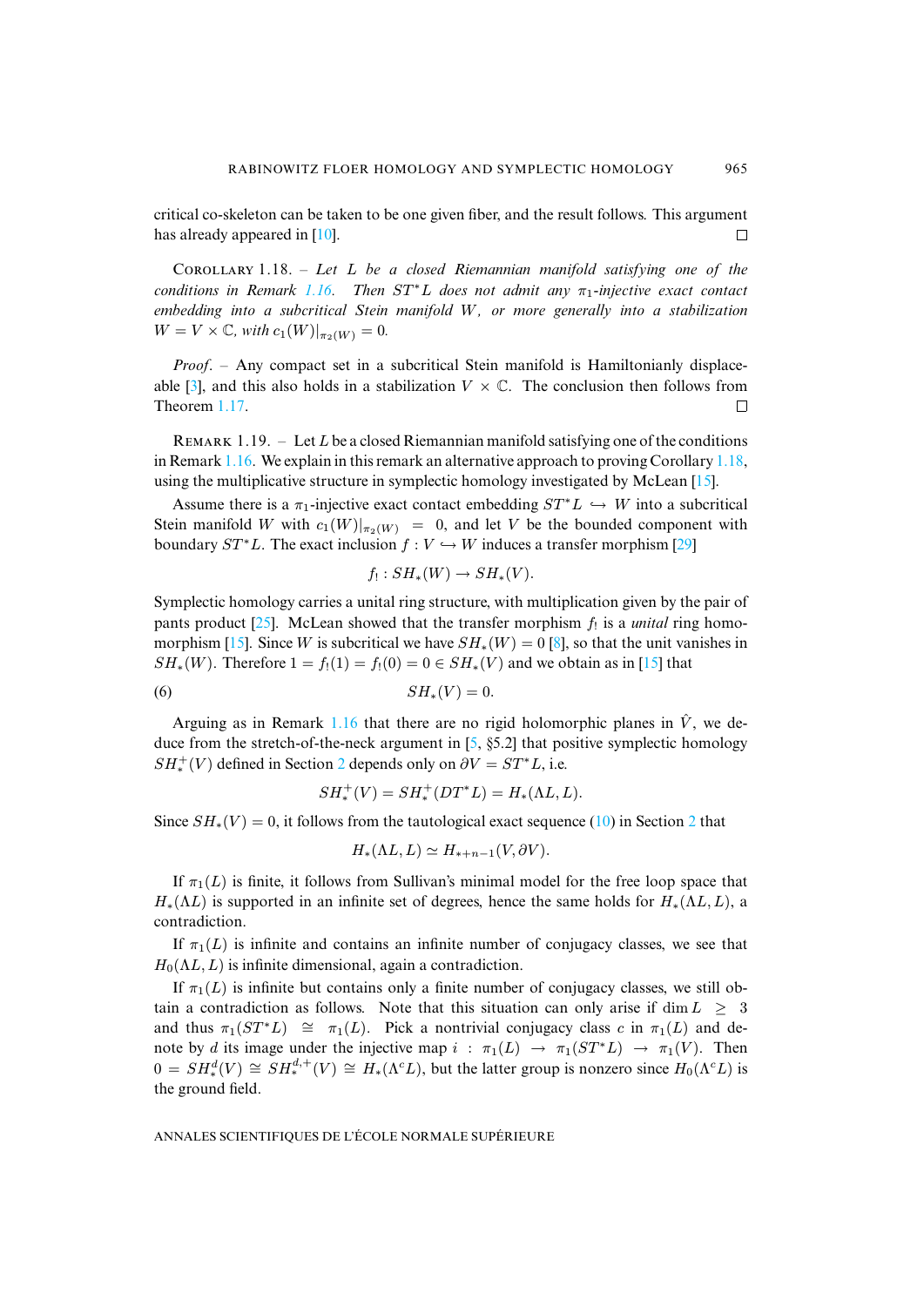critical co-skeleton can be taken to be one given fiber, and the result follows. This argument has already appeared in [10]. ☐

Corollary 1.18. – *Let $L$ be a closed Riemannian manifold satisfying one of the conditions in Remark 1.16. Then $ST^*L$ does not admit any $\pi_1$-injective exact contact embedding into a subcritical Stein manifold $W$, or more generally into a stabilization $W = V \times \mathbb{C}$, with $c_1(W)|_{\pi_2(W)} = 0$.*

*Proof.* – Any compact set in a subcritical Stein manifold is Hamiltonianly displaceable [3], and this also holds in a stabilization $V \times \mathbb{C}$. The conclusion then follows from Theorem 1.17. ☐

Remark 1.19. – Let $L$ be a closed Riemannian manifold satisfying one of the conditions in Remark 1.16. We explain in this remark an alternative approach to proving Corollary 1.18, using the multiplicative structure in symplectic homology investigated by McLean [15].

Assume there is a $\pi_1$-injective exact contact embedding $ST^*L \hookrightarrow W$ into a subcritical Stein manifold $W$ with $c_1(W)|_{\pi_2(W)} = 0$, and let $V$ be the bounded component with boundary $ST^*L$. The exact inclusion $f : V \hookrightarrow W$ induces a transfer morphism [29]

$$f_! : SH_*(W) \to SH_*(V).$$

Symplectic homology carries a unital ring structure, with multiplication given by the pair of pants product [25]. McLean showed that the transfer morphism $f_!$ is a *unital* ring homomorphism [15]. Since $W$ is subcritical we have $SH_*(W) = 0$ [8], so that the unit vanishes in $SH_*(W)$. Therefore $1 = f_!(1) = f_!(0) = 0 \in SH_*(V)$ and we obtain as in [15] that

$$SH_*(V) = 0. \tag{6}$$

Arguing as in Remark 1.16 that there are no rigid holomorphic planes in $\hat{V}$, we deduce from the stretch-of-the-neck argument in [5, §5.2] that positive symplectic homology $SH_*^+(V)$ defined in Section 2 depends only on $\partial V = ST^*L$, i.e.

$$SH_*^+(V) = SH_*^+(DT^*L) = H_*(\Lambda L, L).$$

Since $SH_*(V) = 0$, it follows from the tautological exact sequence (10) in Section 2 that

$$H_*(\Lambda L, L) \simeq H_{*+n-1}(V, \partial V).$$

If $\pi_1(L)$ is finite, it follows from Sullivan's minimal model for the free loop space that $H_*(\Lambda L)$ is supported in an infinite set of degrees, hence the same holds for $H_*(\Lambda L, L)$, a contradiction.

If $\pi_1(L)$ is infinite and contains an infinite number of conjugacy classes, we see that $H_0(\Lambda L, L)$ is infinite dimensional, again a contradiction.

If $\pi_1(L)$ is infinite but contains only a finite number of conjugacy classes, we still obtain a contradiction as follows. Note that this situation can only arise if $\dim L \geq 3$ and thus $\pi_1(ST^*L) \cong \pi_1(L)$. Pick a nontrivial conjugacy class $c$ in $\pi_1(L)$ and denote by $d$ its image under the injective map $i : \pi_1(L) \to \pi_1(ST^*L) \to \pi_1(V)$. Then $0 = SH_*^d(V) \cong SH_*^{d,+}(V) \cong H_*(\Lambda^c L)$, but the latter group is nonzero since $H_0(\Lambda^c L)$ is the ground field.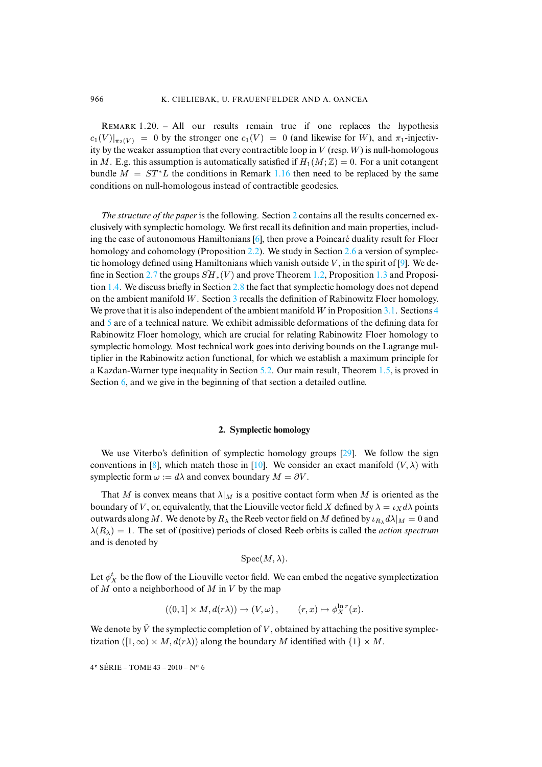REMARK 1.20. – All our results remain true if one replaces the hypothesis $c_1(V)|_{\pi_2(V)} = 0$ by the stronger one $c_1(V) = 0$ (and likewise for $W$), and $\pi_1$-injectivity by the weaker assumption that every contractible loop in $V$ (resp. $W$) is null-homologous in $M$. E.g. this assumption is automatically satisfied if $H_1(M;\mathbb{Z}) = 0$. For a unit cotangent bundle $M = ST^*L$ the conditions in Remark 1.16 then need to be replaced by the same conditions on null-homologous instead of contractible geodesics.

*The structure of the paper* is the following. Section 2 contains all the results concerned exclusively with symplectic homology. We first recall its definition and main properties, including the case of autonomous Hamiltonians [6], then prove a Poincaré duality result for Floer homology and cohomology (Proposition 2.2). We study in Section 2.6 a version of symplectic homology defined using Hamiltonians which vanish outside $V$, in the spirit of [9]. We define in Section 2.7 the groups $\check{SH}_*(V)$ and prove Theorem 1.2, Proposition 1.3 and Proposition 1.4. We discuss briefly in Section 2.8 the fact that symplectic homology does not depend on the ambient manifold $W$. Section 3 recalls the definition of Rabinowitz Floer homology. We prove that it is also independent of the ambient manifold $W$ in Proposition 3.1. Sections 4 and 5 are of a technical nature. We exhibit admissible deformations of the defining data for Rabinowitz Floer homology, which are crucial for relating Rabinowitz Floer homology to symplectic homology. Most technical work goes into deriving bounds on the Lagrange multiplier in the Rabinowitz action functional, for which we establish a maximum principle for a Kazdan-Warner type inequality in Section 5.2. Our main result, Theorem 1.5, is proved in Section 6, and we give in the beginning of that section a detailed outline.

## 2. Symplectic homology

We use Viterbo's definition of symplectic homology groups [29]. We follow the sign conventions in [8], which match those in [10]. We consider an exact manifold $(V, \lambda)$ with symplectic form $\omega := d\lambda$ and convex boundary $M = \partial V$.

That $M$ is convex means that $\lambda|_M$ is a positive contact form when $M$ is oriented as the boundary of $V$, or, equivalently, that the Liouville vector field $X$ defined by $\lambda = \iota_X d\lambda$ points outwards along $M$. We denote by $R_\lambda$ the Reeb vector field on $M$ defined by $\iota_{R_\lambda} d\lambda|_M = 0$ and $\lambda(R_\lambda) = 1$. The set of (positive) periods of closed Reeb orbits is called the *action spectrum* and is denoted by

$$\mathrm{Spec}(M, \lambda).$$

Let $\phi_X^t$ be the flow of the Liouville vector field. We can embed the negative symplectization of $M$ onto a neighborhood of $M$ in $V$ by the map

$$((0,1] \times M, d(r\lambda)) \to (V, \omega), \qquad (r, x) \mapsto \phi_X^{\ln r}(x).$$

We denote by $\hat{V}$ the symplectic completion of $V$, obtained by attaching the positive symplectization $([1,\infty) \times M, d(r\lambda))$ along the boundary $M$ identified with $\{1\} \times M$.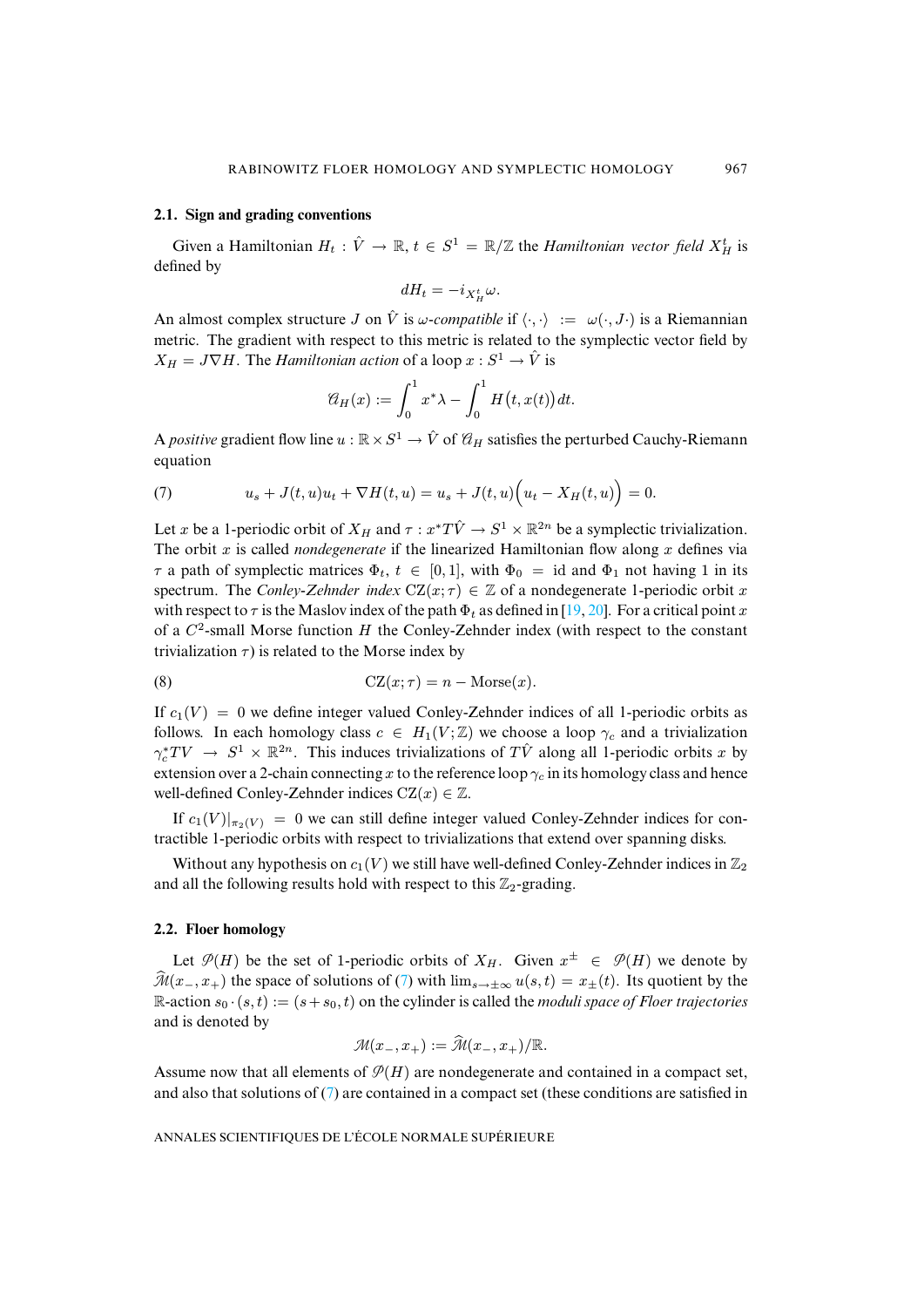### 2.1. Sign and grading conventions

Given a Hamiltonian $H_t : \hat{V} \to \mathbb{R}$, $t \in S^1 = \mathbb{R}/\mathbb{Z}$ the *Hamiltonian vector field* $X_H^t$ is defined by

$$dH_t = -i_{X_H^t}\omega.$$

An almost complex structure $J$ on $\hat{V}$ is $\omega$-*compatible* if $\langle\cdot,\cdot\rangle := \omega(\cdot, J\cdot)$ is a Riemannian metric. The gradient with respect to this metric is related to the symplectic vector field by $X_H = J\nabla H$. The *Hamiltonian action* of a loop $x : S^1 \to \hat{V}$ is

$$\mathcal{A}_H(x) := \int_0^1 x^*\lambda - \int_0^1 H\big(t, x(t)\big)\,dt.$$

A *positive* gradient flow line $u : \mathbb{R} \times S^1 \to \hat{V}$ of $\mathcal{A}_H$ satisfies the perturbed Cauchy-Riemann equation

$$u_s + J(t,u)u_t + \nabla H(t,u) = u_s + J(t,u)\Big(u_t - X_H(t,u)\Big) = 0. \tag{7}$$

Let $x$ be a 1-periodic orbit of $X_H$ and $\tau : x^*T\hat{V} \to S^1 \times \mathbb{R}^{2n}$ be a symplectic trivialization. The orbit $x$ is called *nondegenerate* if the linearized Hamiltonian flow along $x$ defines via $\tau$ a path of symplectic matrices $\Phi_t$, $t \in [0,1]$, with $\Phi_0 = \mathrm{id}$ and $\Phi_1$ not having 1 in its spectrum. The *Conley-Zehnder index* $\mathrm{CZ}(x;\tau) \in \mathbb{Z}$ of a nondegenerate 1-periodic orbit $x$ with respect to $\tau$ is the Maslov index of the path $\Phi_t$ as defined in [19, 20]. For a critical point $x$ of a $C^2$-small Morse function $H$ the Conley-Zehnder index (with respect to the constant trivialization $\tau$) is related to the Morse index by

$$\mathrm{CZ}(x;\tau) = n - \mathrm{Morse}(x). \tag{8}$$

If $c_1(V) = 0$ we define integer valued Conley-Zehnder indices of all 1-periodic orbits as follows. In each homology class $c \in H_1(V;\mathbb{Z})$ we choose a loop $\gamma_c$ and a trivialization $\gamma_c^*TV \to S^1 \times \mathbb{R}^{2n}$. This induces trivializations of $T\hat{V}$ along all 1-periodic orbits $x$ by extension over a 2-chain connecting $x$ to the reference loop $\gamma_c$ in its homology class and hence well-defined Conley-Zehnder indices $\mathrm{CZ}(x) \in \mathbb{Z}$.

If $c_1(V)|_{\pi_2(V)} = 0$ we can still define integer valued Conley-Zehnder indices for contractible 1-periodic orbits with respect to trivializations that extend over spanning disks.

Without any hypothesis on $c_1(V)$ we still have well-defined Conley-Zehnder indices in $\mathbb{Z}_2$ and all the following results hold with respect to this $\mathbb{Z}_2$-grading.

### 2.2. Floer homology

Let $\mathcal{P}(H)$ be the set of 1-periodic orbits of $X_H$. Given $x^\pm \in \mathcal{P}(H)$ we denote by $\widehat{\mathcal{M}}(x_-, x_+)$ the space of solutions of (7) with $\lim_{s\to\pm\infty} u(s,t) = x_\pm(t)$. Its quotient by the $\mathbb{R}$-action $s_0 \cdot (s,t) := (s + s_0, t)$ on the cylinder is called the *moduli space of Floer trajectories* and is denoted by

$$\mathcal{M}(x_-, x_+) := \widehat{\mathcal{M}}(x_-, x_+)/\mathbb{R}.$$

Assume now that all elements of $\mathcal{P}(H)$ are nondegenerate and contained in a compact set, and also that solutions of (7) are contained in a compact set (these conditions are satisfied in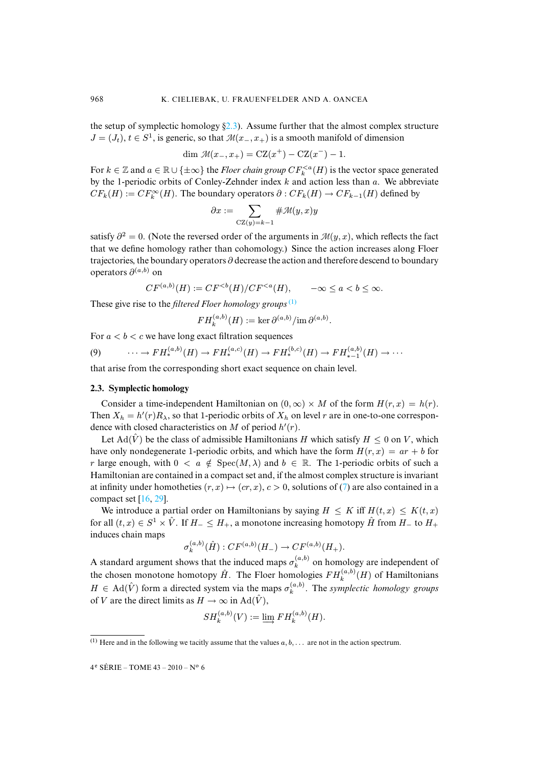the setup of symplectic homology §2.3). Assume further that the almost complex structure $J = (J_t)$, $t \in S^1$, is generic, so that $\mathcal{M}(x_-, x_+)$ is a smooth manifold of dimension

$$\dim \mathcal{M}(x_-, x_+) = \mathrm{CZ}(x^+) - \mathrm{CZ}(x^-) - 1.$$

For $k \in \mathbb{Z}$ and $a \in \mathbb{R} \cup \{\pm\infty\}$ the *Floer chain group* $CF_k^{<a}(H)$ is the vector space generated by the 1-periodic orbits of Conley-Zehnder index $k$ and action less than $a$. We abbreviate $CF_k(H) := CF_k^{\infty}(H)$. The boundary operators $\partial : CF_k(H) \to CF_{k-1}(H)$ defined by

$$\partial x := \sum_{\mathrm{CZ}(y)=k-1} \#\mathcal{M}(y,x)y$$

satisfy $\partial^2 = 0$. (Note the reversed order of the arguments in $\mathcal{M}(y,x)$, which reflects the fact that we define homology rather than cohomology.) Since the action increases along Floer trajectories, the boundary operators $\partial$ decrease the action and therefore descend to boundary operators $\partial^{(a,b)}$ on

$$CF^{(a,b)}(H) := CF^{<b}(H)/CF^{<a}(H), \qquad -\infty \leq a < b \leq \infty.$$

These give rise to the *filtered Floer homology groups* [(1)]

$$FH_k^{(a,b)}(H) := \ker \partial^{(a,b)} / \operatorname{im} \partial^{(a,b)}.$$

For $a < b < c$ we have long exact filtration sequences

$$\cdots \to FH_*^{(a,b)}(H) \to FH_*^{(a,c)}(H) \to FH_*^{(b,c)}(H) \to FH_{*-1}^{(a,b)}(H) \to \cdots \tag{9}$$

that arise from the corresponding short exact sequence on chain level.

### 2.3. Symplectic homology

Consider a time-independent Hamiltonian on $(0,\infty) \times M$ of the form $H(r,x) = h(r)$. Then $X_h = h'(r)R_\lambda$, so that 1-periodic orbits of $X_h$ on level $r$ are in one-to-one correspondence with closed characteristics on $M$ of period $h'(r)$.

Let $\mathrm{Ad}(\hat{V})$ be the class of admissible Hamiltonians $H$ which satisfy $H \leq 0$ on $V$, which have only nondegenerate 1-periodic orbits, and which have the form $H(r,x) = ar + b$ for $r$ large enough, with $0 < a \notin \mathrm{Spec}(M,\lambda)$ and $b \in \mathbb{R}$. The 1-periodic orbits of such a Hamiltonian are contained in a compact set and, if the almost complex structure is invariant at infinity under homotheties $(r,x) \mapsto (cr,x)$, $c > 0$, solutions of (7) are also contained in a compact set [16, 29].

We introduce a partial order on Hamiltonians by saying $H \leq K$ iff $H(t,x) \leq K(t,x)$ for all $(t,x) \in S^1 \times \hat{V}$. If $H_- \leq H_+$, a monotone increasing homotopy $\hat{H}$ from $H_-$ to $H_+$ induces chain maps

$$\sigma_k^{(a,b)}(\hat{H}) : CF^{(a,b)}(H_-) \to CF^{(a,b)}(H_+).$$

A standard argument shows that the induced maps $\sigma_k^{(a,b)}$ on homology are independent of the chosen monotone homotopy $\hat{H}$. The Floer homologies $FH_k^{(a,b)}(H)$ of Hamiltonians $H \in \mathrm{Ad}(\hat{V})$ form a directed system via the maps $\sigma_k^{(a,b)}$. The *symplectic homology groups* of $V$ are the direct limits as $H \to \infty$ in $\mathrm{Ad}(\hat{V})$,

$$SH_k^{(a,b)}(V) := \varinjlim FH_k^{(a,b)}(H).$$

---

(1) Here and in the following we tacitly assume that the values $a, b, \ldots$ are not in the action spectrum.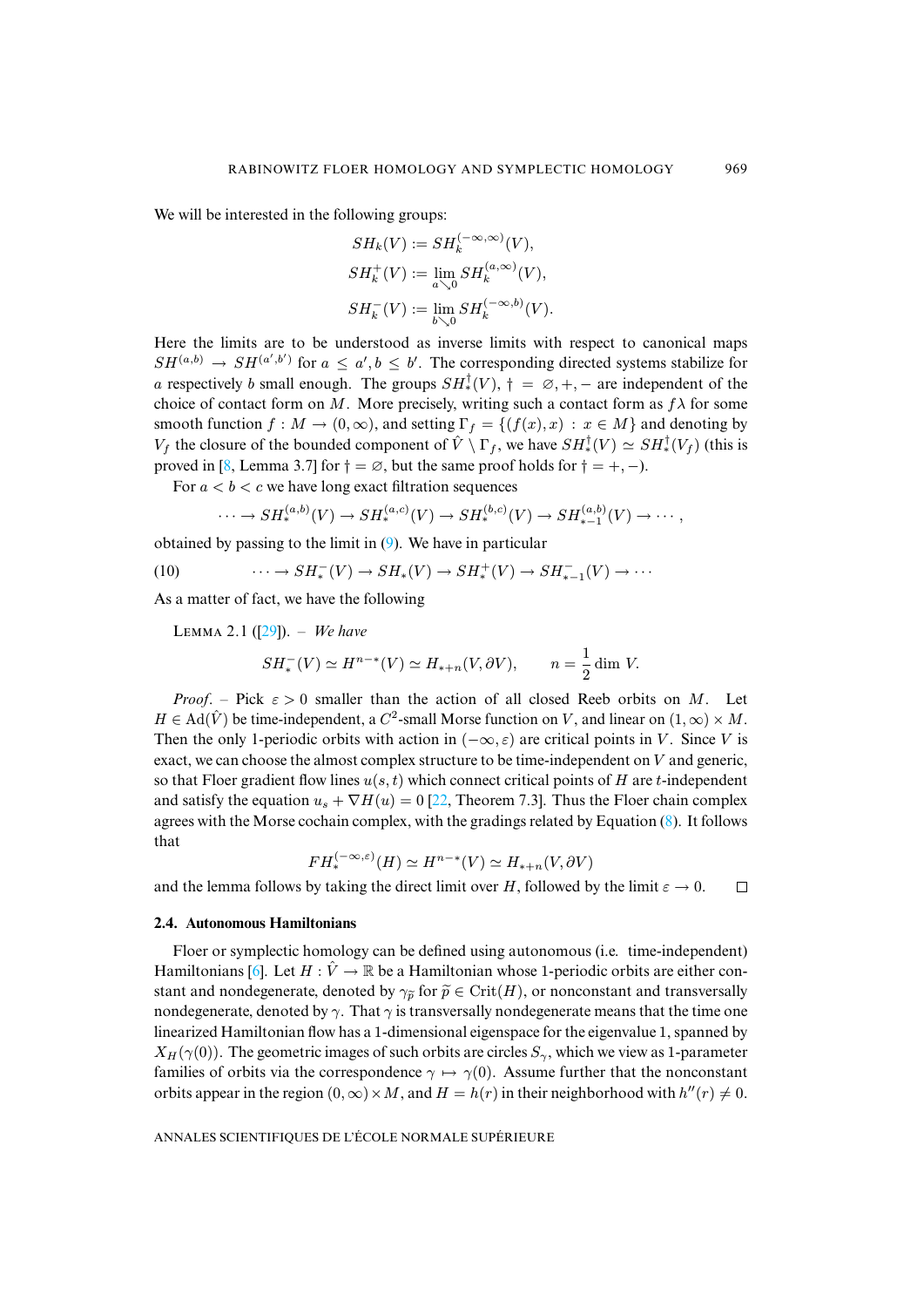We will be interested in the following groups:

$$
\begin{aligned}
SH_k(V) &:= SH_k^{(-\infty,\infty)}(V),\\
SH_k^+(V) &:= \lim_{a\searrow 0} SH_k^{(a,\infty)}(V),\\
SH_k^-(V) &:= \lim_{b\searrow 0} SH_k^{(-\infty,b)}(V).
\end{aligned}
$$

Here the limits are to be understood as inverse limits with respect to canonical maps $SH^{(a,b)} \to SH^{(a',b')}$ for $a \le a', b \le b'$. The corresponding directed systems stabilize for $a$ respectively $b$ small enough. The groups $SH_*^\dagger(V)$, $\dagger = \varnothing, +, -$ are independent of the choice of contact form on $M$. More precisely, writing such a contact form as $f\lambda$ for some smooth function $f : M \to (0,\infty)$, and setting $\Gamma_f = \{(f(x), x) : x \in M\}$ and denoting by $V_f$ the closure of the bounded component of $\hat V \setminus \Gamma_f$, we have $SH_*^\dagger(V) \simeq SH_*^\dagger(V_f)$ (this is proved in [8, Lemma 3.7] for $\dagger = \varnothing$, but the same proof holds for $\dagger = +, -$).

For $a < b < c$ we have long exact filtration sequences

$$
\cdots \to SH_*^{(a,b)}(V) \to SH_*^{(a,c)}(V) \to SH_*^{(b,c)}(V) \to SH_{*-1}^{(a,b)}(V) \to \cdots,
$$

obtained by passing to the limit in (9). We have in particular

$$
\cdots \to SH_*^-(V) \to SH_*(V) \to SH_*^+(V) \to SH_{*-1}^-(V) \to \cdots \tag{10}
$$

As a matter of fact, we have the following

Lemma 2.1 ([29]). – *We have*

$$
SH_*^-(V) \simeq H^{n-*}(V) \simeq H_{*+n}(V, \partial V), \qquad n = \frac{1}{2}\dim V.
$$

*Proof*. – Pick $\varepsilon > 0$ smaller than the action of all closed Reeb orbits on $M$. Let $H \in \mathrm{Ad}(\hat V)$ be time-independent, a $C^2$-small Morse function on $V$, and linear on $(1,\infty)\times M$. Then the only 1-periodic orbits with action in $(-\infty, \varepsilon)$ are critical points in $V$. Since $V$ is exact, we can choose the almost complex structure to be time-independent on $V$ and generic, so that Floer gradient flow lines $u(s,t)$ which connect critical points of $H$ are $t$-independent and satisfy the equation $u_s + \nabla H(u) = 0$ [22, Theorem 7.3]. Thus the Floer chain complex agrees with the Morse cochain complex, with the gradings related by Equation (8). It follows that

$$
FH_*^{(-\infty,\varepsilon)}(H) \simeq H^{n-*}(V) \simeq H_{*+n}(V, \partial V)
$$

and the lemma follows by taking the direct limit over $H$, followed by the limit $\varepsilon \to 0$. $\square$

### 2.4. Autonomous Hamiltonians

Floer or symplectic homology can be defined using autonomous (i.e. time-independent) Hamiltonians [6]. Let $H : \hat V \to \mathbb{R}$ be a Hamiltonian whose 1-periodic orbits are either constant and nondegenerate, denoted by $\gamma_{\widetilde p}$ for $\widetilde p \in \mathrm{Crit}(H)$, or nonconstant and transversally nondegenerate, denoted by $\gamma$. That $\gamma$ is transversally nondegenerate means that the time one linearized Hamiltonian flow has a 1-dimensional eigenspace for the eigenvalue 1, spanned by $X_H(\gamma(0))$. The geometric images of such orbits are circles $S_\gamma$, which we view as 1-parameter families of orbits via the correspondence $\gamma \mapsto \gamma(0)$. Assume further that the nonconstant orbits appear in the region $(0,\infty)\times M$, and $H = h(r)$ in their neighborhood with $h''(r) \neq 0$.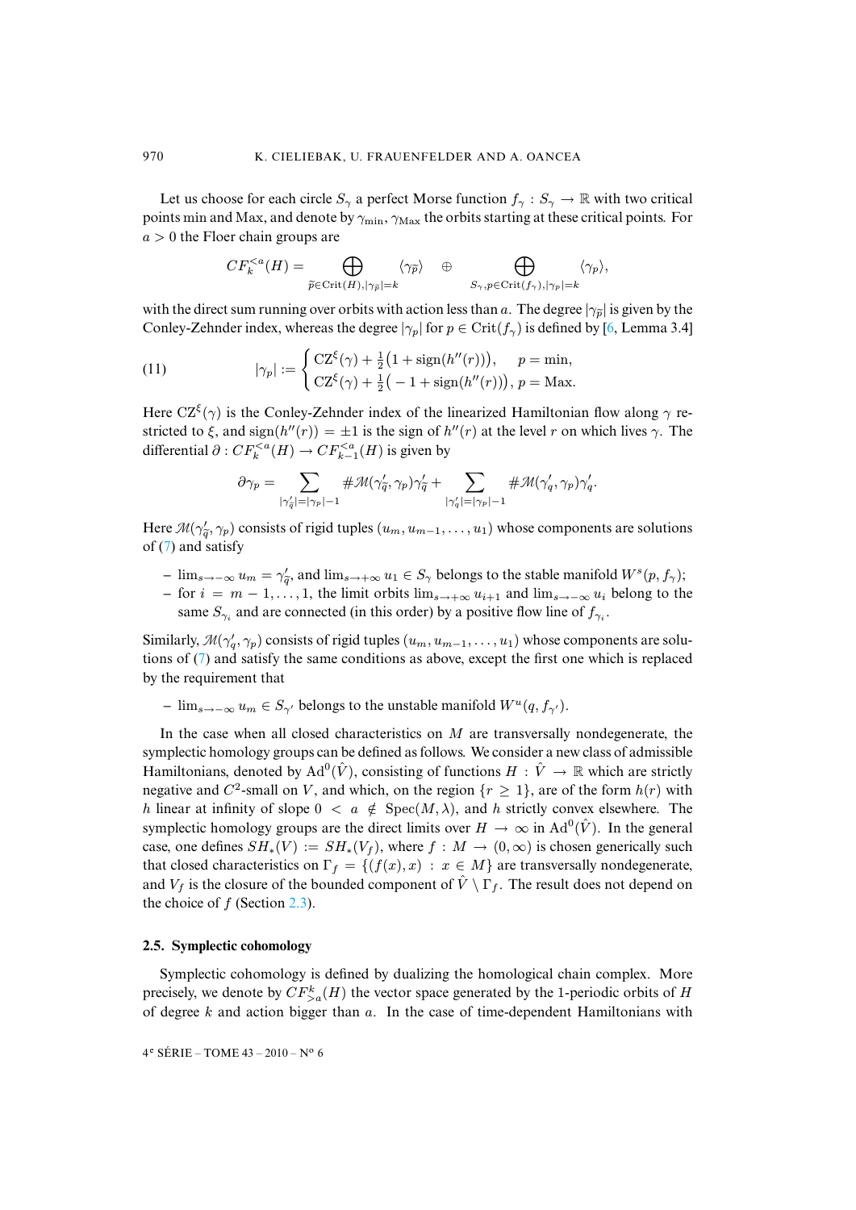Let us choose for each circle $S_\gamma$ a perfect Morse function $f_\gamma : S_\gamma \to \mathbb{R}$ with two critical points min and Max, and denote by $\gamma_{\min}, \gamma_{\mathrm{Max}}$ the orbits starting at these critical points. For $a > 0$ the Floer chain groups are

$$CF_k^{<a}(H) = \bigoplus_{\widetilde{p} \in \mathrm{Crit}(H), |\gamma_{\widetilde{p}}| = k} \langle \gamma_{\widetilde{p}} \rangle \quad \oplus \bigoplus_{S_\gamma, p \in \mathrm{Crit}(f_\gamma), |\gamma_p| = k} \langle \gamma_p \rangle,$$

with the direct sum running over orbits with action less than $a$. The degree $|\gamma_{\widetilde{p}}|$ is given by the Conley-Zehnder index, whereas the degree $|\gamma_p|$ for $p \in \mathrm{Crit}(f_\gamma)$ is defined by [6, Lemma 3.4]

$$|\gamma_p| := \begin{cases} \mathrm{CZ}^\xi(\gamma) + \frac{1}{2}\big(1 + \mathrm{sign}(h''(r))\big), & p = \min, \\ \mathrm{CZ}^\xi(\gamma) + \frac{1}{2}\big(-1 + \mathrm{sign}(h''(r))\big), & p = \mathrm{Max}. \end{cases} \tag{11}$$

Here $\mathrm{CZ}^\xi(\gamma)$ is the Conley-Zehnder index of the linearized Hamiltonian flow along $\gamma$ restricted to $\xi$, and $\mathrm{sign}(h''(r)) = \pm 1$ is the sign of $h''(r)$ at the level $r$ on which lives $\gamma$. The differential $\partial : CF_k^{<a}(H) \to CF_{k-1}^{<a}(H)$ is given by

$$\partial \gamma_p = \sum_{|\gamma'_{\widetilde{q}}| = |\gamma_p| - 1} \#\mathcal{M}(\gamma'_{\widetilde{q}}, \gamma_p)\gamma'_{\widetilde{q}} + \sum_{|\gamma'_q| = |\gamma_p| - 1} \#\mathcal{M}(\gamma'_q, \gamma_p)\gamma'_q.$$

Here $\mathcal{M}(\gamma'_{\widetilde{q}}, \gamma_p)$ consists of rigid tuples $(u_m, u_{m-1}, \ldots, u_1)$ whose components are solutions of (7) and satisfy

- $\lim_{s \to -\infty} u_m = \gamma'_{\widetilde{q}}$, and $\lim_{s \to +\infty} u_1 \in S_\gamma$ belongs to the stable manifold $W^s(p, f_\gamma)$;
- for $i = m-1, \ldots, 1$, the limit orbits $\lim_{s \to +\infty} u_{i+1}$ and $\lim_{s \to -\infty} u_i$ belong to the same $S_{\gamma_i}$ and are connected (in this order) by a positive flow line of $f_{\gamma_i}$.

Similarly, $\mathcal{M}(\gamma'_q, \gamma_p)$ consists of rigid tuples $(u_m, u_{m-1}, \ldots, u_1)$ whose components are solutions of (7) and satisfy the same conditions as above, except the first one which is replaced by the requirement that

- $\lim_{s \to -\infty} u_m \in S_{\gamma'}$ belongs to the unstable manifold $W^u(q, f_{\gamma'})$.

In the case when all closed characteristics on $M$ are transversally nondegenerate, the symplectic homology groups can be defined as follows. We consider a new class of admissible Hamiltonians, denoted by $\mathrm{Ad}^0(\hat{V})$, consisting of functions $H : \hat{V} \to \mathbb{R}$ which are strictly negative and $C^2$-small on $V$, and which, on the region $\{r \geq 1\}$, are of the form $h(r)$ with $h$ linear at infinity of slope $0 < a \notin \mathrm{Spec}(M, \lambda)$, and $h$ strictly convex elsewhere. The symplectic homology groups are the direct limits over $H \to \infty$ in $\mathrm{Ad}^0(\hat{V})$. In the general case, one defines $SH_*(V) := SH_*(V_f)$, where $f : M \to (0, \infty)$ is chosen generically such that closed characteristics on $\Gamma_f = \{(f(x), x) : x \in M\}$ are transversally nondegenerate, and $V_f$ is the closure of the bounded component of $\hat{V} \setminus \Gamma_f$. The result does not depend on the choice of $f$ (Section 2.3).

### 2.5. Symplectic cohomology

Symplectic cohomology is defined by dualizing the homological chain complex. More precisely, we denote by $CF^k_{>a}(H)$ the vector space generated by the 1-periodic orbits of $H$ of degree $k$ and action bigger than $a$. In the case of time-dependent Hamiltonians with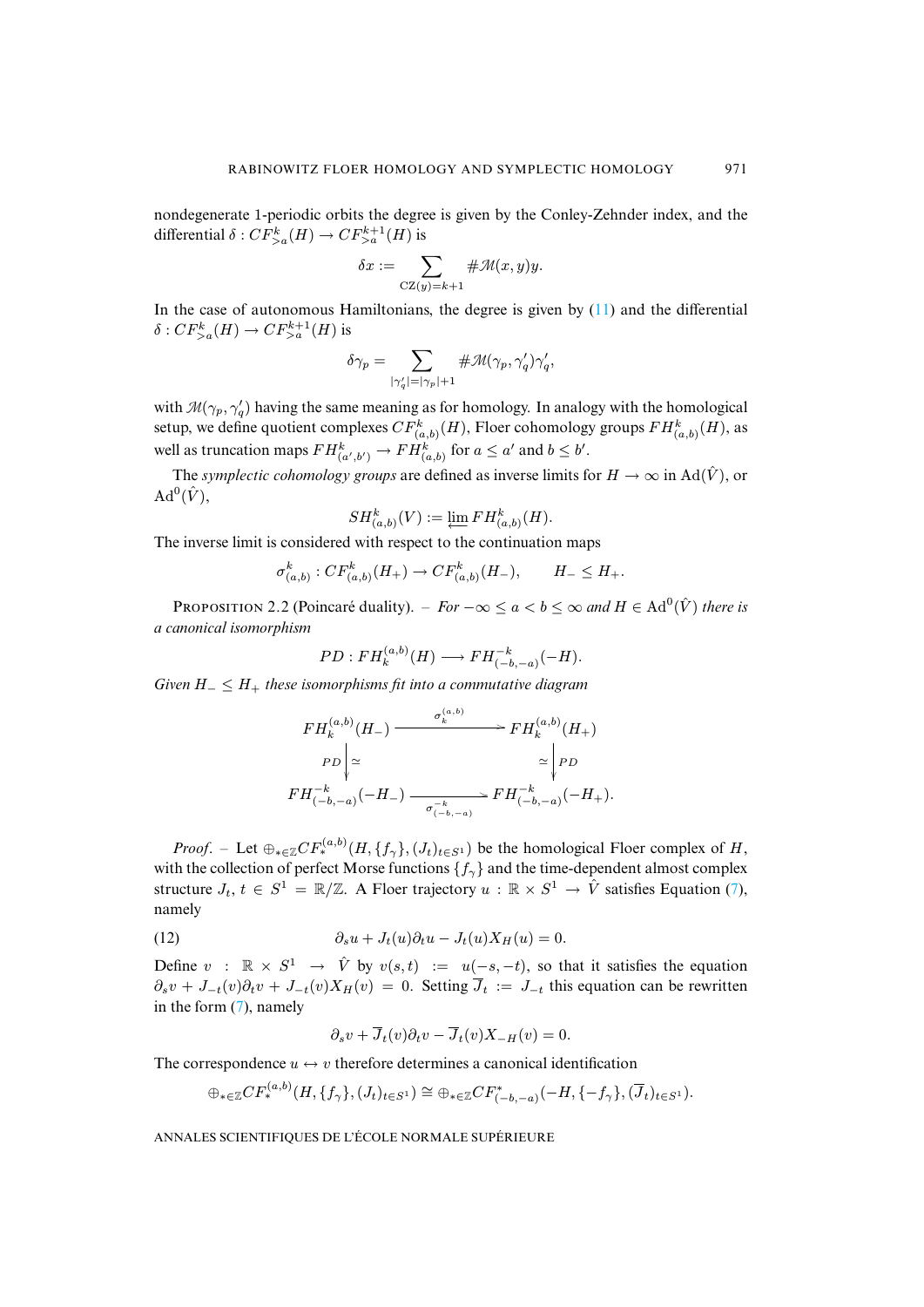nondegenerate 1-periodic orbits the degree is given by the Conley-Zehnder index, and the differential $\delta : CF^k_{>a}(H) \to CF^{k+1}_{>a}(H)$ is

$$\delta x := \sum_{\mathrm{CZ}(y)=k+1} \#\mathcal{M}(x,y) y.$$

In the case of autonomous Hamiltonians, the degree is given by (11) and the differential $\delta : CF^k_{>a}(H) \to CF^{k+1}_{>a}(H)$ is

$$\delta \gamma_p = \sum_{|\gamma'_q|=|\gamma_p|+1} \#\mathcal{M}(\gamma_p, \gamma'_q)\gamma'_q,$$

with $\mathcal{M}(\gamma_p, \gamma'_q)$ having the same meaning as for homology. In analogy with the homological setup, we define quotient complexes $CF^k_{(a,b)}(H)$, Floer cohomology groups $FH^k_{(a,b)}(H)$, as well as truncation maps $FH^k_{(a',b')} \to FH^k_{(a,b)}$ for $a \le a'$ and $b \le b'$.

The *symplectic cohomology groups* are defined as inverse limits for $H \to \infty$ in $\mathrm{Ad}(\hat{V})$, or $\mathrm{Ad}^0(\hat{V})$,

$$SH^k_{(a,b)}(V) := \varprojlim FH^k_{(a,b)}(H).$$

The inverse limit is considered with respect to the continuation maps

$$\sigma^k_{(a,b)} : CF^k_{(a,b)}(H_+) \to CF^k_{(a,b)}(H_-), \qquad H_- \le H_+.$$

PROPOSITION 2.2 (Poincaré duality). – *For $-\infty \le a < b \le \infty$ and $H \in \mathrm{Ad}^0(\hat{V})$ there is a canonical isomorphism*

$$PD : FH_k^{(a,b)}(H) \longrightarrow FH^{-k}_{(-b,-a)}(-H).$$

*Given $H_- \le H_+$ these isomorphisms fit into a commutative diagram*

$$\begin{array}{ccc}
FH_k^{(a,b)}(H_-) & \xrightarrow{\sigma_k^{(a,b)}} & FH_k^{(a,b)}(H_+) \\
{\scriptstyle PD}\downarrow \simeq & & \simeq \downarrow {\scriptstyle PD} \\
FH^{-k}_{(-b,-a)}(-H_-) & \xrightarrow[\sigma^{-k}_{(-b,-a)}]{} & FH^{-k}_{(-b,-a)}(-H_+).
\end{array}$$

*Proof*. – Let $\oplus_{*\in\mathbb{Z}} CF_*^{(a,b)}(H, \{f_\gamma\}, (J_t)_{t\in S^1})$ be the homological Floer complex of $H$, with the collection of perfect Morse functions $\{f_\gamma\}$ and the time-dependent almost complex structure $J_t$, $t \in S^1 = \mathbb{R}/\mathbb{Z}$. A Floer trajectory $u : \mathbb{R} \times S^1 \to \hat{V}$ satisfies Equation (7), namely

$$\partial_s u + J_t(u)\partial_t u - J_t(u)X_H(u) = 0. \tag{12}$$

Define $v : \mathbb{R} \times S^1 \to \hat{V}$ by $v(s,t) := u(-s,-t)$, so that it satisfies the equation $\partial_s v + J_{-t}(v)\partial_t v + J_{-t}(v)X_H(v) = 0$. Setting $\overline{J}_t := J_{-t}$ this equation can be rewritten in the form (7), namely

$$\partial_s v + \overline{J}_t(v)\partial_t v - \overline{J}_t(v)X_{-H}(v) = 0.$$

The correspondence $u \leftrightarrow v$ therefore determines a canonical identification

$$\oplus_{*\in\mathbb{Z}} CF_*^{(a,b)}(H, \{f_\gamma\}, (J_t)_{t\in S^1}) \cong \oplus_{*\in\mathbb{Z}} CF^*_{(-b,-a)}(-H, \{-f_\gamma\}, (\overline{J}_t)_{t\in S^1}).$$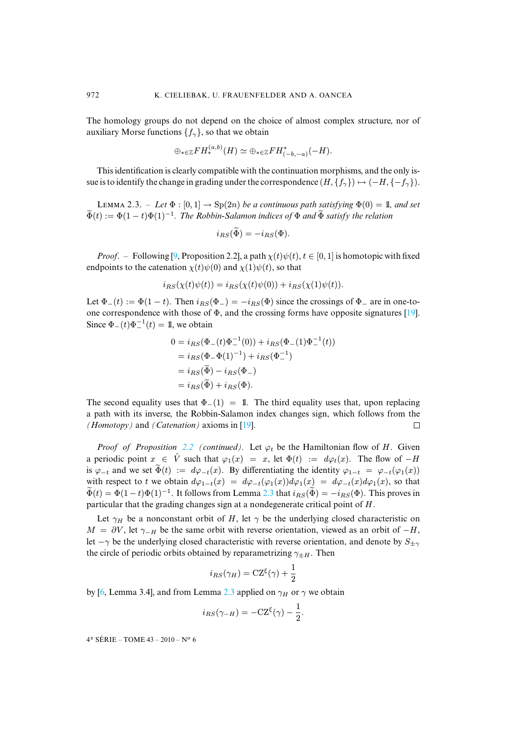The homology groups do not depend on the choice of almost complex structure, nor of auxiliary Morse functions $\{f_\gamma\}$, so that we obtain

$$\oplus_{*\in\mathbb{Z}} FH_*^{(a,b)}(H) \simeq \oplus_{*\in\mathbb{Z}} FH^*_{(-b,-a)}(-H).$$

This identification is clearly compatible with the continuation morphisms, and the only issue is to identify the change in grading under the correspondence $(H, \{f_\gamma\}) \mapsto (-H, \{-f_\gamma\})$.

Lemma 2.3. – *Let $\Phi : [0,1] \to \mathrm{Sp}(2n)$ be a continuous path satisfying $\Phi(0) = \mathbb{1}$, and set $\widetilde{\Phi}(t) := \Phi(1-t)\Phi(1)^{-1}$. The Robbin-Salamon indices of $\Phi$ and $\widetilde{\Phi}$ satisfy the relation*

$$i_{RS}(\widetilde{\Phi}) = -i_{RS}(\Phi).$$

*Proof*. – Following [9, Proposition 2.2], a path $\chi(t)\psi(t)$, $t \in [0,1]$ is homotopic with fixed endpoints to the catenation $\chi(t)\psi(0)$ and $\chi(1)\psi(t)$, so that

$$i_{RS}(\chi(t)\psi(t)) = i_{RS}(\chi(t)\psi(0)) + i_{RS}(\chi(1)\psi(t)).$$

Let $\Phi_-(t) := \Phi(1-t)$. Then $i_{RS}(\Phi_-) = -i_{RS}(\Phi)$ since the crossings of $\Phi_-$ are in one-to-one correspondence with those of $\Phi$, and the crossing forms have opposite signatures [19]. Since $\Phi_-(t)\Phi_-^{-1}(t) = \mathbb{1}$, we obtain

$$\begin{aligned}
0 &= i_{RS}(\Phi_-(t)\Phi_-^{-1}(0)) + i_{RS}(\Phi_-(1)\Phi_-^{-1}(t)) \\
&= i_{RS}(\Phi_-\Phi(1)^{-1}) + i_{RS}(\Phi_-^{-1}) \\
&= i_{RS}(\widetilde{\Phi}) - i_{RS}(\Phi_-) \\
&= i_{RS}(\widetilde{\Phi}) + i_{RS}(\Phi).
\end{aligned}$$

The second equality uses that $\Phi_-(1) = \mathbb{1}$. The third equality uses that, upon replacing a path with its inverse, the Robbin-Salamon index changes sign, which follows from the *(Homotopy)* and *(Catenation)* axioms in [19]. $\square$

*Proof of Proposition 2.2 (continued)*. Let $\varphi_t$ be the Hamiltonian flow of $H$. Given a periodic point $x \in \hat{V}$ such that $\varphi_1(x) = x$, let $\Phi(t) := d\varphi_t(x)$. The flow of $-H$ is $\varphi_{-t}$ and we set $\widetilde{\Phi}(t) := d\varphi_{-t}(x)$. By differentiating the identity $\varphi_{1-t} = \varphi_{-t}(\varphi_1(x))$ with respect to $t$ we obtain $d\varphi_{1-t}(x) = d\varphi_{-t}(\varphi_1(x))d\varphi_1(x) = d\varphi_{-t}(x)d\varphi_1(x)$, so that $\widetilde{\Phi}(t) = \Phi(1-t)\Phi(1)^{-1}$. It follows from Lemma 2.3 that $i_{RS}(\widetilde{\Phi}) = -i_{RS}(\Phi)$. This proves in particular that the grading changes sign at a nondegenerate critical point of $H$.

Let $\gamma_H$ be a nonconstant orbit of $H$, let $\gamma$ be the underlying closed characteristic on $M = \partial V$, let $\gamma_{-H}$ be the same orbit with reverse orientation, viewed as an orbit of $-H$, let $-\gamma$ be the underlying closed characteristic with reverse orientation, and denote by $S_{\pm\gamma}$ the circle of periodic orbits obtained by reparametrizing $\gamma_{\pm H}$. Then

$$i_{RS}(\gamma_H) = \mathrm{CZ}^\xi(\gamma) + \frac{1}{2}$$

by [6, Lemma 3.4], and from Lemma 2.3 applied on $\gamma_H$ or $\gamma$ we obtain

$$i_{RS}(\gamma_{-H}) = -\mathrm{CZ}^\xi(\gamma) - \frac{1}{2}.$$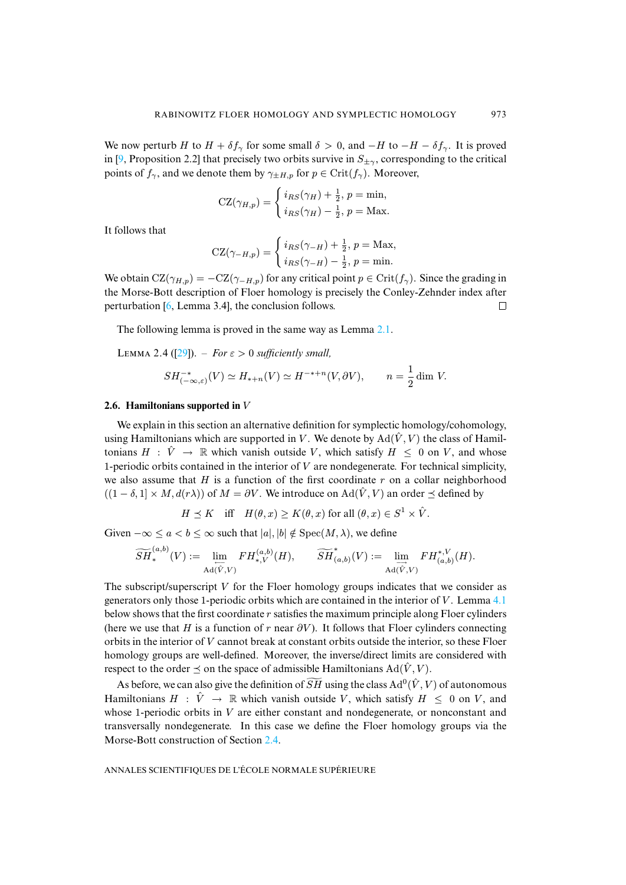We now perturb $H$ to $H + \delta f_\gamma$ for some small $\delta > 0$, and $-H$ to $-H - \delta f_\gamma$. It is proved in [9, Proposition 2.2] that precisely two orbits survive in $S_{\pm\gamma}$, corresponding to the critical points of $f_\gamma$, and we denote them by $\gamma_{\pm H,p}$ for $p \in \mathrm{Crit}(f_\gamma)$. Moreover,

$$\mathrm{CZ}(\gamma_{H,p}) = \begin{cases} i_{RS}(\gamma_H) + \frac{1}{2}, & p = \min, \\ i_{RS}(\gamma_H) - \frac{1}{2}, & p = \mathrm{Max}. \end{cases}$$

It follows that

$$\mathrm{CZ}(\gamma_{-H,p}) = \begin{cases} i_{RS}(\gamma_{-H}) + \frac{1}{2}, & p = \mathrm{Max}, \\ i_{RS}(\gamma_{-H}) - \frac{1}{2}, & p = \min. \end{cases}$$

We obtain $\mathrm{CZ}(\gamma_{H,p}) = -\mathrm{CZ}(\gamma_{-H,p})$ for any critical point $p \in \mathrm{Crit}(f_\gamma)$. Since the grading in the Morse-Bott description of Floer homology is precisely the Conley-Zehnder index after perturbation [6, Lemma 3.4], the conclusion follows. □

The following lemma is proved in the same way as Lemma 2.1.

Lemma 2.4 ([29]). – *For $\varepsilon > 0$ sufficiently small,*

$$SH^{-*}_{(-\infty,\varepsilon)}(V) \simeq H_{*+n}(V) \simeq H^{-*+n}(V, \partial V), \qquad n = \frac{1}{2}\dim V.$$

### 2.6. Hamiltonians supported in $V$

We explain in this section an alternative definition for symplectic homology/cohomology, using Hamiltonians which are supported in $V$. We denote by $\mathrm{Ad}(\hat{V}, V)$ the class of Hamiltonians $H : \hat{V} \to \mathbb{R}$ which vanish outside $V$, which satisfy $H \leq 0$ on $V$, and whose 1-periodic orbits contained in the interior of $V$ are nondegenerate. For technical simplicity, we also assume that $H$ is a function of the first coordinate $r$ on a collar neighborhood $((1-\delta, 1] \times M, d(r\lambda))$ of $M = \partial V$. We introduce on $\mathrm{Ad}(\hat{V}, V)$ an order $\preceq$ defined by

$$H \preceq K \quad \text{iff} \quad H(\theta, x) \geq K(\theta, x) \text{ for all } (\theta, x) \in S^1 \times \hat{V}.$$

Given $-\infty \leq a < b \leq \infty$ such that $|a|, |b| \notin \mathrm{Spec}(M, \lambda)$, we define

$$\widetilde{SH}^{(a,b)}_*(V) := \varprojlim_{\mathrm{Ad}(\hat{V},V)} FH^{(a,b)}_{*,V}(H), \qquad \widetilde{SH}^*_{(a,b)}(V) := \varinjlim_{\mathrm{Ad}(\hat{V},V)} FH^{*,V}_{(a,b)}(H).$$

The subscript/superscript $V$ for the Floer homology groups indicates that we consider as generators only those 1-periodic orbits which are contained in the interior of $V$. Lemma 4.1 below shows that the first coordinate $r$ satisfies the maximum principle along Floer cylinders (here we use that $H$ is a function of $r$ near $\partial V$). It follows that Floer cylinders connecting orbits in the interior of $V$ cannot break at constant orbits outside the interior, so these Floer homology groups are well-defined. Moreover, the inverse/direct limits are considered with respect to the order $\preceq$ on the space of admissible Hamiltonians $\mathrm{Ad}(\hat{V}, V)$.

As before, we can also give the definition of $\widetilde{SH}$ using the class $\mathrm{Ad}^0(\hat{V}, V)$ of autonomous Hamiltonians $H : \hat{V} \to \mathbb{R}$ which vanish outside $V$, which satisfy $H \leq 0$ on $V$, and whose 1-periodic orbits in $V$ are either constant and nondegenerate, or nonconstant and transversally nondegenerate. In this case we define the Floer homology groups via the Morse-Bott construction of Section 2.4.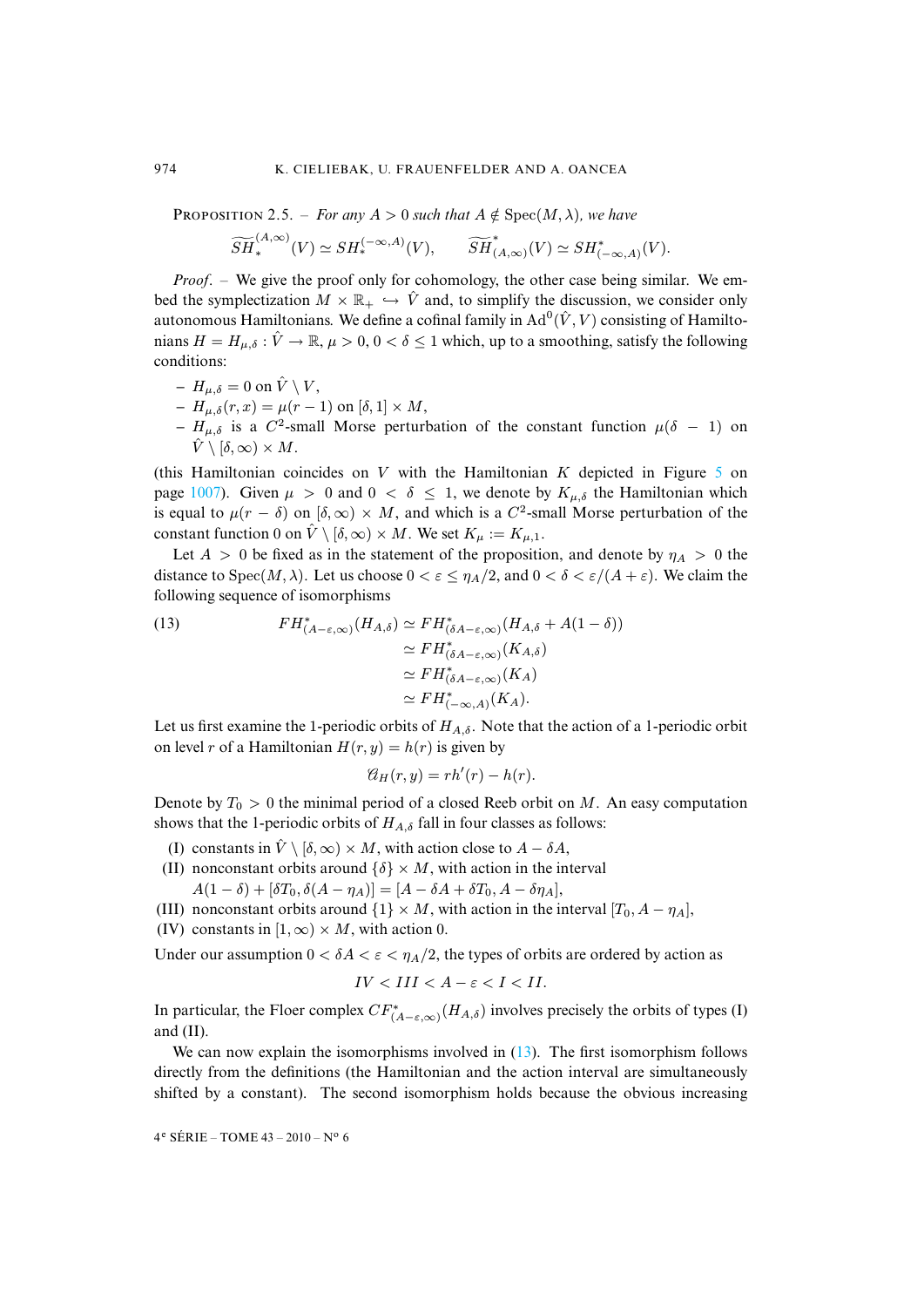PROPOSITION 2.5. – *For any $A > 0$ such that $A \notin \operatorname{Spec}(M, \lambda)$, we have*

$$\widetilde{SH}_*^{(A,\infty)}(V) \simeq SH_*^{(-\infty,A)}(V), \qquad \widetilde{SH}^*_{(A,\infty)}(V) \simeq SH^*_{(-\infty,A)}(V).$$

*Proof*. – We give the proof only for cohomology, the other case being similar. We embed the symplectization $M \times \mathbb{R}_+ \hookrightarrow \hat{V}$ and, to simplify the discussion, we consider only autonomous Hamiltonians. We define a cofinal family in $\operatorname{Ad}^0(\hat{V}, V)$ consisting of Hamiltonians $H = H_{\mu,\delta} : \hat{V} \to \mathbb{R}$, $\mu > 0$, $0 < \delta \leq 1$ which, up to a smoothing, satisfy the following conditions:

- $H_{\mu,\delta} = 0$ on $\hat{V} \setminus V$,
- $H_{\mu,\delta}(r, x) = \mu(r - 1)$ on $[\delta, 1] \times M$,
- $H_{\mu,\delta}$ is a $C^2$-small Morse perturbation of the constant function $\mu(\delta - 1)$ on $\hat{V} \setminus [\delta, \infty) \times M$.

(this Hamiltonian coincides on $V$ with the Hamiltonian $K$ depicted in Figure 5 on page 1007). Given $\mu > 0$ and $0 < \delta \leq 1$, we denote by $K_{\mu,\delta}$ the Hamiltonian which is equal to $\mu(r - \delta)$ on $[\delta, \infty) \times M$, and which is a $C^2$-small Morse perturbation of the constant function 0 on $\hat{V} \setminus [\delta, \infty) \times M$. We set $K_\mu := K_{\mu,1}$.

Let $A > 0$ be fixed as in the statement of the proposition, and denote by $\eta_A > 0$ the distance to $\operatorname{Spec}(M, \lambda)$. Let us choose $0 < \varepsilon \leq \eta_A/2$, and $0 < \delta < \varepsilon/(A + \varepsilon)$. We claim the following sequence of isomorphisms

$$\begin{aligned}
FH^*_{(A-\varepsilon,\infty)}(H_{A,\delta}) &\simeq FH^*_{(\delta A-\varepsilon,\infty)}(H_{A,\delta} + A(1 - \delta)) \\
&\simeq FH^*_{(\delta A-\varepsilon,\infty)}(K_{A,\delta}) \\
&\simeq FH^*_{(\delta A-\varepsilon,\infty)}(K_A) \\
&\simeq FH^*_{(-\infty,A)}(K_A).
\end{aligned} \tag{13}$$

Let us first examine the 1-periodic orbits of $H_{A,\delta}$. Note that the action of a 1-periodic orbit on level $r$ of a Hamiltonian $H(r, y) = h(r)$ is given by

$$\mathcal{A}_H(r, y) = rh'(r) - h(r).$$

Denote by $T_0 > 0$ the minimal period of a closed Reeb orbit on $M$. An easy computation shows that the 1-periodic orbits of $H_{A,\delta}$ fall in four classes as follows:

(I) constants in $\hat{V} \setminus [\delta, \infty) \times M$, with action close to $A - \delta A$,

(II) nonconstant orbits around $\{\delta\} \times M$, with action in the interval $A(1 - \delta) + [\delta T_0, \delta(A - \eta_A)] = [A - \delta A + \delta T_0, A - \delta\eta_A]$,

(III) nonconstant orbits around $\{1\} \times M$, with action in the interval $[T_0, A - \eta_A]$,

(IV) constants in $[1, \infty) \times M$, with action 0.

Under our assumption $0 < \delta A < \varepsilon < \eta_A/2$, the types of orbits are ordered by action as

$$IV < III < A - \varepsilon < I < II.$$

In particular, the Floer complex $CF^*_{(A-\varepsilon,\infty)}(H_{A,\delta})$ involves precisely the orbits of types (I) and (II).

We can now explain the isomorphisms involved in (13). The first isomorphism follows directly from the definitions (the Hamiltonian and the action interval are simultaneously shifted by a constant). The second isomorphism holds because the obvious increasing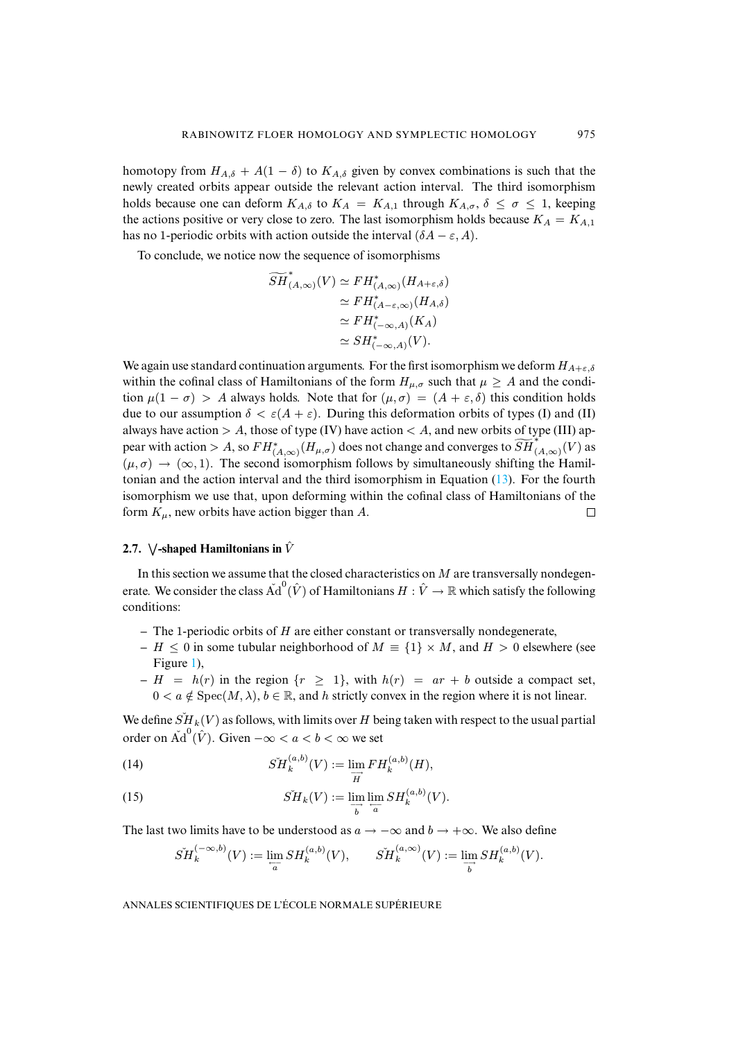homotopy from $H_{A,\delta} + A(1-\delta)$ to $K_{A,\delta}$ given by convex combinations is such that the newly created orbits appear outside the relevant action interval. The third isomorphism holds because one can deform $K_{A,\delta}$ to $K_A = K_{A,1}$ through $K_{A,\sigma}$, $\delta \le \sigma \le 1$, keeping the actions positive or very close to zero. The last isomorphism holds because $K_A = K_{A,1}$ has no 1-periodic orbits with action outside the interval $(\delta A - \varepsilon, A)$.

To conclude, we notice now the sequence of isomorphisms

$$
\begin{aligned}
\widetilde{SH}^*_{(A,\infty)}(V) &\simeq FH^*_{(A,\infty)}(H_{A+\varepsilon,\delta}) \\
&\simeq FH^*_{(A-\varepsilon,\infty)}(H_{A,\delta}) \\
&\simeq FH^*_{(-\infty,A)}(K_A) \\
&\simeq SH^*_{(-\infty,A)}(V).
\end{aligned}
$$

We again use standard continuation arguments. For the first isomorphism we deform $H_{A+\varepsilon,\delta}$ within the cofinal class of Hamiltonians of the form $H_{\mu,\sigma}$ such that $\mu \ge A$ and the condition $\mu(1-\sigma) > A$ always holds. Note that for $(\mu,\sigma) = (A+\varepsilon,\delta)$ this condition holds due to our assumption $\delta < \varepsilon(A+\varepsilon)$. During this deformation orbits of types (I) and (II) always have action $> A$, those of type (IV) have action $< A$, and new orbits of type (III) appear with action $> A$, so $FH^*_{(A,\infty)}(H_{\mu,\sigma})$ does not change and converges to $\widetilde{SH}^*_{(A,\infty)}(V)$ as $(\mu,\sigma) \to (\infty,1)$. The second isomorphism follows by simultaneously shifting the Hamiltonian and the action interval and the third isomorphism in Equation (13). For the fourth isomorphism we use that, upon deforming within the cofinal class of Hamiltonians of the form $K_\mu$, new orbits have action bigger than $A$. $\square$

### 2.7. $\bigvee$-shaped Hamiltonians in $\hat{V}$

In this section we assume that the closed characteristics on $M$ are transversally nondegenerate. We consider the class $\check{\mathrm{Ad}}^0(\hat{V})$ of Hamiltonians $H : \hat{V} \to \mathbb{R}$ which satisfy the following conditions:

- The 1-periodic orbits of $H$ are either constant or transversally nondegenerate,
- $H \le 0$ in some tubular neighborhood of $M \equiv \{1\} \times M$, and $H > 0$ elsewhere (see Figure 1),
- $H = h(r)$ in the region $\{r \ge 1\}$, with $h(r) = ar + b$ outside a compact set, $0 < a \notin \mathrm{Spec}(M,\lambda)$, $b \in \mathbb{R}$, and $h$ strictly convex in the region where it is not linear.

We define $\check{SH}_k(V)$ as follows, with limits over $H$ being taken with respect to the usual partial order on $\check{\mathrm{Ad}}^0(\hat{V})$. Given $-\infty < a < b < \infty$ we set

$$
\check{SH}^{(a,b)}_k(V) := \varinjlim_{H} FH^{(a,b)}_k(H), \tag{14}
$$

$$
\check{SH}_k(V) := \varinjlim_{b} \varprojlim_{a} SH^{(a,b)}_k(V). \tag{15}
$$

The last two limits have to be understood as $a \to -\infty$ and $b \to +\infty$. We also define

$$
\check{SH}^{(-\infty,b)}_k(V) := \varprojlim_{a} SH^{(a,b)}_k(V), \qquad \check{SH}^{(a,\infty)}_k(V) := \varinjlim_{b} SH^{(a,b)}_k(V).
$$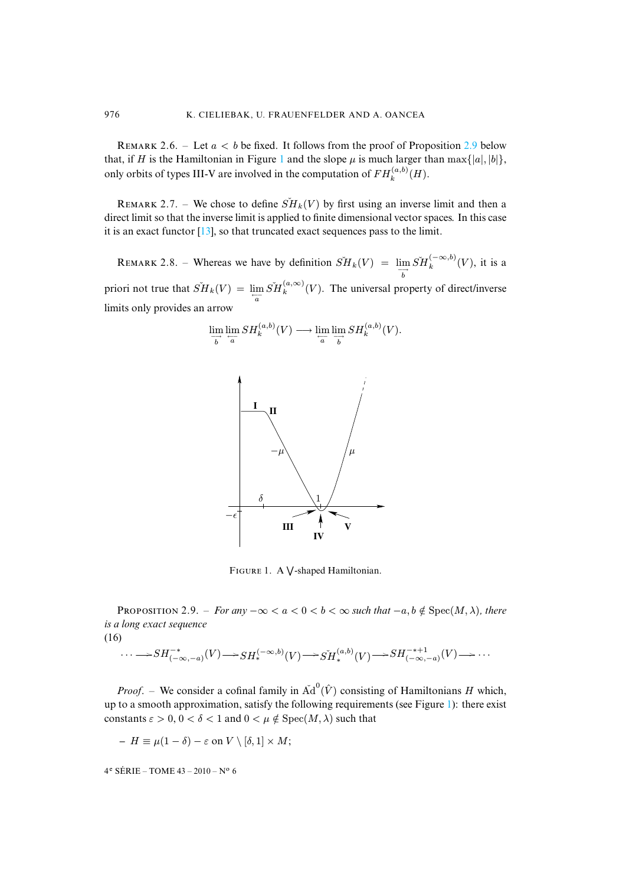REMARK 2.6. – Let $a < b$ be fixed. It follows from the proof of Proposition 2.9 below that, if $H$ is the Hamiltonian in Figure 1 and the slope $\mu$ is much larger than $\max\{|a|,|b|\}$, only orbits of types III-V are involved in the computation of $FH_k^{(a,b)}(H)$.

REMARK 2.7. – We chose to define $\check{SH}_k(V)$ by first using an inverse limit and then a direct limit so that the inverse limit is applied to finite dimensional vector spaces. In this case it is an exact functor [13], so that truncated exact sequences pass to the limit.

REMARK 2.8. – Whereas we have by definition $\check{SH}_k(V) = \lim\limits_{\overrightarrow{b}} \check{SH}_k^{(-\infty,b)}(V)$, it is a priori not true that $\check{SH}_k(V) = \lim\limits_{\overleftarrow{a}} \check{SH}_k^{(a,\infty)}(V)$. The universal property of direct/inverse limits only provides an arrow

$$\lim_{\overrightarrow{b}} \lim_{\overleftarrow{a}} SH_k^{(a,b)}(V) \longrightarrow \lim_{\overleftarrow{a}} \lim_{\overrightarrow{b}} SH_k^{(a,b)}(V).$$

FIGURE 1. A $\bigvee$-shaped Hamiltonian.

PROPOSITION 2.9. – *For any* $-\infty < a < 0 < b < \infty$ *such that* $-a, b \notin \mathrm{Spec}(M,\lambda)$*, there is a long exact sequence*

(16)
$$\cdots \longrightarrow SH^{-*}_{(-\infty,-a)}(V) \longrightarrow SH_*^{(-\infty,b)}(V) \longrightarrow \check{SH}_*^{(a,b)}(V) \longrightarrow SH^{-*+1}_{(-\infty,-a)}(V) \longrightarrow \cdots$$

*Proof*. – We consider a cofinal family in $\check{\mathrm{Ad}}^0(\hat{V})$ consisting of Hamiltonians $H$ which, up to a smooth approximation, satisfy the following requirements (see Figure 1): there exist constants $\varepsilon > 0$, $0 < \delta < 1$ and $0 < \mu \notin \mathrm{Spec}(M,\lambda)$ such that

– $H \equiv \mu(1-\delta) - \varepsilon$ on $V \setminus [\delta, 1] \times M$;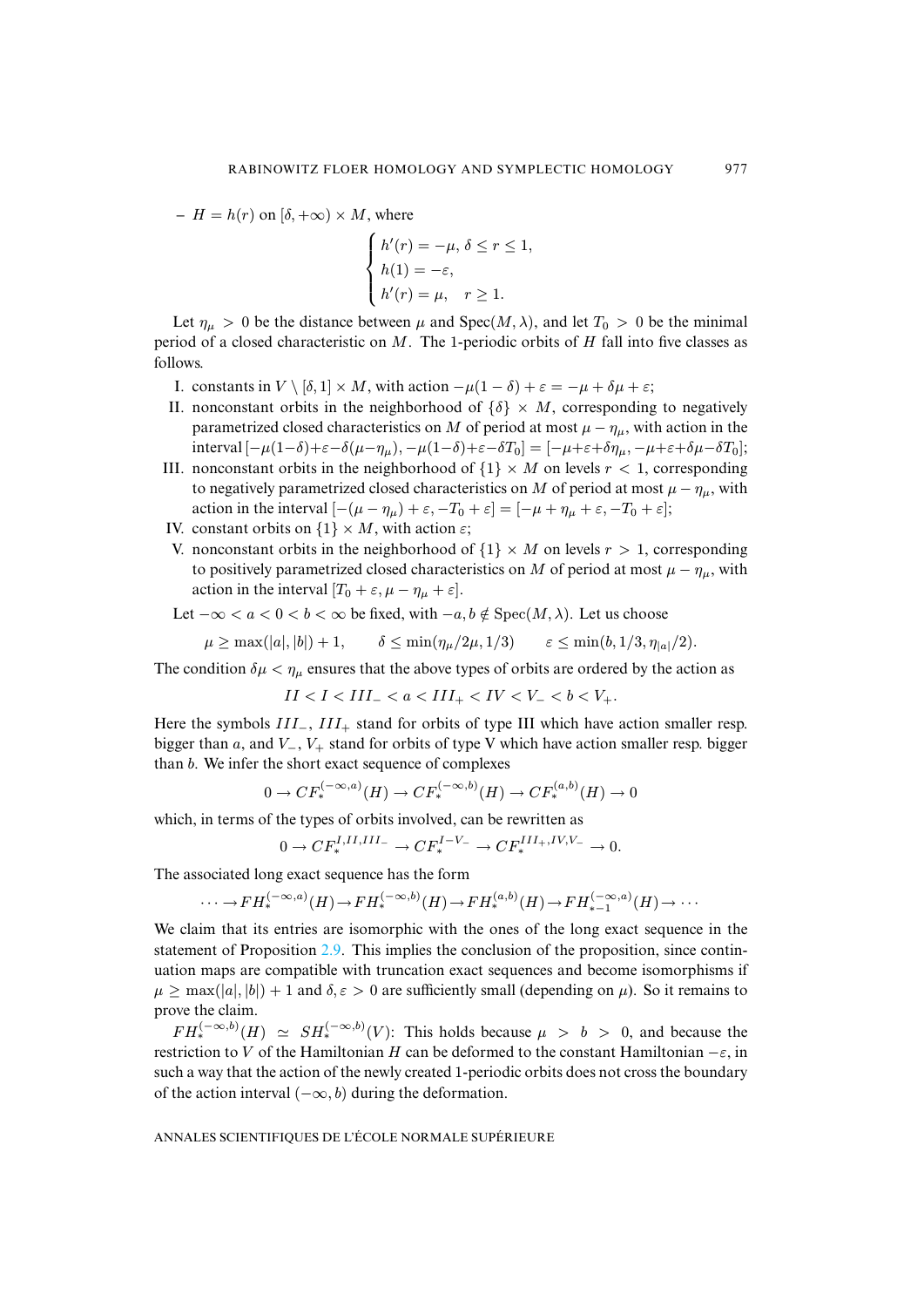– $H = h(r)$ on $[\delta, +\infty) \times M$, where

$$\begin{cases} h'(r) = -\mu, \ \delta \leq r \leq 1, \\ h(1) = -\varepsilon, \\ h'(r) = \mu, \quad r \geq 1. \end{cases}$$

Let $\eta_\mu > 0$ be the distance between $\mu$ and $\mathrm{Spec}(M, \lambda)$, and let $T_0 > 0$ be the minimal period of a closed characteristic on $M$. The 1-periodic orbits of $H$ fall into five classes as follows.

I. constants in $V \setminus [\delta, 1] \times M$, with action $-\mu(1-\delta) + \varepsilon = -\mu + \delta\mu + \varepsilon$;

II. nonconstant orbits in the neighborhood of $\{\delta\} \times M$, corresponding to negatively parametrized closed characteristics on $M$ of period at most $\mu - \eta_\mu$, with action in the interval $[-\mu(1-\delta)+\varepsilon-\delta(\mu-\eta_\mu), -\mu(1-\delta)+\varepsilon-\delta T_0] = [-\mu+\varepsilon+\delta\eta_\mu, -\mu+\varepsilon+\delta\mu-\delta T_0]$;

III. nonconstant orbits in the neighborhood of $\{1\} \times M$ on levels $r < 1$, corresponding to negatively parametrized closed characteristics on $M$ of period at most $\mu - \eta_\mu$, with action in the interval $[-(\mu - \eta_\mu) + \varepsilon, -T_0 + \varepsilon] = [-\mu + \eta_\mu + \varepsilon, -T_0 + \varepsilon]$;

IV. constant orbits on $\{1\} \times M$, with action $\varepsilon$;

V. nonconstant orbits in the neighborhood of $\{1\} \times M$ on levels $r > 1$, corresponding to positively parametrized closed characteristics on $M$ of period at most $\mu - \eta_\mu$, with action in the interval $[T_0 + \varepsilon, \mu - \eta_\mu + \varepsilon]$.

Let $-\infty < a < 0 < b < \infty$ be fixed, with $-a, b \notin \mathrm{Spec}(M, \lambda)$. Let us choose

$$\mu \geq \max(|a|, |b|) + 1, \qquad \delta \leq \min(\eta_\mu/2\mu, 1/3) \qquad \varepsilon \leq \min(b, 1/3, \eta_{|a|}/2).$$

The condition $\delta\mu < \eta_\mu$ ensures that the above types of orbits are ordered by the action as

$$II < I < III_- < a < III_+ < IV < V_- < b < V_+.$$

Here the symbols $III_-$, $III_+$ stand for orbits of type III which have action smaller resp. bigger than $a$, and $V_-$, $V_+$ stand for orbits of type V which have action smaller resp. bigger than $b$. We infer the short exact sequence of complexes

$$0 \to CF_*^{(-\infty,a)}(H) \to CF_*^{(-\infty,b)}(H) \to CF_*^{(a,b)}(H) \to 0$$

which, in terms of the types of orbits involved, can be rewritten as

$$0 \to CF_*^{I,II,III_-} \to CF_*^{I-V_-} \to CF_*^{III_+,IV,V_-} \to 0.$$

The associated long exact sequence has the form

$$\cdots \to FH_*^{(-\infty,a)}(H) \to FH_*^{(-\infty,b)}(H) \to FH_*^{(a,b)}(H) \to FH_{*-1}^{(-\infty,a)}(H) \to \cdots$$

We claim that its entries are isomorphic with the ones of the long exact sequence in the statement of Proposition 2.9. This implies the conclusion of the proposition, since continuation maps are compatible with truncation exact sequences and become isomorphisms if $\mu \geq \max(|a|, |b|) + 1$ and $\delta, \varepsilon > 0$ are sufficiently small (depending on $\mu$). So it remains to prove the claim.

$FH_*^{(-\infty,b)}(H) \simeq SH_*^{(-\infty,b)}(V)$: This holds because $\mu > b > 0$, and because the restriction to $V$ of the Hamiltonian $H$ can be deformed to the constant Hamiltonian $-\varepsilon$, in such a way that the action of the newly created 1-periodic orbits does not cross the boundary of the action interval $(-\infty, b)$ during the deformation.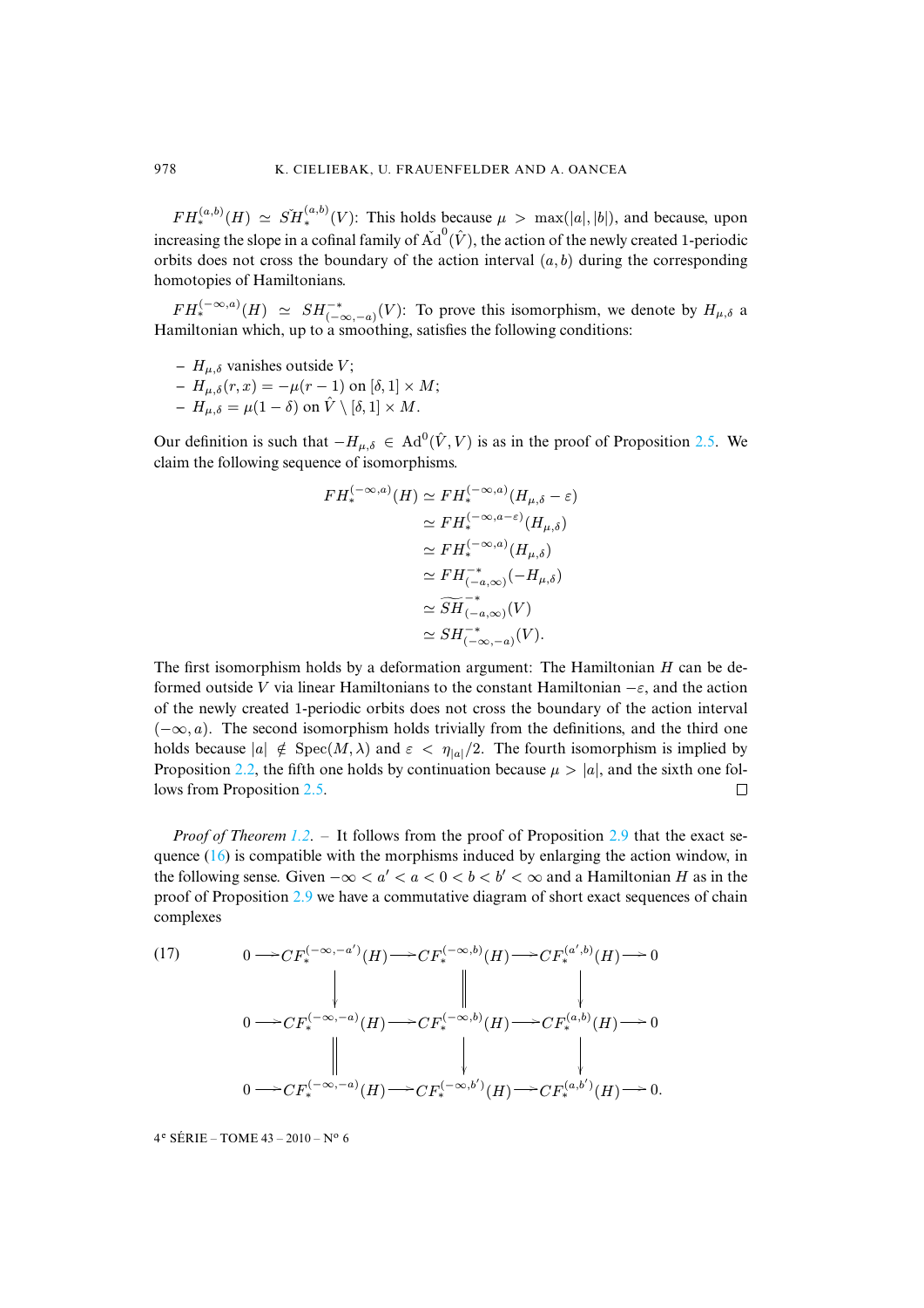$FH_*^{(a,b)}(H) \simeq \check{SH}_*^{(a,b)}(V)$: This holds because $\mu > \max(|a|,|b|)$, and because, upon increasing the slope in a cofinal family of $\check{\mathrm{Ad}}^0(\hat{V})$, the action of the newly created 1-periodic orbits does not cross the boundary of the action interval $(a,b)$ during the corresponding homotopies of Hamiltonians.

$FH_*^{(-\infty,a)}(H) \simeq SH^{-*}_{(-\infty,-a)}(V)$: To prove this isomorphism, we denote by $H_{\mu,\delta}$ a Hamiltonian which, up to a smoothing, satisfies the following conditions:

- $H_{\mu,\delta}$ vanishes outside $V$;
- $H_{\mu,\delta}(r,x) = -\mu(r-1)$ on $[\delta,1]\times M$;
- $H_{\mu,\delta} = \mu(1-\delta)$ on $\hat{V}\setminus[\delta,1]\times M$.

Our definition is such that $-H_{\mu,\delta} \in \mathrm{Ad}^0(\hat{V},V)$ is as in the proof of Proposition 2.5. We claim the following sequence of isomorphisms.

$$
\begin{aligned}
FH_*^{(-\infty,a)}(H) &\simeq FH_*^{(-\infty,a)}(H_{\mu,\delta}-\varepsilon)\\
&\simeq FH_*^{(-\infty,a-\varepsilon)}(H_{\mu,\delta})\\
&\simeq FH_*^{(-\infty,a)}(H_{\mu,\delta})\\
&\simeq FH^{-*}_{(-a,\infty)}(-H_{\mu,\delta})\\
&\simeq \widetilde{SH}^{-*}_{(-a,\infty)}(V)\\
&\simeq SH^{-*}_{(-\infty,-a)}(V).
\end{aligned}
$$

The first isomorphism holds by a deformation argument: The Hamiltonian $H$ can be deformed outside $V$ via linear Hamiltonians to the constant Hamiltonian $-\varepsilon$, and the action of the newly created 1-periodic orbits does not cross the boundary of the action interval $(-\infty,a)$. The second isomorphism holds trivially from the definitions, and the third one holds because $|a| \notin \mathrm{Spec}(M,\lambda)$ and $\varepsilon < \eta_{|a|}/2$. The fourth isomorphism is implied by Proposition 2.2, the fifth one holds by continuation because $\mu > |a|$, and the sixth one follows from Proposition 2.5. $\square$

*Proof of Theorem 1.2*. – It follows from the proof of Proposition 2.9 that the exact sequence (16) is compatible with the morphisms induced by enlarging the action window, in the following sense. Given $-\infty < a' < a < 0 < b < b' < \infty$ and a Hamiltonian $H$ as in the proof of Proposition 2.9 we have a commutative diagram of short exact sequences of chain complexes

(17)
$$
\begin{array}{ccccccccc}
0 \to & CF_*^{(-\infty,-a')}(H) & \to & CF_*^{(-\infty,b)}(H) & \to & CF_*^{(a',b)}(H) & \to 0\\
& \downarrow & & \| & & \downarrow & \\
0 \to & CF_*^{(-\infty,-a)}(H) & \to & CF_*^{(-\infty,b)}(H) & \to & CF_*^{(a,b)}(H) & \to 0\\
& \| & & \downarrow & & \downarrow & \\
0 \to & CF_*^{(-\infty,-a)}(H) & \to & CF_*^{(-\infty,b')}(H) & \to & CF_*^{(a,b')}(H) & \to 0.
\end{array}
$$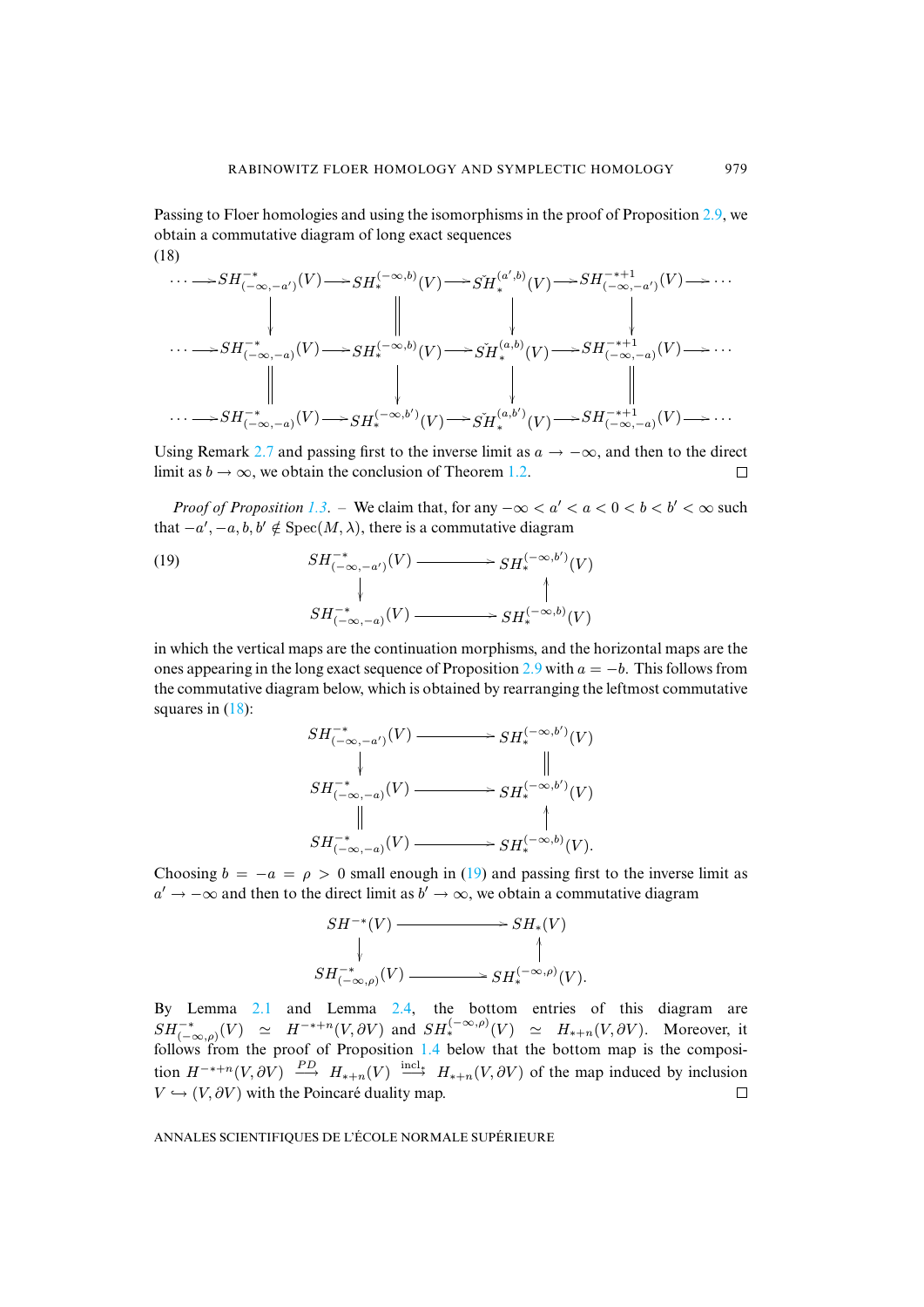Passing to Floer homologies and using the isomorphisms in the proof of Proposition 2.9, we obtain a commutative diagram of long exact sequences

(18)

$$
\begin{array}{ccccccccc}
\cdots \to & SH^{-*}_{(-\infty,-a')}(V) & \to & SH_*^{(-\infty,b)}(V) & \to & \check{SH}_*^{(a',b)}(V) & \to & SH^{-*+1}_{(-\infty,-a')}(V) & \to \cdots \\
& \downarrow & & \| & & \downarrow & & \downarrow & \\
\cdots \to & SH^{-*}_{(-\infty,-a)}(V) & \to & SH_*^{(-\infty,b)}(V) & \to & \check{SH}_*^{(a,b)}(V) & \to & SH^{-*+1}_{(-\infty,-a)}(V) & \to \cdots \\
& \| & & \downarrow & & \downarrow & & \| & \\
\cdots \to & SH^{-*}_{(-\infty,-a)}(V) & \to & SH_*^{(-\infty,b')}(V) & \to & \check{SH}_*^{(a,b')}(V) & \to & SH^{-*+1}_{(-\infty,-a)}(V) & \to \cdots
\end{array}
$$

Using Remark 2.7 and passing first to the inverse limit as $a \to -\infty$, and then to the direct limit as $b \to \infty$, we obtain the conclusion of Theorem 1.2. □

*Proof of Proposition 1.3*. – We claim that, for any $-\infty < a' < a < 0 < b < b' < \infty$ such that $-a', -a, b, b' \notin \mathrm{Spec}(M, \lambda)$, there is a commutative diagram

$$
\begin{array}{ccc}
SH^{-*}_{(-\infty,-a')}(V) & \longrightarrow & SH_*^{(-\infty,b')}(V) \\
\downarrow & & \uparrow \\
SH^{-*}_{(-\infty,-a)}(V) & \longrightarrow & SH_*^{(-\infty,b)}(V)
\end{array}
\tag{19}
$$

in which the vertical maps are the continuation morphisms, and the horizontal maps are the ones appearing in the long exact sequence of Proposition 2.9 with $a = -b$. This follows from the commutative diagram below, which is obtained by rearranging the leftmost commutative squares in (18):

$$
\begin{array}{ccc}
SH^{-*}_{(-\infty,-a')}(V) & \longrightarrow & SH_*^{(-\infty,b')}(V) \\
\downarrow & & \| \\
SH^{-*}_{(-\infty,-a)}(V) & \longrightarrow & SH_*^{(-\infty,b')}(V) \\
\| & & \uparrow \\
SH^{-*}_{(-\infty,-a)}(V) & \longrightarrow & SH_*^{(-\infty,b)}(V).
\end{array}
$$

Choosing $b = -a = \rho > 0$ small enough in (19) and passing first to the inverse limit as $a' \to -\infty$ and then to the direct limit as $b' \to \infty$, we obtain a commutative diagram

$$
\begin{array}{ccc}
SH^{-*}(V) & \longrightarrow & SH_*(V) \\
\downarrow & & \uparrow \\
SH^{-*}_{(-\infty,\rho)}(V) & \longrightarrow & SH_*^{(-\infty,\rho)}(V).
\end{array}
$$

By Lemma 2.1 and Lemma 2.4, the bottom entries of this diagram are $SH^{-*}_{(-\infty,\rho)}(V) \simeq H^{-*+n}(V, \partial V)$ and $SH_*^{(-\infty,\rho)}(V) \simeq H_{*+n}(V, \partial V)$. Moreover, it follows from the proof of Proposition 1.4 below that the bottom map is the composition $H^{-*+n}(V, \partial V) \xrightarrow{PD} H_{*+n}(V) \xrightarrow{\mathrm{incl}_*} H_{*+n}(V, \partial V)$ of the map induced by inclusion $V \hookrightarrow (V, \partial V)$ with the Poincaré duality map. □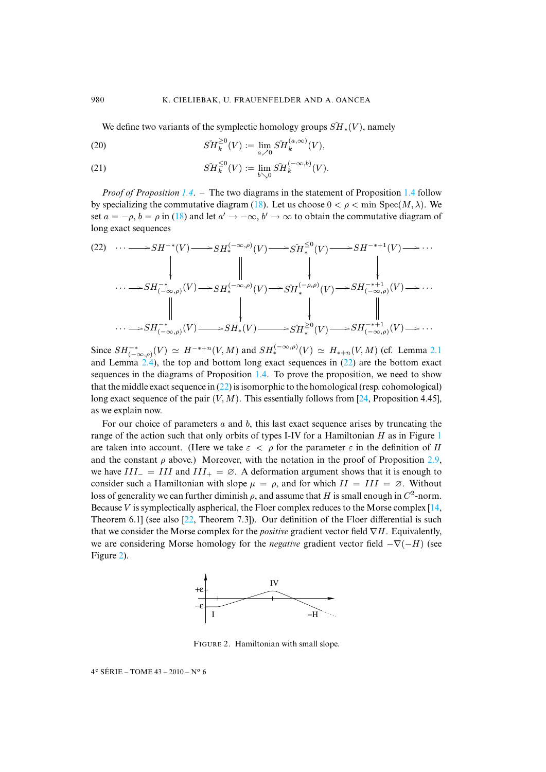We define two variants of the symplectic homology groups $\check{SH}_*(V)$, namely

$$\check{SH}_k^{\geq 0}(V) := \lim_{a \nearrow 0} \check{SH}_k^{(a,\infty)}(V), \tag{20}$$

$$\check{SH}_k^{\leq 0}(V) := \lim_{b \searrow 0} \check{SH}_k^{(-\infty,b)}(V). \tag{21}$$

*Proof of Proposition 1.4.* – The two diagrams in the statement of Proposition 1.4 follow by specializing the commutative diagram (18). Let us choose $0 < \rho < \min \mathrm{Spec}(M, \lambda)$. We set $a = -\rho$, $b = \rho$ in (18) and let $a' \to -\infty$, $b' \to \infty$ to obtain the commutative diagram of long exact sequences

$$\begin{array}{ccccccccccc}
\cdots \longrightarrow & SH^{-*}(V) & \longrightarrow & SH_*^{(-\infty,\rho)}(V) & \longrightarrow & \check{SH}_*^{\leq 0}(V) & \longrightarrow & SH^{-*+1}(V) & \longrightarrow \cdots \\
& \downarrow & & \| & & \downarrow & & \downarrow & \\
\cdots \longrightarrow & SH^{-*}_{(-\infty,\rho)}(V) & \longrightarrow & SH_*^{(-\infty,\rho)}(V) & \longrightarrow & \check{SH}_*^{(-\rho,\rho)}(V) & \longrightarrow & SH^{-*+1}_{(-\infty,\rho)}(V) & \longrightarrow \cdots \\
& \| & & \downarrow & & \downarrow & & \| & \\
\cdots \longrightarrow & SH^{-*}_{(-\infty,\rho)}(V) & \longrightarrow & SH_*(V) & \longrightarrow & \check{SH}_*^{\geq 0}(V) & \longrightarrow & SH^{-*+1}_{(-\infty,\rho)}(V) & \longrightarrow \cdots
\end{array} \tag{22}$$

Since $SH^{-*}_{(-\infty,\rho)}(V) \simeq H^{-*+n}(V,M)$ and $SH_*^{(-\infty,\rho)}(V) \simeq H_{*+n}(V,M)$ (cf. Lemma 2.1 and Lemma 2.4), the top and bottom long exact sequences in (22) are the bottom exact sequences in the diagrams of Proposition 1.4. To prove the proposition, we need to show that the middle exact sequence in (22) is isomorphic to the homological (resp. cohomological) long exact sequence of the pair $(V, M)$. This essentially follows from [24, Proposition 4.45], as we explain now.

For our choice of parameters $a$ and $b$, this last exact sequence arises by truncating the range of the action such that only orbits of types I-IV for a Hamiltonian $H$ as in Figure 1 are taken into account. (Here we take $\varepsilon < \rho$ for the parameter $\varepsilon$ in the definition of $H$ and the constant $\rho$ above.) Moreover, with the notation in the proof of Proposition 2.9, we have $III_- = III$ and $III_+ = \varnothing$. A deformation argument shows that it is enough to consider such a Hamiltonian with slope $\mu = \rho$, and for which $II = III = \varnothing$. Without loss of generality we can further diminish $\rho$, and assume that $H$ is small enough in $C^2$-norm. Because $V$ is symplectically aspherical, the Floer complex reduces to the Morse complex [14, Theorem 6.1] (see also [22, Theorem 7.3]). Our definition of the Floer differential is such that we consider the Morse complex for the *positive* gradient vector field $\nabla H$. Equivalently, we are considering Morse homology for the *negative* gradient vector field $-\nabla(-H)$ (see Figure 2).

FIGURE 2. Hamiltonian with small slope.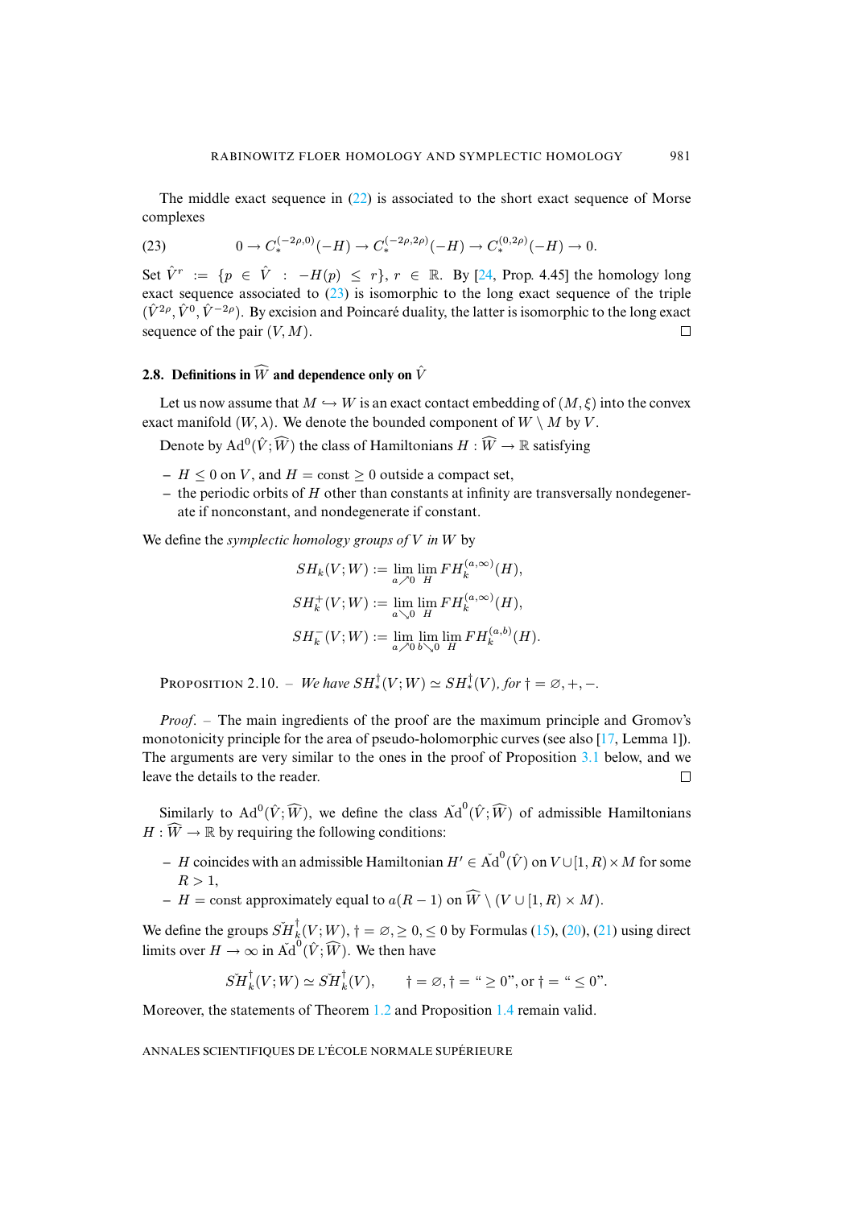The middle exact sequence in (22) is associated to the short exact sequence of Morse complexes

$$0 \to C_*^{(-2\rho,0)}(-H) \to C_*^{(-2\rho,2\rho)}(-H) \to C_*^{(0,2\rho)}(-H) \to 0. \tag{23}$$

Set $\hat{V}^r := \{p \in \hat{V} : -H(p) \leq r\}$, $r \in \mathbb{R}$. By [24, Prop. 4.45] the homology long exact sequence associated to (23) is isomorphic to the long exact sequence of the triple $(\hat{V}^{2\rho}, \hat{V}^0, \hat{V}^{-2\rho})$. By excision and Poincaré duality, the latter is isomorphic to the long exact sequence of the pair $(V, M)$. ◻

### 2.8. Definitions in $\widehat{W}$ and dependence only on $\hat{V}$

Let us now assume that $M \hookrightarrow W$ is an exact contact embedding of $(M, \xi)$ into the convex exact manifold $(W, \lambda)$. We denote the bounded component of $W \setminus M$ by $V$.

Denote by $\mathrm{Ad}^0(\hat{V}; \widehat{W})$ the class of Hamiltonians $H : \widehat{W} \to \mathbb{R}$ satisfying

- $H \leq 0$ on $V$, and $H = \mathrm{const} \geq 0$ outside a compact set,
- the periodic orbits of $H$ other than constants at infinity are transversally nondegenerate if nonconstant, and nondegenerate if constant.

We define the *symplectic homology groups of $V$ in $W$* by

$$SH_k(V; W) := \lim_{a \nearrow 0} \lim_{H} FH_k^{(a,\infty)}(H),$$

$$SH_k^+(V; W) := \lim_{a \searrow 0} \lim_{H} FH_k^{(a,\infty)}(H),$$

$$SH_k^-(V; W) := \lim_{a \nearrow 0} \lim_{b \searrow 0} \lim_{H} FH_k^{(a,b)}(H).$$

Proposition 2.10. – *We have $SH_*^\dagger(V; W) \simeq SH_*^\dagger(V)$, for $\dagger = \varnothing, +, -$.*

*Proof*. – The main ingredients of the proof are the maximum principle and Gromov's monotonicity principle for the area of pseudo-holomorphic curves (see also [17, Lemma 1]). The arguments are very similar to the ones in the proof of Proposition 3.1 below, and we leave the details to the reader. ◻

Similarly to $\mathrm{Ad}^0(\hat{V}; \widehat{W})$, we define the class $\check{\mathrm{Ad}}^0(\hat{V}; \widehat{W})$ of admissible Hamiltonians $H : \widehat{W} \to \mathbb{R}$ by requiring the following conditions:

- $H$ coincides with an admissible Hamiltonian $H' \in \check{\mathrm{Ad}}^0(\hat{V})$ on $V \cup [1, R) \times M$ for some $R > 1$,
- $H = \mathrm{const}$ approximately equal to $a(R-1)$ on $\widehat{W} \setminus (V \cup [1, R) \times M)$.

We define the groups $\check{SH}_k^\dagger(V; W)$, $\dagger = \varnothing, \geq 0, \leq 0$ by Formulas (15), (20), (21) using direct limits over $H \to \infty$ in $\check{\mathrm{Ad}}^0(\hat{V}; \widehat{W})$. We then have

$$\check{SH}_k^\dagger(V; W) \simeq \check{SH}_k^\dagger(V), \qquad \dagger = \varnothing, \dagger = \text{“}\geq 0\text{”}, \text{or } \dagger = \text{“}\leq 0\text{”}.$$

Moreover, the statements of Theorem 1.2 and Proposition 1.4 remain valid.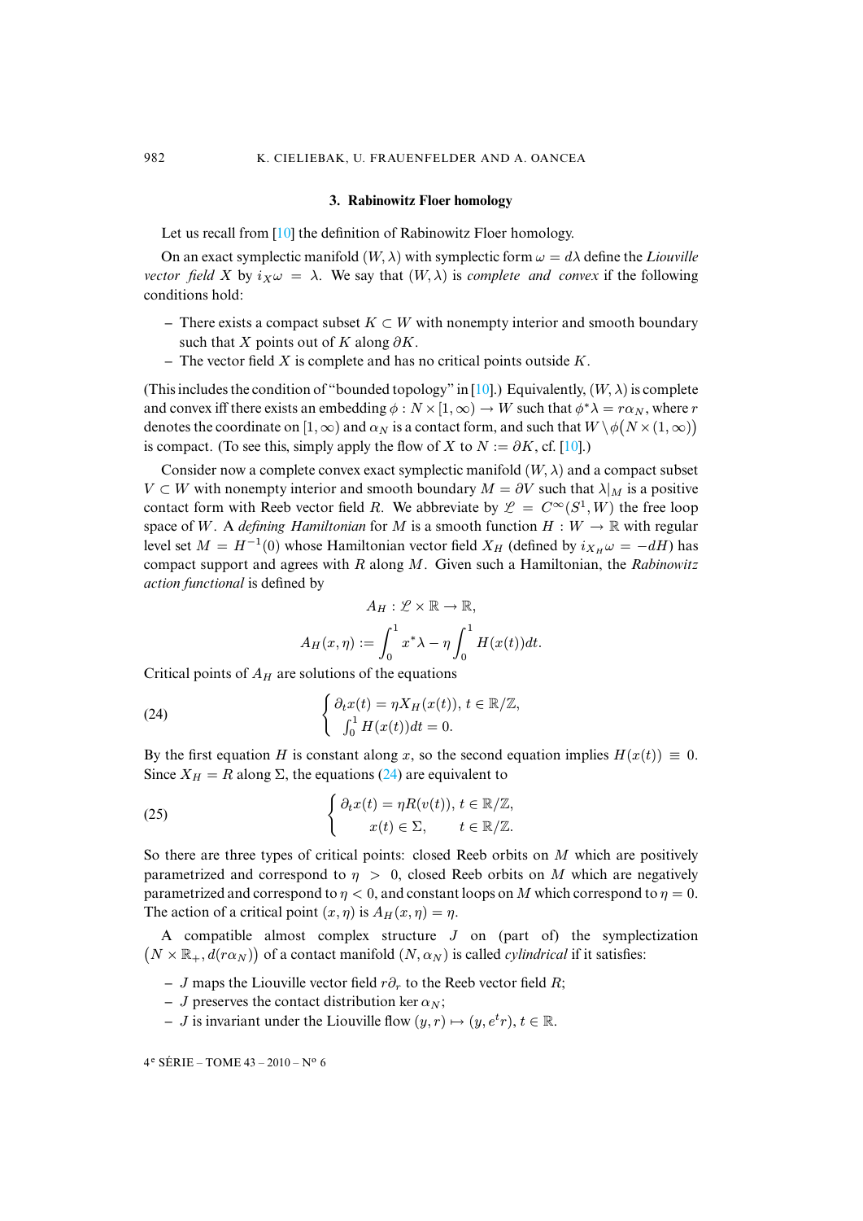## 3. Rabinowitz Floer homology

Let us recall from [10] the definition of Rabinowitz Floer homology.

On an exact symplectic manifold $(W, \lambda)$ with symplectic form $\omega = d\lambda$ define the *Liouville vector field* $X$ by $i_X \omega = \lambda$. We say that $(W, \lambda)$ is *complete and convex* if the following conditions hold:

- There exists a compact subset $K \subset W$ with nonempty interior and smooth boundary such that $X$ points out of $K$ along $\partial K$.
- The vector field $X$ is complete and has no critical points outside $K$.

(This includes the condition of "bounded topology" in [10].) Equivalently, $(W, \lambda)$ is complete and convex iff there exists an embedding $\phi : N \times [1, \infty) \to W$ such that $\phi^* \lambda = r\alpha_N$, where $r$ denotes the coordinate on $[1, \infty)$ and $\alpha_N$ is a contact form, and such that $W \setminus \phi\big(N \times (1, \infty)\big)$ is compact. (To see this, simply apply the flow of $X$ to $N := \partial K$, cf. [10].)

Consider now a complete convex exact symplectic manifold $(W, \lambda)$ and a compact subset $V \subset W$ with nonempty interior and smooth boundary $M = \partial V$ such that $\lambda|_M$ is a positive contact form with Reeb vector field $R$. We abbreviate by $\mathscr{L} = C^\infty(S^1, W)$ the free loop space of $W$. A *defining Hamiltonian* for $M$ is a smooth function $H : W \to \mathbb{R}$ with regular level set $M = H^{-1}(0)$ whose Hamiltonian vector field $X_H$ (defined by $i_{X_H}\omega = -dH$) has compact support and agrees with $R$ along $M$. Given such a Hamiltonian, the *Rabinowitz action functional* is defined by

$$A_H : \mathscr{L} \times \mathbb{R} \to \mathbb{R},$$

$$A_H(x, \eta) := \int_0^1 x^* \lambda - \eta \int_0^1 H(x(t))dt.$$

Critical points of $A_H$ are solutions of the equations

$$\begin{cases} \partial_t x(t) = \eta X_H(x(t)), \ t \in \mathbb{R}/\mathbb{Z}, \\ \int_0^1 H(x(t))dt = 0. \end{cases} \tag{24}$$

By the first equation $H$ is constant along $x$, so the second equation implies $H(x(t)) \equiv 0$. Since $X_H = R$ along $\Sigma$, the equations (24) are equivalent to

$$\begin{cases} \partial_t x(t) = \eta R(v(t)), \ t \in \mathbb{R}/\mathbb{Z}, \\ \quad x(t) \in \Sigma, \qquad t \in \mathbb{R}/\mathbb{Z}. \end{cases} \tag{25}$$

So there are three types of critical points: closed Reeb orbits on $M$ which are positively parametrized and correspond to $\eta > 0$, closed Reeb orbits on $M$ which are negatively parametrized and correspond to $\eta < 0$, and constant loops on $M$ which correspond to $\eta = 0$. The action of a critical point $(x, \eta)$ is $A_H(x, \eta) = \eta$.

A compatible almost complex structure $J$ on (part of) the symplectization $\big(N \times \mathbb{R}_+, d(r\alpha_N)\big)$ of a contact manifold $(N, \alpha_N)$ is called *cylindrical* if it satisfies:

- $J$ maps the Liouville vector field $r\partial_r$ to the Reeb vector field $R$;
- $J$ preserves the contact distribution $\ker \alpha_N$;
- $J$ is invariant under the Liouville flow $(y, r) \mapsto (y, e^t r)$, $t \in \mathbb{R}$.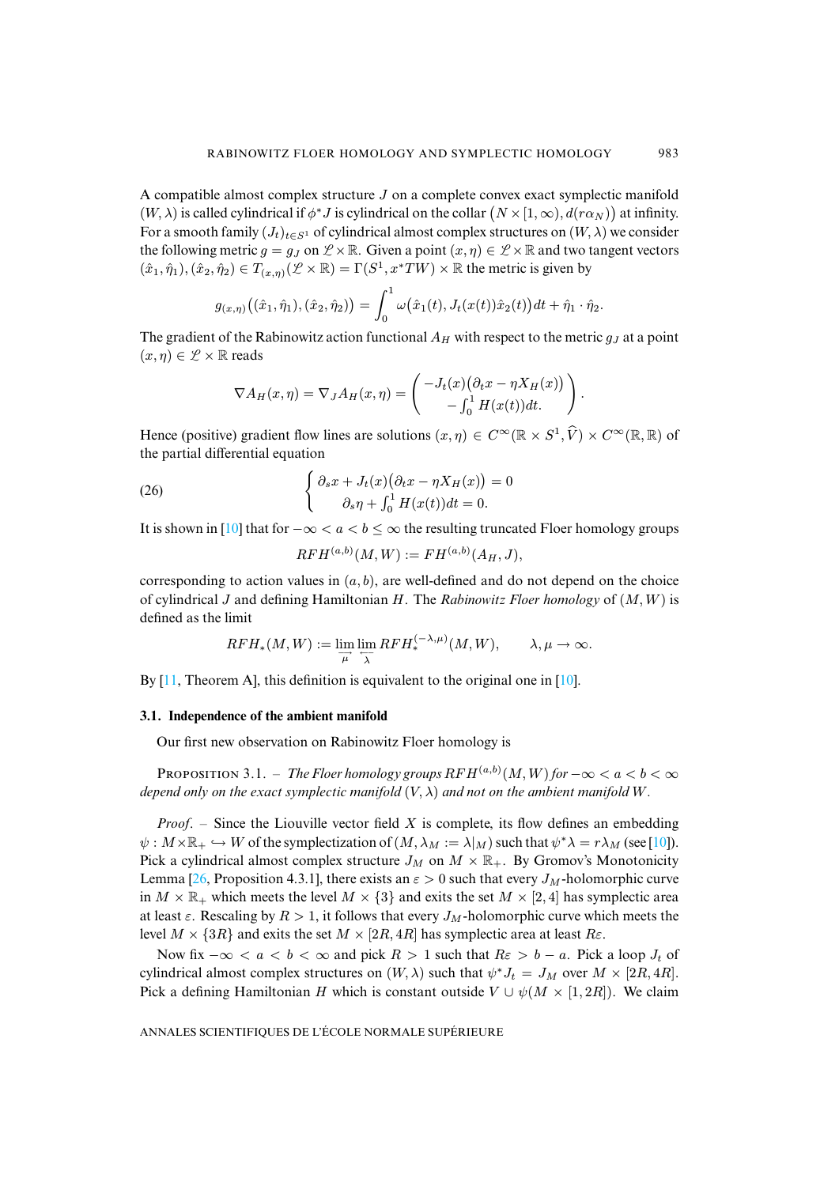A compatible almost complex structure $J$ on a complete convex exact symplectic manifold $(W,\lambda)$ is called cylindrical if $\phi^*J$ is cylindrical on the collar $\big(N\times[1,\infty), d(r\alpha_N)\big)$ at infinity. For a smooth family $(J_t)_{t\in S^1}$ of cylindrical almost complex structures on $(W,\lambda)$ we consider the following metric $g=g_J$ on $\mathscr{L}\times\mathbb{R}$. Given a point $(x,\eta)\in\mathscr{L}\times\mathbb{R}$ and two tangent vectors $(\hat{x}_1,\hat{\eta}_1),(\hat{x}_2,\hat{\eta}_2)\in T_{(x,\eta)}(\mathscr{L}\times\mathbb{R})=\Gamma(S^1,x^*TW)\times\mathbb{R}$ the metric is given by

$$g_{(x,\eta)}\big((\hat{x}_1,\hat{\eta}_1),(\hat{x}_2,\hat{\eta}_2)\big)=\int_0^1\omega\big(\hat{x}_1(t),J_t(x(t))\hat{x}_2(t)\big)dt+\hat{\eta}_1\cdot\hat{\eta}_2.$$

The gradient of the Rabinowitz action functional $A_H$ with respect to the metric $g_J$ at a point $(x,\eta)\in\mathscr{L}\times\mathbb{R}$ reads

$$\nabla A_H(x,\eta)=\nabla_J A_H(x,\eta)=\begin{pmatrix}-J_t(x)\big(\partial_t x-\eta X_H(x)\big)\\ -\int_0^1 H(x(t))dt.\end{pmatrix}.$$

Hence (positive) gradient flow lines are solutions $(x,\eta)\in C^\infty(\mathbb{R}\times S^1,\widehat{V})\times C^\infty(\mathbb{R},\mathbb{R})$ of the partial differential equation

$$\begin{cases}\partial_s x+J_t(x)\big(\partial_t x-\eta X_H(x)\big)=0\\ \partial_s\eta+\int_0^1 H(x(t))dt=0.\end{cases}\tag{26}$$

It is shown in [10] that for $-\infty<a<b\le\infty$ the resulting truncated Floer homology groups

$$RFH^{(a,b)}(M,W):=FH^{(a,b)}(A_H,J),$$

corresponding to action values in $(a,b)$, are well-defined and do not depend on the choice of cylindrical $J$ and defining Hamiltonian $H$. The *Rabinowitz Floer homology* of $(M,W)$ is defined as the limit

$$RFH_*(M,W):=\varinjlim_{\mu}\varprojlim_{\lambda}RFH_*^{(-\lambda,\mu)}(M,W),\qquad \lambda,\mu\to\infty.$$

By [11, Theorem A], this definition is equivalent to the original one in [10].

### 3.1. Independence of the ambient manifold

Our first new observation on Rabinowitz Floer homology is

PROPOSITION 3.1. – *The Floer homology groups $RFH^{(a,b)}(M,W)$ for $-\infty<a<b<\infty$ depend only on the exact symplectic manifold $(V,\lambda)$ and not on the ambient manifold $W$.*

*Proof.* – Since the Liouville vector field $X$ is complete, its flow defines an embedding $\psi: M\times\mathbb{R}_+\hookrightarrow W$ of the symplectization of $(M,\lambda_M:=\lambda|_M)$ such that $\psi^*\lambda=r\lambda_M$ (see [10]). Pick a cylindrical almost complex structure $J_M$ on $M\times\mathbb{R}_+$. By Gromov's Monotonicity Lemma [26, Proposition 4.3.1], there exists an $\varepsilon>0$ such that every $J_M$-holomorphic curve in $M\times\mathbb{R}_+$ which meets the level $M\times\{3\}$ and exits the set $M\times[2,4]$ has symplectic area at least $\varepsilon$. Rescaling by $R>1$, it follows that every $J_M$-holomorphic curve which meets the level $M\times\{3R\}$ and exits the set $M\times[2R,4R]$ has symplectic area at least $R\varepsilon$.

Now fix $-\infty<a<b<\infty$ and pick $R>1$ such that $R\varepsilon>b-a$. Pick a loop $J_t$ of cylindrical almost complex structures on $(W,\lambda)$ such that $\psi^*J_t=J_M$ over $M\times[2R,4R]$. Pick a defining Hamiltonian $H$ which is constant outside $V\cup\psi(M\times[1,2R])$. We claim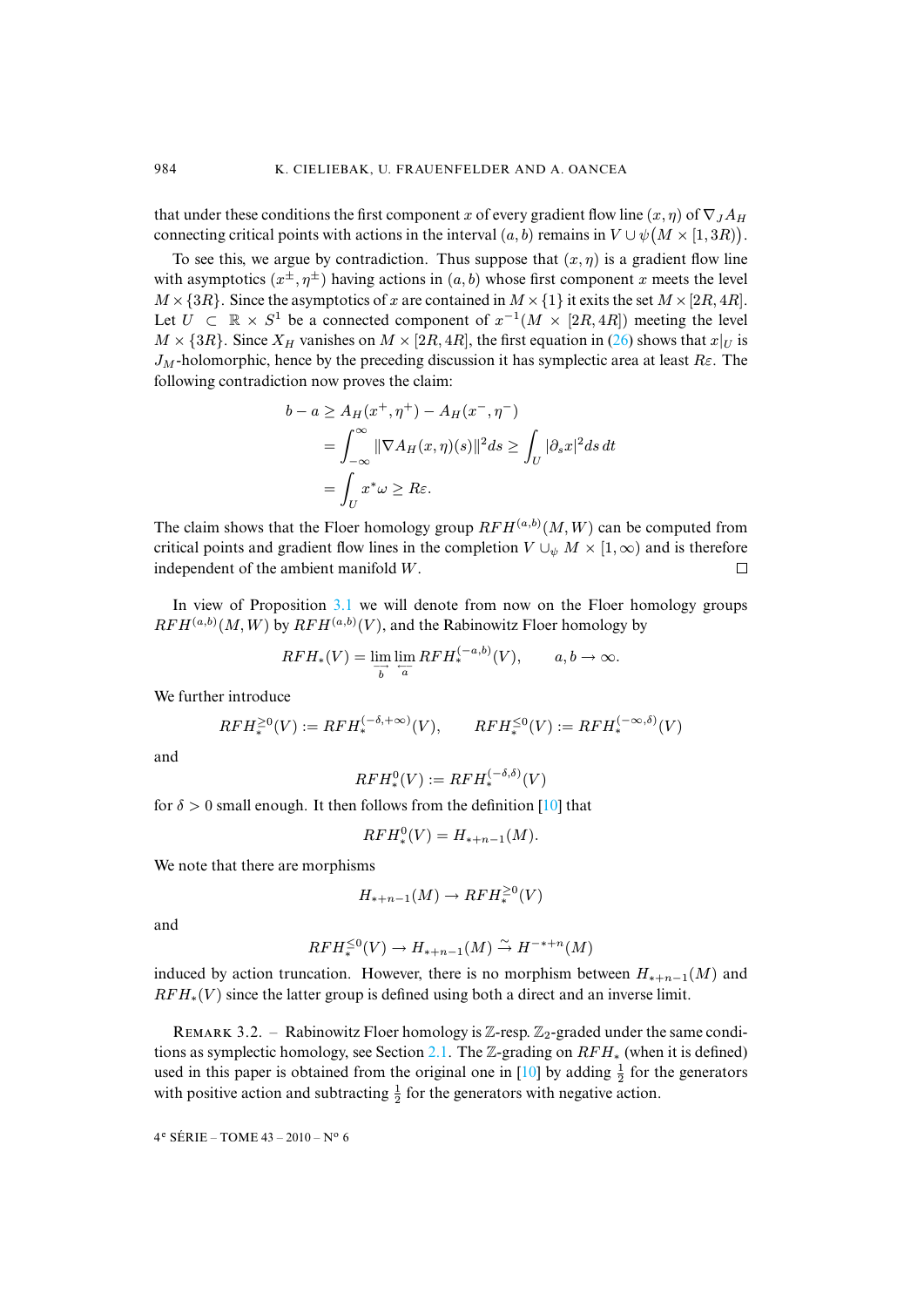that under these conditions the first component $x$ of every gradient flow line $(x, \eta)$ of $\nabla_J A_H$ connecting critical points with actions in the interval $(a, b)$ remains in $V \cup \psi\big(M \times [1, 3R)\big)$.

To see this, we argue by contradiction. Thus suppose that $(x, \eta)$ is a gradient flow line with asymptotics $(x^\pm, \eta^\pm)$ having actions in $(a, b)$ whose first component $x$ meets the level $M \times \{3R\}$. Since the asymptotics of $x$ are contained in $M \times \{1\}$ it exits the set $M \times [2R, 4R]$. Let $U \subset \mathbb{R} \times S^1$ be a connected component of $x^{-1}(M \times [2R, 4R])$ meeting the level $M \times \{3R\}$. Since $X_H$ vanishes on $M \times [2R, 4R]$, the first equation in (26) shows that $x|_U$ is $J_M$-holomorphic, hence by the preceding discussion it has symplectic area at least $R\varepsilon$. The following contradiction now proves the claim:

$$
\begin{aligned}
b - a &\geq A_H(x^+, \eta^+) - A_H(x^-, \eta^-) \\
&= \int_{-\infty}^{\infty} \|\nabla A_H(x, \eta)(s)\|^2 ds \geq \int_U |\partial_s x|^2 ds\, dt \\
&= \int_U x^*\omega \geq R\varepsilon.
\end{aligned}
$$

The claim shows that the Floer homology group $RFH^{(a,b)}(M, W)$ can be computed from critical points and gradient flow lines in the completion $V \cup_\psi M \times [1, \infty)$ and is therefore independent of the ambient manifold $W$. $\square$

In view of Proposition 3.1 we will denote from now on the Floer homology groups $RFH^{(a,b)}(M, W)$ by $RFH^{(a,b)}(V)$, and the Rabinowitz Floer homology by

$$
RFH_*(V) = \varinjlim_b \varprojlim_a RFH_*^{(-a,b)}(V), \qquad a, b \to \infty.
$$

We further introduce

$$
RFH_*^{\geq 0}(V) := RFH_*^{(-\delta, +\infty)}(V), \qquad RFH_*^{\leq 0}(V) := RFH_*^{(-\infty, \delta)}(V)
$$

and

$$
RFH_*^0(V) := RFH_*^{(-\delta, \delta)}(V)
$$

for $\delta > 0$ small enough. It then follows from the definition [10] that

$$
RFH_*^0(V) = H_{*+n-1}(M).
$$

We note that there are morphisms

$$
H_{*+n-1}(M) \to RFH_*^{\geq 0}(V)
$$

and

$$
RFH_*^{\leq 0}(V) \to H_{*+n-1}(M) \xrightarrow{\sim} H^{-*+n}(M)
$$

induced by action truncation. However, there is no morphism between $H_{*+n-1}(M)$ and $RFH_*(V)$ since the latter group is defined using both a direct and an inverse limit.

Remark 3.2. – Rabinowitz Floer homology is $\mathbb{Z}$-resp. $\mathbb{Z}_2$-graded under the same conditions as symplectic homology, see Section 2.1. The $\mathbb{Z}$-grading on $RFH_*$ (when it is defined) used in this paper is obtained from the original one in [10] by adding $\frac{1}{2}$ for the generators with positive action and subtracting $\frac{1}{2}$ for the generators with negative action.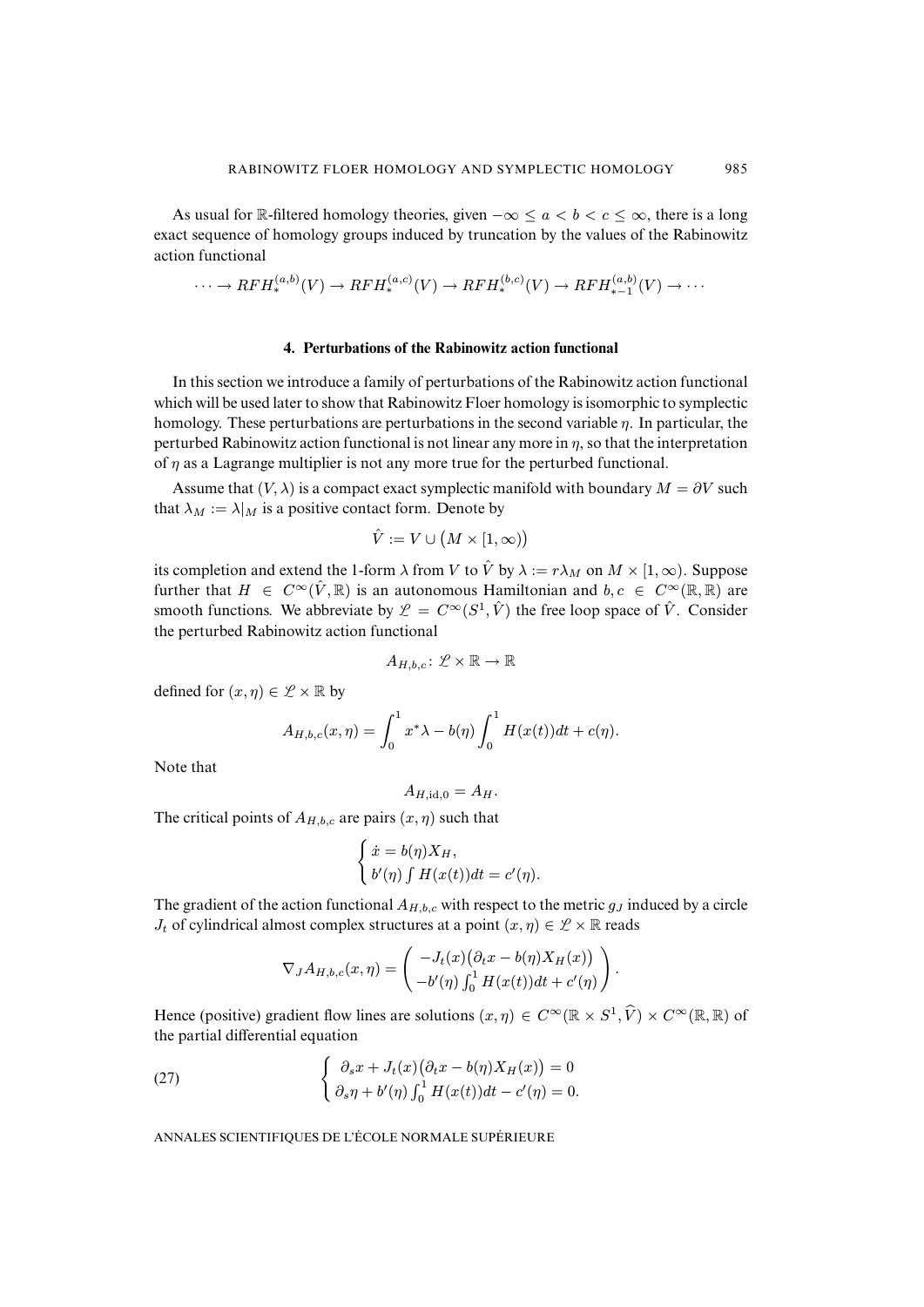As usual for $\mathbb{R}$-filtered homology theories, given $-\infty \le a < b < c \le \infty$, there is a long exact sequence of homology groups induced by truncation by the values of the Rabinowitz action functional

$$\cdots \to RFH_*^{(a,b)}(V) \to RFH_*^{(a,c)}(V) \to RFH_*^{(b,c)}(V) \to RFH_{*-1}^{(a,b)}(V) \to \cdots$$

## 4. Perturbations of the Rabinowitz action functional

In this section we introduce a family of perturbations of the Rabinowitz action functional which will be used later to show that Rabinowitz Floer homology is isomorphic to symplectic homology. These perturbations are perturbations in the second variable $\eta$. In particular, the perturbed Rabinowitz action functional is not linear any more in $\eta$, so that the interpretation of $\eta$ as a Lagrange multiplier is not any more true for the perturbed functional.

Assume that $(V, \lambda)$ is a compact exact symplectic manifold with boundary $M = \partial V$ such that $\lambda_M := \lambda|_M$ is a positive contact form. Denote by

$$\hat{V} := V \cup \big(M \times [1, \infty)\big)$$

its completion and extend the 1-form $\lambda$ from $V$ to $\hat{V}$ by $\lambda := r\lambda_M$ on $M \times [1, \infty)$. Suppose further that $H \in C^\infty(\hat{V}, \mathbb{R})$ is an autonomous Hamiltonian and $b, c \in C^\infty(\mathbb{R}, \mathbb{R})$ are smooth functions. We abbreviate by $\mathscr{L} = C^\infty(S^1, \hat{V})$ the free loop space of $\hat{V}$. Consider the perturbed Rabinowitz action functional

$$A_{H,b,c} \colon \mathscr{L} \times \mathbb{R} \to \mathbb{R}$$

defined for $(x, \eta) \in \mathscr{L} \times \mathbb{R}$ by

$$A_{H,b,c}(x, \eta) = \int_0^1 x^*\lambda - b(\eta) \int_0^1 H(x(t))dt + c(\eta).$$

Note that

$$A_{H,\mathrm{id},0} = A_H.$$

The critical points of $A_{H,b,c}$ are pairs $(x, \eta)$ such that

$$\begin{cases} \dot{x} = b(\eta) X_H, \\ b'(\eta) \int H(x(t))dt = c'(\eta). \end{cases}$$

The gradient of the action functional $A_{H,b,c}$ with respect to the metric $g_J$ induced by a circle $J_t$ of cylindrical almost complex structures at a point $(x, \eta) \in \mathscr{L} \times \mathbb{R}$ reads

$$\nabla_J A_{H,b,c}(x, \eta) = \begin{pmatrix} -J_t(x)\big(\partial_t x - b(\eta) X_H(x)\big) \\ -b'(\eta) \int_0^1 H(x(t))dt + c'(\eta) \end{pmatrix}.$$

Hence (positive) gradient flow lines are solutions $(x, \eta) \in C^\infty(\mathbb{R} \times S^1, \widehat{V}) \times C^\infty(\mathbb{R}, \mathbb{R})$ of the partial differential equation

$$\begin{cases} \partial_s x + J_t(x)\big(\partial_t x - b(\eta) X_H(x)\big) = 0 \\ \partial_s \eta + b'(\eta) \int_0^1 H(x(t))dt - c'(\eta) = 0. \end{cases} \tag{27}$$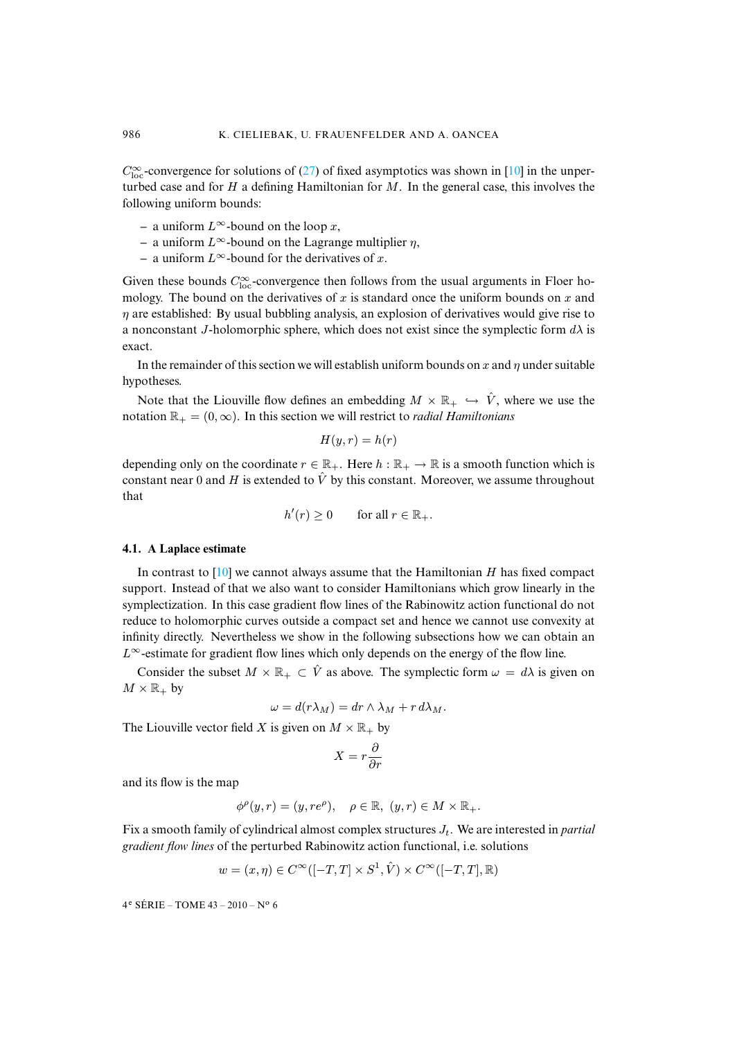$C^\infty_{\mathrm{loc}}$-convergence for solutions of (27) of fixed asymptotics was shown in [10] in the unperturbed case and for $H$ a defining Hamiltonian for $M$. In the general case, this involves the following uniform bounds:

- a uniform $L^\infty$-bound on the loop $x$,
- a uniform $L^\infty$-bound on the Lagrange multiplier $\eta$,
- a uniform $L^\infty$-bound for the derivatives of $x$.

Given these bounds $C^\infty_{\mathrm{loc}}$-convergence then follows from the usual arguments in Floer homology. The bound on the derivatives of $x$ is standard once the uniform bounds on $x$ and $\eta$ are established: By usual bubbling analysis, an explosion of derivatives would give rise to a nonconstant $J$-holomorphic sphere, which does not exist since the symplectic form $d\lambda$ is exact.

In the remainder of this section we will establish uniform bounds on $x$ and $\eta$ under suitable hypotheses.

Note that the Liouville flow defines an embedding $M \times \mathbb{R}_+ \hookrightarrow \hat{V}$, where we use the notation $\mathbb{R}_+ = (0,\infty)$. In this section we will restrict to *radial Hamiltonians*

$$H(y,r) = h(r)$$

depending only on the coordinate $r \in \mathbb{R}_+$. Here $h : \mathbb{R}_+ \to \mathbb{R}$ is a smooth function which is constant near 0 and $H$ is extended to $\hat{V}$ by this constant. Moreover, we assume throughout that

$$h'(r) \geq 0 \qquad \text{for all } r \in \mathbb{R}_+.$$

### 4.1. A Laplace estimate

In contrast to [10] we cannot always assume that the Hamiltonian $H$ has fixed compact support. Instead of that we also want to consider Hamiltonians which grow linearly in the symplectization. In this case gradient flow lines of the Rabinowitz action functional do not reduce to holomorphic curves outside a compact set and hence we cannot use convexity at infinity directly. Nevertheless we show in the following subsections how we can obtain an $L^\infty$-estimate for gradient flow lines which only depends on the energy of the flow line.

Consider the subset $M \times \mathbb{R}_+ \subset \hat{V}$ as above. The symplectic form $\omega = d\lambda$ is given on $M \times \mathbb{R}_+$ by

$$\omega = d(r\lambda_M) = dr \wedge \lambda_M + r\, d\lambda_M.$$

The Liouville vector field $X$ is given on $M \times \mathbb{R}_+$ by

$$X = r\frac{\partial}{\partial r}$$

and its flow is the map

$$\phi^\rho(y,r) = (y, re^\rho), \quad \rho \in \mathbb{R},\ (y,r) \in M \times \mathbb{R}_+.$$

Fix a smooth family of cylindrical almost complex structures $J_t$. We are interested in *partial gradient flow lines* of the perturbed Rabinowitz action functional, i.e. solutions

$$w = (x,\eta) \in C^\infty([-T,T] \times S^1, \hat{V}) \times C^\infty([-T,T],\mathbb{R})$$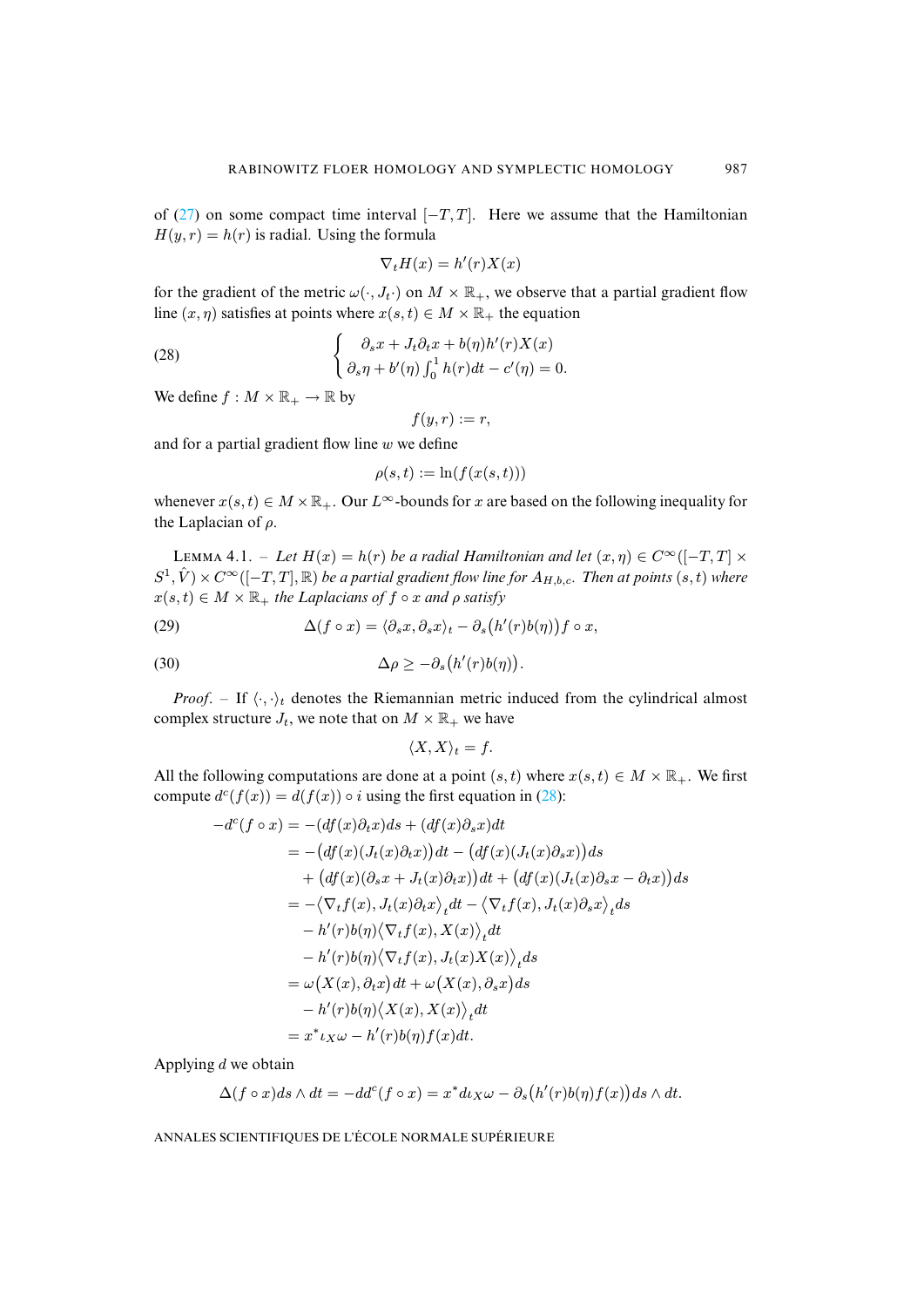of (27) on some compact time interval $[-T,T]$. Here we assume that the Hamiltonian $H(y,r)=h(r)$ is radial. Using the formula

$$\nabla_t H(x) = h'(r)X(x)$$

for the gradient of the metric $\omega(\cdot, J_t \cdot)$ on $M \times \mathbb{R}_+$, we observe that a partial gradient flow line $(x,\eta)$ satisfies at points where $x(s,t)\in M\times\mathbb{R}_+$ the equation

$$\begin{cases} \partial_s x + J_t \partial_t x + b(\eta)h'(r)X(x) \\ \partial_s \eta + b'(\eta)\int_0^1 h(r)dt - c'(\eta) = 0. \end{cases} \tag{28}$$

We define $f: M\times\mathbb{R}_+ \to \mathbb{R}$ by

$$f(y,r) := r,$$

and for a partial gradient flow line $w$ we define

$$\rho(s,t) := \ln(f(x(s,t)))$$

whenever $x(s,t)\in M\times\mathbb{R}_+$. Our $L^\infty$-bounds for $x$ are based on the following inequality for the Laplacian of $\rho$.

Lemma 4.1. – *Let $H(x)=h(r)$ be a radial Hamiltonian and let $(x,\eta)\in C^\infty([-T,T]\times S^1,\hat{V})\times C^\infty([-T,T],\mathbb{R})$ be a partial gradient flow line for $A_{H,b,c}$. Then at points $(s,t)$ where $x(s,t)\in M\times\mathbb{R}_+$ the Laplacians of $f\circ x$ and $\rho$ satisfy*

$$\Delta(f\circ x) = \langle \partial_s x, \partial_s x\rangle_t - \partial_s\big(h'(r)b(\eta)\big) f\circ x, \tag{29}$$

$$\Delta\rho \geq -\partial_s\big(h'(r)b(\eta)\big). \tag{30}$$

*Proof*. – If $\langle\cdot,\cdot\rangle_t$ denotes the Riemannian metric induced from the cylindrical almost complex structure $J_t$, we note that on $M\times\mathbb{R}_+$ we have

$$\langle X, X\rangle_t = f.$$

All the following computations are done at a point $(s,t)$ where $x(s,t)\in M\times\mathbb{R}_+$. We first compute $d^c(f(x)) = d(f(x))\circ i$ using the first equation in (28):

$$\begin{aligned}
-d^c(f\circ x) &= -(df(x)\partial_t x)ds + (df(x)\partial_s x)dt \\
&= -\big(df(x)(J_t(x)\partial_t x)\big)dt - \big(df(x)(J_t(x)\partial_s x)\big)ds \\
&\quad + \big(df(x)(\partial_s x + J_t(x)\partial_t x)\big)dt + \big(df(x)(J_t(x)\partial_s x - \partial_t x)\big)ds \\
&= -\big\langle \nabla_t f(x), J_t(x)\partial_t x\big\rangle_t dt - \big\langle \nabla_t f(x), J_t(x)\partial_s x\big\rangle_t ds \\
&\quad - h'(r)b(\eta)\big\langle \nabla_t f(x), X(x)\big\rangle_t dt \\
&\quad - h'(r)b(\eta)\big\langle \nabla_t f(x), J_t(x)X(x)\big\rangle_t ds \\
&= \omega\big(X(x),\partial_t x\big)dt + \omega\big(X(x),\partial_s x\big)ds \\
&\quad - h'(r)b(\eta)\big\langle X(x), X(x)\big\rangle_t dt \\
&= x^*\iota_X\omega - h'(r)b(\eta)f(x)dt.
\end{aligned}$$

Applying $d$ we obtain

$$\Delta(f\circ x)ds\wedge dt = -dd^c(f\circ x) = x^* d\iota_X\omega - \partial_s\big(h'(r)b(\eta)f(x)\big)ds\wedge dt.$$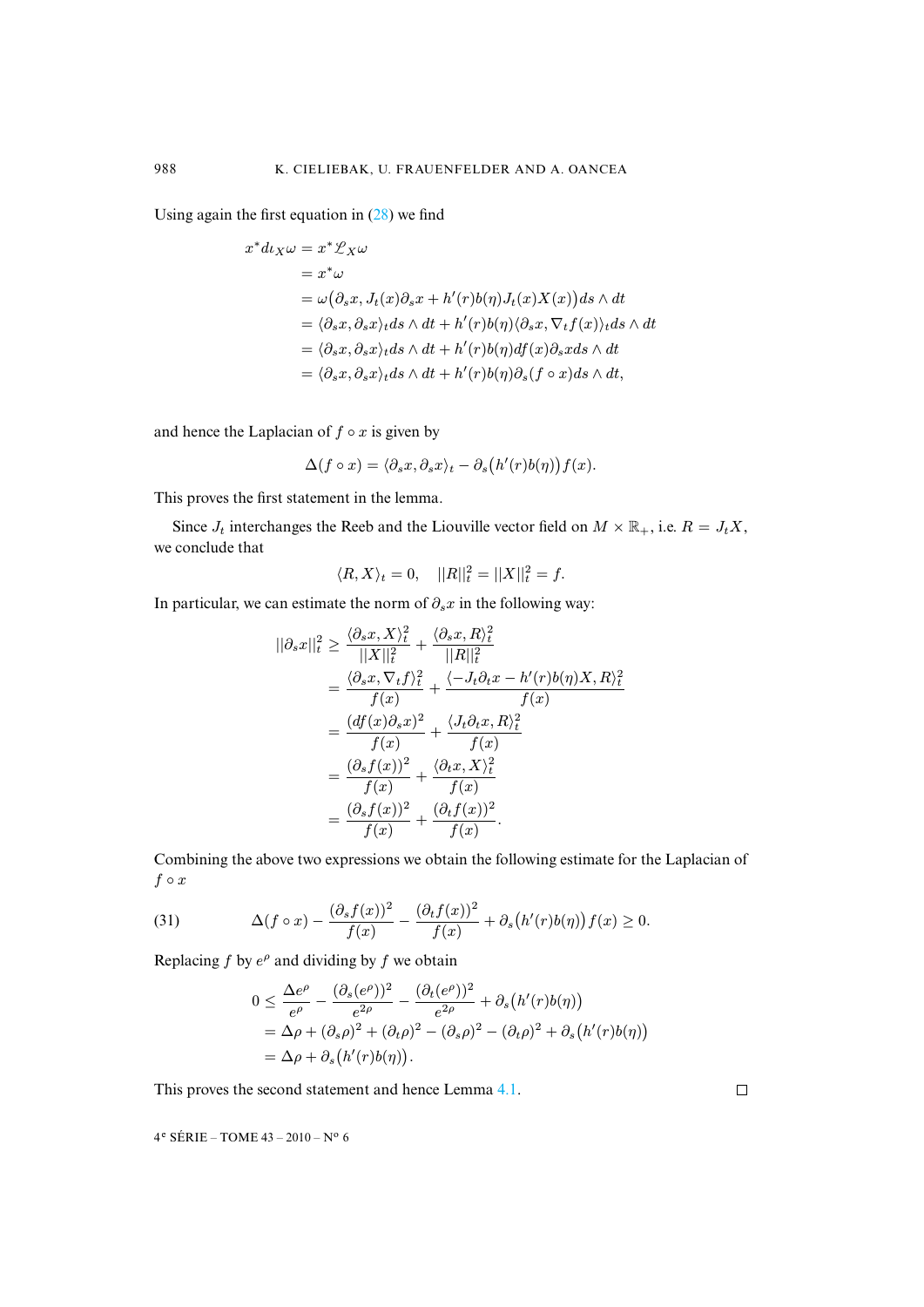Using again the first equation in (28) we find

$$
\begin{aligned}
x^* d\iota_X \omega &= x^* \mathscr{L}_X \omega \\
&= x^* \omega \\
&= \omega\big(\partial_s x, J_t(x)\partial_s x + h'(r)b(\eta) J_t(x) X(x)\big) ds \wedge dt \\
&= \langle \partial_s x, \partial_s x\rangle_t ds \wedge dt + h'(r)b(\eta)\langle \partial_s x, \nabla_t f(x)\rangle_t ds \wedge dt \\
&= \langle \partial_s x, \partial_s x\rangle_t ds \wedge dt + h'(r)b(\eta) df(x)\partial_s x ds \wedge dt \\
&= \langle \partial_s x, \partial_s x\rangle_t ds \wedge dt + h'(r)b(\eta)\partial_s(f\circ x) ds \wedge dt,
\end{aligned}
$$

and hence the Laplacian of $f \circ x$ is given by

$$
\Delta(f\circ x) = \langle \partial_s x, \partial_s x\rangle_t - \partial_s\big(h'(r)b(\eta)\big) f(x).
$$

This proves the first statement in the lemma.

Since $J_t$ interchanges the Reeb and the Liouville vector field on $M \times \mathbb{R}_+$, i.e. $R = J_t X$, we conclude that

$$
\langle R, X\rangle_t = 0, \quad ||R||_t^2 = ||X||_t^2 = f.
$$

In particular, we can estimate the norm of $\partial_s x$ in the following way:

$$
\begin{aligned}
||\partial_s x||_t^2 &\geq \frac{\langle \partial_s x, X\rangle_t^2}{||X||_t^2} + \frac{\langle \partial_s x, R\rangle_t^2}{||R||_t^2} \\
&= \frac{\langle \partial_s x, \nabla_t f\rangle_t^2}{f(x)} + \frac{\langle -J_t\partial_t x - h'(r)b(\eta)X, R\rangle_t^2}{f(x)} \\
&= \frac{(df(x)\partial_s x)^2}{f(x)} + \frac{\langle J_t \partial_t x, R\rangle_t^2}{f(x)} \\
&= \frac{(\partial_s f(x))^2}{f(x)} + \frac{\langle \partial_t x, X\rangle_t^2}{f(x)} \\
&= \frac{(\partial_s f(x))^2}{f(x)} + \frac{(\partial_t f(x))^2}{f(x)}.
\end{aligned}
$$

Combining the above two expressions we obtain the following estimate for the Laplacian of $f \circ x$

$$
\Delta(f\circ x) - \frac{(\partial_s f(x))^2}{f(x)} - \frac{(\partial_t f(x))^2}{f(x)} + \partial_s\big(h'(r)b(\eta)\big) f(x) \geq 0. \tag{31}
$$

Replacing $f$ by $e^\rho$ and dividing by $f$ we obtain

$$
\begin{aligned}
0 &\leq \frac{\Delta e^\rho}{e^\rho} - \frac{(\partial_s(e^\rho))^2}{e^{2\rho}} - \frac{(\partial_t(e^\rho))^2}{e^{2\rho}} + \partial_s\big(h'(r)b(\eta)\big) \\
&= \Delta\rho + (\partial_s\rho)^2 + (\partial_t\rho)^2 - (\partial_s\rho)^2 - (\partial_t\rho)^2 + \partial_s\big(h'(r)b(\eta)\big) \\
&= \Delta\rho + \partial_s\big(h'(r)b(\eta)\big).
\end{aligned}
$$

This proves the second statement and hence Lemma 4.1. □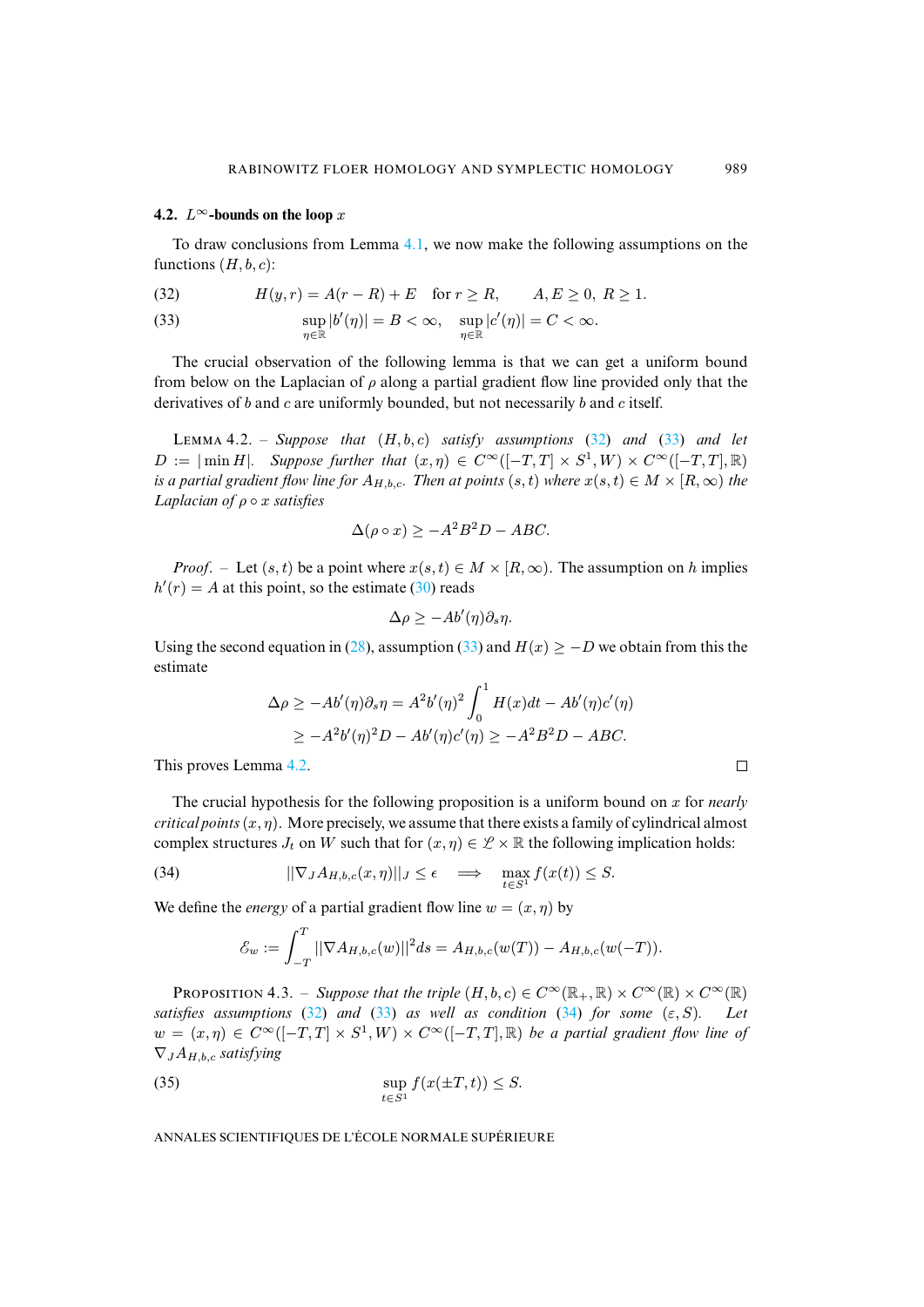### 4.2. $L^\infty$-bounds on the loop $x$

To draw conclusions from Lemma 4.1, we now make the following assumptions on the functions $(H, b, c)$:

$$H(y, r) = A(r - R) + E \quad \text{for } r \geq R, \qquad A, E \geq 0,\ R \geq 1. \tag{32}$$

$$\sup_{\eta \in \mathbb{R}} |b'(\eta)| = B < \infty, \quad \sup_{\eta \in \mathbb{R}} |c'(\eta)| = C < \infty. \tag{33}$$

The crucial observation of the following lemma is that we can get a uniform bound from below on the Laplacian of $\rho$ along a partial gradient flow line provided only that the derivatives of $b$ and $c$ are uniformly bounded, but not necessarily $b$ and $c$ itself.

Lemma 4.2. – *Suppose that $(H, b, c)$ satisfy assumptions (32) and (33) and let $D := |\min H|$. Suppose further that $(x, \eta) \in C^\infty([-T, T] \times S^1, W) \times C^\infty([-T, T], \mathbb{R})$ is a partial gradient flow line for $A_{H,b,c}$. Then at points $(s, t)$ where $x(s, t) \in M \times [R, \infty)$ the Laplacian of $\rho \circ x$ satisfies*

$$\Delta(\rho \circ x) \geq -A^2 B^2 D - ABC.$$

*Proof*. – Let $(s, t)$ be a point where $x(s, t) \in M \times [R, \infty)$. The assumption on $h$ implies $h'(r) = A$ at this point, so the estimate (30) reads

$$\Delta \rho \geq -A b'(\eta) \partial_s \eta.$$

Using the second equation in (28), assumption (33) and $H(x) \geq -D$ we obtain from this the estimate

$$\begin{aligned}
\Delta \rho \geq -A b'(\eta) \partial_s \eta &= A^2 b'(\eta)^2 \int_0^1 H(x) dt - A b'(\eta) c'(\eta) \\
&\geq -A^2 b'(\eta)^2 D - A b'(\eta) c'(\eta) \geq -A^2 B^2 D - ABC.
\end{aligned}$$

This proves Lemma 4.2. □

The crucial hypothesis for the following proposition is a uniform bound on $x$ for *nearly critical points* $(x, \eta)$. More precisely, we assume that there exists a family of cylindrical almost complex structures $J_t$ on $W$ such that for $(x, \eta) \in \mathscr{L} \times \mathbb{R}$ the following implication holds:

$$||\nabla_J A_{H,b,c}(x, \eta)||_J \leq \epsilon \quad \Longrightarrow \quad \max_{t \in S^1} f(x(t)) \leq S. \tag{34}$$

We define the *energy* of a partial gradient flow line $w = (x, \eta)$ by

$$\mathscr{E}_w := \int_{-T}^{T} ||\nabla A_{H,b,c}(w)||^2 ds = A_{H,b,c}(w(T)) - A_{H,b,c}(w(-T)).$$

Proposition 4.3. – *Suppose that the triple $(H, b, c) \in C^\infty(\mathbb{R}_+, \mathbb{R}) \times C^\infty(\mathbb{R}) \times C^\infty(\mathbb{R})$ satisfies assumptions (32) and (33) as well as condition (34) for some $(\varepsilon, S)$. Let $w = (x, \eta) \in C^\infty([-T, T] \times S^1, W) \times C^\infty([-T, T], \mathbb{R})$ be a partial gradient flow line of $\nabla_J A_{H,b,c}$ satisfying*

$$\sup_{t \in S^1} f(x(\pm T, t)) \leq S. \tag{35}$$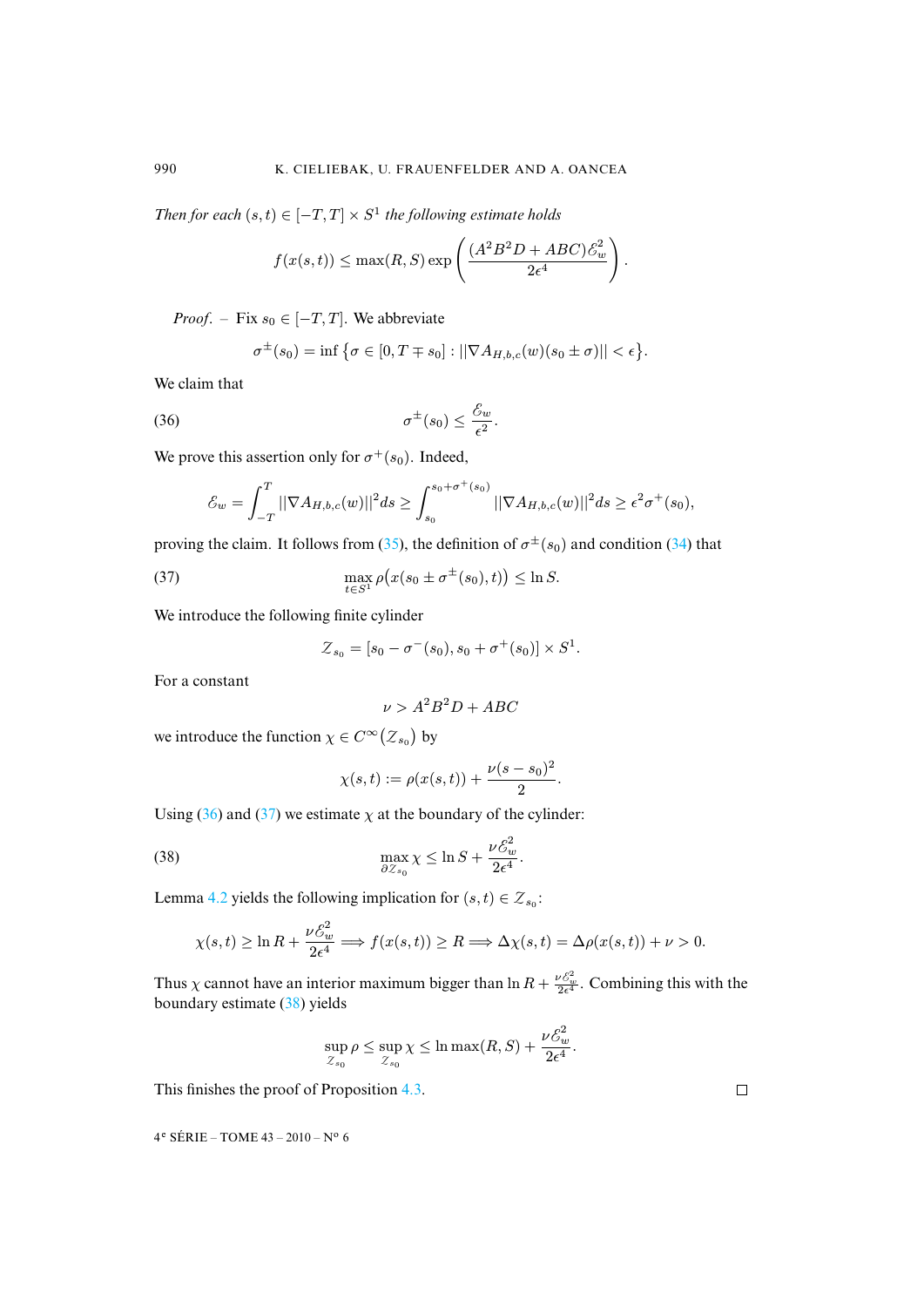*Then for each* $(s,t) \in [-T,T] \times S^1$ *the following estimate holds*

$$f(x(s,t)) \leq \max(R,S) \exp\left(\frac{(A^2B^2D + ABC)\mathscr{E}_w^2}{2\epsilon^4}\right).$$

*Proof*. – Fix $s_0 \in [-T,T]$. We abbreviate

$$\sigma^{\pm}(s_0) = \inf\left\{\sigma \in [0, T \mp s_0] : ||\nabla A_{H,b,c}(w)(s_0 \pm \sigma)|| < \epsilon\right\}.$$

We claim that

$$\sigma^{\pm}(s_0) \leq \frac{\mathscr{E}_w}{\epsilon^2}. \tag{36}$$

We prove this assertion only for $\sigma^+(s_0)$. Indeed,

$$\mathscr{E}_w = \int_{-T}^{T} ||\nabla A_{H,b,c}(w)||^2 ds \geq \int_{s_0}^{s_0+\sigma^+(s_0)} ||\nabla A_{H,b,c}(w)||^2 ds \geq \epsilon^2 \sigma^+(s_0),$$

proving the claim. It follows from (35), the definition of $\sigma^{\pm}(s_0)$ and condition (34) that

$$\max_{t \in S^1} \rho\big(x(s_0 \pm \sigma^{\pm}(s_0), t)\big) \leq \ln S. \tag{37}$$

We introduce the following finite cylinder

$$\mathcal{Z}_{s_0} = [s_0 - \sigma^-(s_0), s_0 + \sigma^+(s_0)] \times S^1.$$

For a constant

$$\nu > A^2B^2D + ABC$$

we introduce the function $\chi \in C^\infty(\mathcal{Z}_{s_0})$ by

$$\chi(s,t) := \rho(x(s,t)) + \frac{\nu(s-s_0)^2}{2}.$$

Using (36) and (37) we estimate $\chi$ at the boundary of the cylinder:

$$\max_{\partial \mathcal{Z}_{s_0}} \chi \leq \ln S + \frac{\nu \mathscr{E}_w^2}{2\epsilon^4}. \tag{38}$$

Lemma 4.2 yields the following implication for $(s,t) \in \mathcal{Z}_{s_0}$:

$$\chi(s,t) \geq \ln R + \frac{\nu \mathscr{E}_w^2}{2\epsilon^4} \Longrightarrow f(x(s,t)) \geq R \Longrightarrow \Delta\chi(s,t) = \Delta\rho(x(s,t)) + \nu > 0.$$

Thus $\chi$ cannot have an interior maximum bigger than $\ln R + \frac{\nu \mathscr{E}_w^2}{2\epsilon^4}$. Combining this with the boundary estimate (38) yields

$$\sup_{\mathcal{Z}_{s_0}} \rho \leq \sup_{\mathcal{Z}_{s_0}} \chi \leq \ln \max(R,S) + \frac{\nu \mathscr{E}_w^2}{2\epsilon^4}.$$

This finishes the proof of Proposition 4.3. □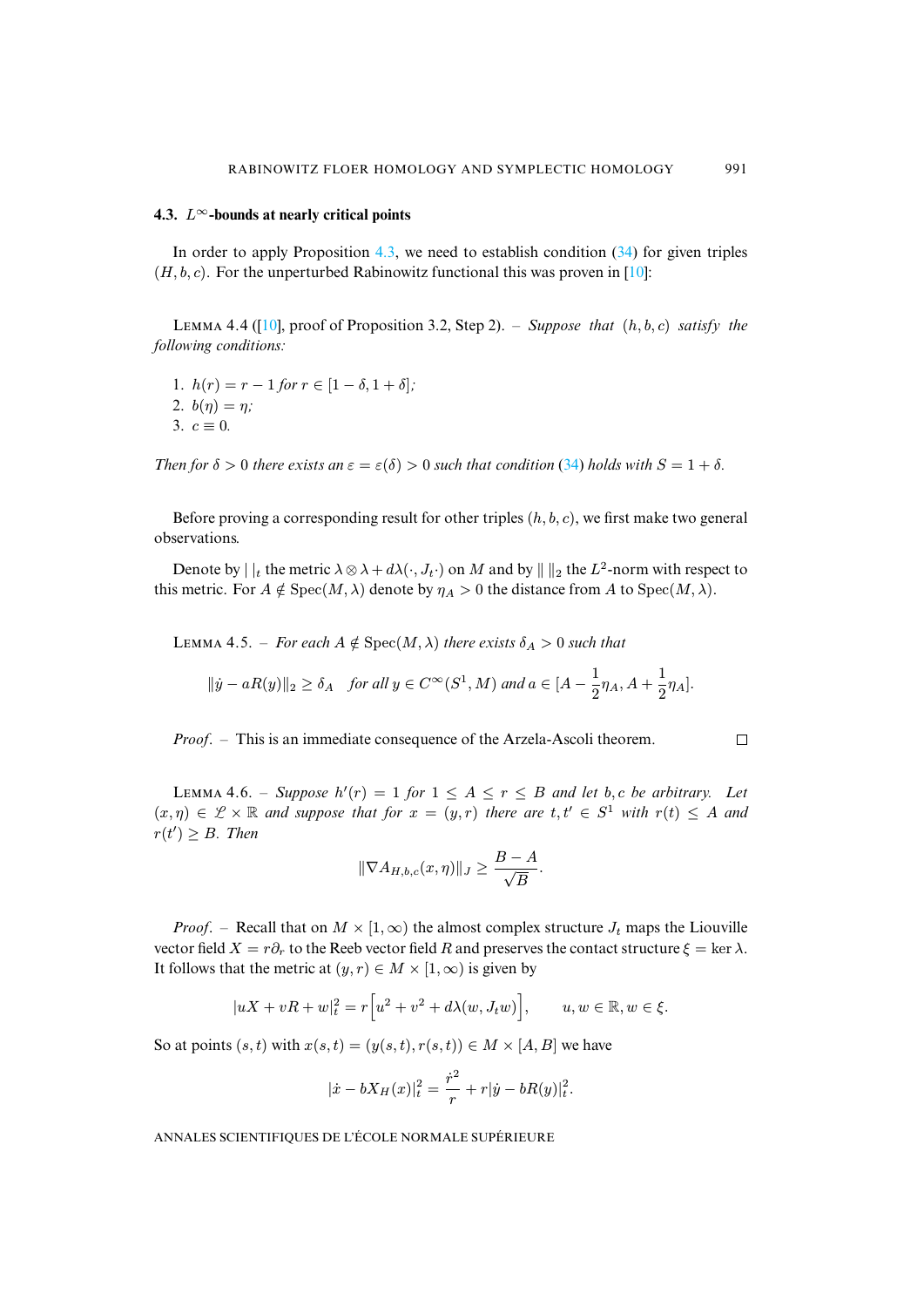### 4.3. $L^\infty$-bounds at nearly critical points

In order to apply Proposition 4.3, we need to establish condition (34) for given triples $(H, b, c)$. For the unperturbed Rabinowitz functional this was proven in [10]:

LEMMA 4.4 ([10], proof of Proposition 3.2, Step 2). – *Suppose that $(h, b, c)$ satisfy the following conditions:*

1. $h(r) = r - 1$ *for* $r \in [1 - \delta, 1 + \delta]$;
2. $b(\eta) = \eta$;
3. $c \equiv 0$.

*Then for $\delta > 0$ there exists an $\varepsilon = \varepsilon(\delta) > 0$ such that condition (34) holds with $S = 1 + \delta$.*

Before proving a corresponding result for other triples $(h, b, c)$, we first make two general observations.

Denote by $|\ |_t$ the metric $\lambda \otimes \lambda + d\lambda(\cdot, J_t \cdot)$ on $M$ and by $\|\ \|_2$ the $L^2$-norm with respect to this metric. For $A \notin \operatorname{Spec}(M, \lambda)$ denote by $\eta_A > 0$ the distance from $A$ to $\operatorname{Spec}(M, \lambda)$.

LEMMA 4.5. – *For each $A \notin \operatorname{Spec}(M, \lambda)$ there exists $\delta_A > 0$ such that*

$$\|\dot{y} - aR(y)\|_2 \geq \delta_A \quad \textit{for all } y \in C^\infty(S^1, M) \textit{ and } a \in [A - \frac{1}{2}\eta_A, A + \frac{1}{2}\eta_A].$$

*Proof.* – This is an immediate consequence of the Arzela-Ascoli theorem. □

LEMMA 4.6. – *Suppose $h'(r) = 1$ for $1 \leq A \leq r \leq B$ and let $b, c$ be arbitrary. Let $(x, \eta) \in \mathscr{L} \times \mathbb{R}$ and suppose that for $x = (y, r)$ there are $t, t' \in S^1$ with $r(t) \leq A$ and $r(t') \geq B$. Then*

$$\|\nabla A_{H,b,c}(x, \eta)\|_J \geq \frac{B - A}{\sqrt{B}}.$$

*Proof.* – Recall that on $M \times [1, \infty)$ the almost complex structure $J_t$ maps the Liouville vector field $X = r\partial_r$ to the Reeb vector field $R$ and preserves the contact structure $\xi = \ker \lambda$. It follows that the metric at $(y, r) \in M \times [1, \infty)$ is given by

$$|uX + vR + w|_t^2 = r\Big[u^2 + v^2 + d\lambda(w, J_t w)\Big], \qquad u, w \in \mathbb{R}, w \in \xi.$$

So at points $(s, t)$ with $x(s, t) = (y(s, t), r(s, t)) \in M \times [A, B]$ we have

$$|\dot{x} - bX_H(x)|_t^2 = \frac{\dot{r}^2}{r} + r|\dot{y} - bR(y)|_t^2.$$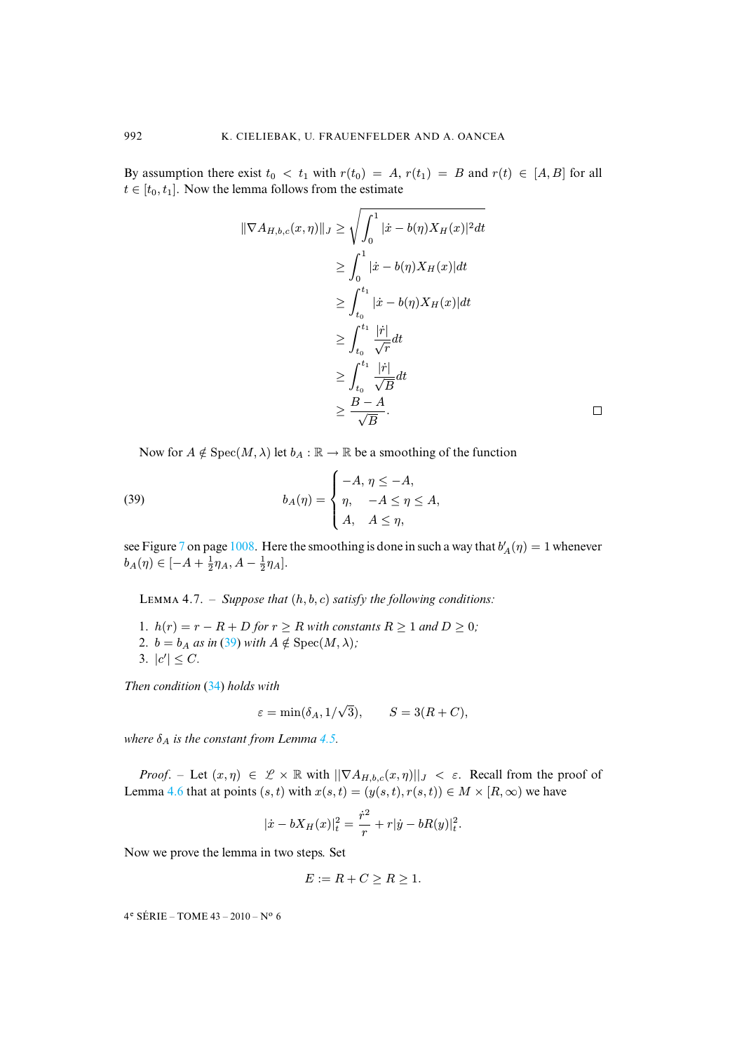By assumption there exist $t_0 < t_1$ with $r(t_0) = A$, $r(t_1) = B$ and $r(t) \in [A, B]$ for all $t \in [t_0, t_1]$. Now the lemma follows from the estimate

$$
\begin{aligned}
\|\nabla A_{H,b,c}(x,\eta)\|_J &\geq \sqrt{\int_0^1 |\dot{x} - b(\eta) X_H(x)|^2 dt} \\
&\geq \int_0^1 |\dot{x} - b(\eta) X_H(x)| dt \\
&\geq \int_{t_0}^{t_1} |\dot{x} - b(\eta) X_H(x)| dt \\
&\geq \int_{t_0}^{t_1} \frac{|\dot{r}|}{\sqrt{r}} dt \\
&\geq \int_{t_0}^{t_1} \frac{|\dot{r}|}{\sqrt{B}} dt \\
&\geq \frac{B-A}{\sqrt{B}}.
\end{aligned}
$$

□

Now for $A \notin \mathrm{Spec}(M, \lambda)$ let $b_A : \mathbb{R} \to \mathbb{R}$ be a smoothing of the function

$$
b_A(\eta) = \begin{cases} -A, \ \eta \leq -A, \\ \eta, \quad -A \leq \eta \leq A, \\ A, \quad A \leq \eta, \end{cases} \tag{39}
$$

see Figure 7 on page 1008. Here the smoothing is done in such a way that $b_A'(\eta) = 1$ whenever $b_A(\eta) \in [-A + \frac{1}{2}\eta_A, A - \frac{1}{2}\eta_A]$.

**Lemma 4.7.** – *Suppose that $(h, b, c)$ satisfy the following conditions:*

1. *$h(r) = r - R + D$ for $r \geq R$ with constants $R \geq 1$ and $D \geq 0$;*
2. *$b = b_A$ as in (39) with $A \notin \mathrm{Spec}(M, \lambda)$;*
3. *$|c'| \leq C$.*

*Then condition (34) holds with*

$$
\varepsilon = \min(\delta_A, 1/\sqrt{3}), \qquad S = 3(R + C),
$$

*where $\delta_A$ is the constant from Lemma 4.5.*

*Proof.* – Let $(x, \eta) \in \mathscr{L} \times \mathbb{R}$ with $||\nabla A_{H,b,c}(x, \eta)||_J < \varepsilon$. Recall from the proof of Lemma 4.6 that at points $(s, t)$ with $x(s, t) = (y(s, t), r(s, t)) \in M \times [R, \infty)$ we have

$$
|\dot{x} - bX_H(x)|_t^2 = \frac{\dot{r}^2}{r} + r|\dot{y} - bR(y)|_t^2.
$$

Now we prove the lemma in two steps. Set

$$
E := R + C \geq R \geq 1.
$$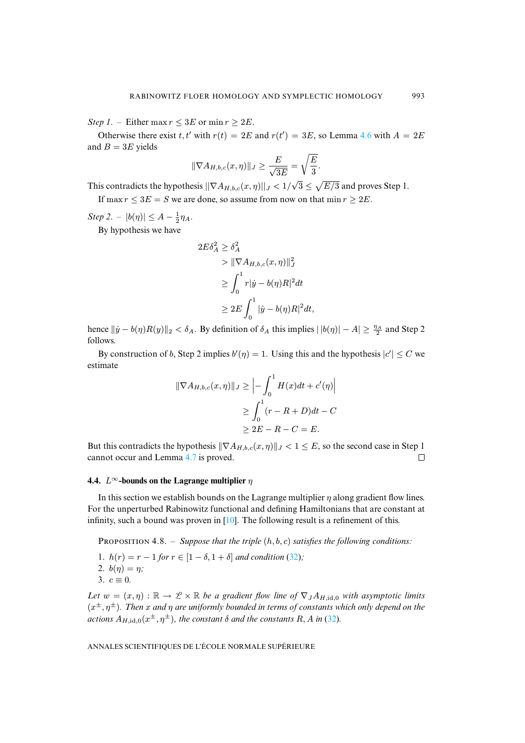*Step 1.* – Either $\max r \leq 3E$ or $\min r \geq 2E$.

Otherwise there exist $t, t'$ with $r(t) = 2E$ and $r(t') = 3E$, so Lemma 4.6 with $A = 2E$ and $B = 3E$ yields

$$\|\nabla A_{H,b,c}(x,\eta)\|_J \geq \frac{E}{\sqrt{3E}} = \sqrt{\frac{E}{3}}.$$

This contradicts the hypothesis $\|\nabla A_{H,b,c}(x,\eta)\|_J < 1/\sqrt{3} \leq \sqrt{E/3}$ and proves Step 1.

If $\max r \leq 3E = S$ we are done, so assume from now on that $\min r \geq 2E$.

*Step 2.* – $|b(\eta)| \leq A - \frac{1}{2}\eta_A$.

By hypothesis we have

$$\begin{aligned}
2E\delta_A^2 &\geq \delta_A^2 \\
&> \|\nabla A_{H,b,c}(x,\eta)\|_J^2 \\
&\geq \int_0^1 r|\dot{y} - b(\eta)R|^2 dt \\
&\geq 2E \int_0^1 |\dot{y} - b(\eta)R|^2 dt,
\end{aligned}$$

hence $\|\dot{y} - b(\eta)R(y)\|_2 < \delta_A$. By definition of $\delta_A$ this implies $|\,|b(\eta)| - A| \geq \frac{\eta_A}{2}$ and Step 2 follows.

By construction of $b$, Step 2 implies $b'(\eta) = 1$. Using this and the hypothesis $|c'| \leq C$ we estimate

$$\begin{aligned}
\|\nabla A_{H,b,c}(x,\eta)\|_J &\geq \left| -\int_0^1 H(x)dt + c'(\eta) \right| \\
&\geq \int_0^1 (r - R + D)dt - C \\
&\geq 2E - R - C = E.
\end{aligned}$$

But this contradicts the hypothesis $\|\nabla A_{H,b,c}(x,\eta)\|_J < 1 \leq E$, so the second case in Step 1 cannot occur and Lemma 4.7 is proved. $\square$

### 4.4. $L^\infty$-bounds on the Lagrange multiplier $\eta$

In this section we establish bounds on the Lagrange multiplier $\eta$ along gradient flow lines. For the unperturbed Rabinowitz functional and defining Hamiltonians that are constant at infinity, such a bound was proven in [10]. The following result is a refinement of this.

PROPOSITION 4.8. – *Suppose that the triple $(h, b, c)$ satisfies the following conditions:*

1. *$h(r) = r - 1$ for $r \in [1 - \delta, 1 + \delta]$ and condition (32);*
2. *$b(\eta) = \eta$;*
3. *$c \equiv 0$.*

*Let $w = (x, \eta) : \mathbb{R} \to \mathscr{L} \times \mathbb{R}$ be a gradient flow line of $\nabla_J A_{H,\mathrm{id},0}$ with asymptotic limits $(x^\pm, \eta^\pm)$. Then $x$ and $\eta$ are uniformly bounded in terms of constants which only depend on the actions $A_{H,\mathrm{id},0}(x^\pm, \eta^\pm)$, the constant $\delta$ and the constants $R, A$ in (32).*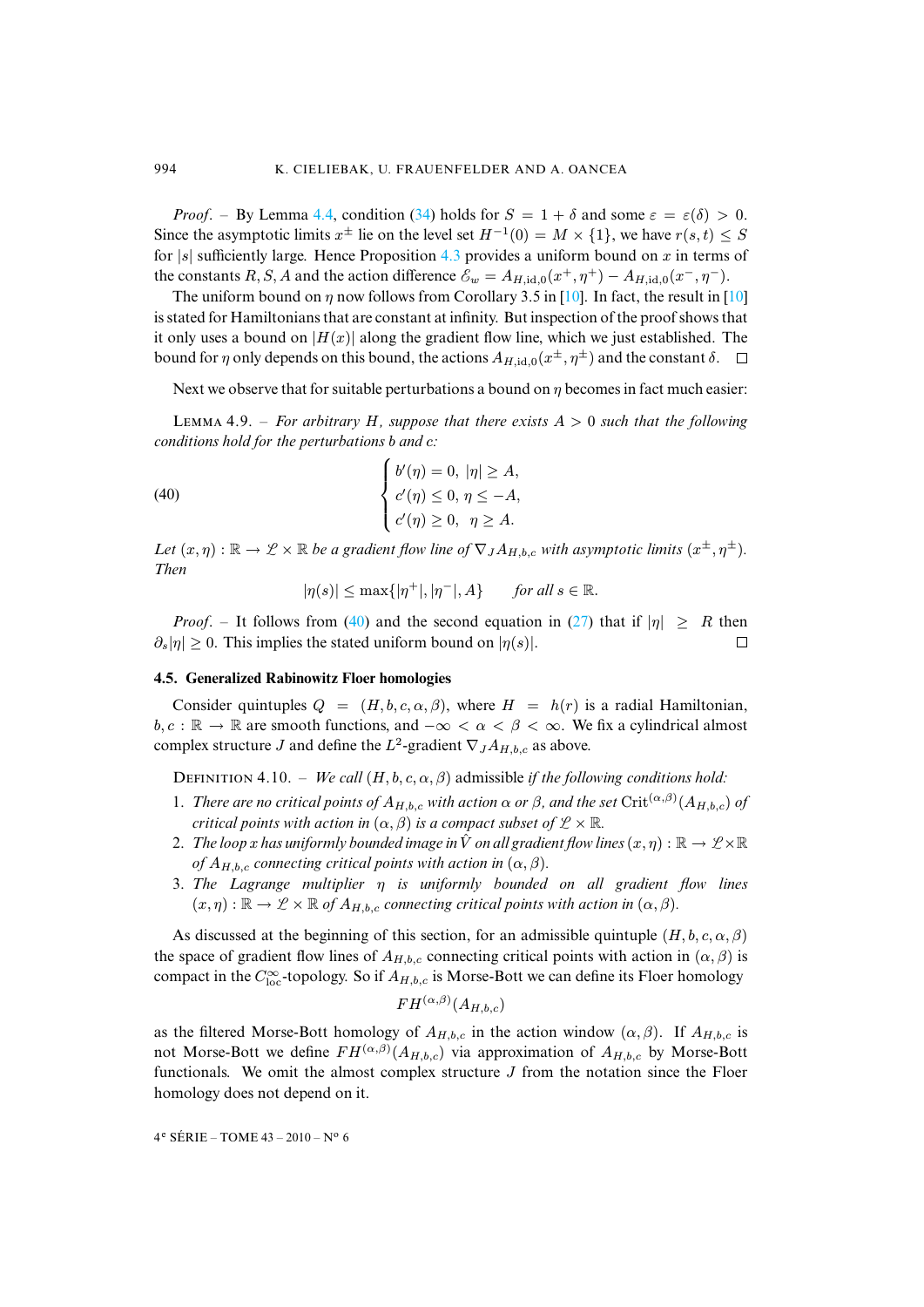*Proof*. – By Lemma 4.4, condition (34) holds for $S = 1 + \delta$ and some $\varepsilon = \varepsilon(\delta) > 0$. Since the asymptotic limits $x^\pm$ lie on the level set $H^{-1}(0) = M \times \{1\}$, we have $r(s,t) \leq S$ for $|s|$ sufficiently large. Hence Proposition 4.3 provides a uniform bound on $x$ in terms of the constants $R, S, A$ and the action difference $\mathcal{E}_w = A_{H,\mathrm{id},0}(x^+, \eta^+) - A_{H,\mathrm{id},0}(x^-, \eta^-)$.

The uniform bound on $\eta$ now follows from Corollary 3.5 in [10]. In fact, the result in [10] is stated for Hamiltonians that are constant at infinity. But inspection of the proof shows that it only uses a bound on $|H(x)|$ along the gradient flow line, which we just established. The bound for $\eta$ only depends on this bound, the actions $A_{H,\mathrm{id},0}(x^\pm, \eta^\pm)$ and the constant $\delta$. □

Next we observe that for suitable perturbations a bound on $\eta$ becomes in fact much easier:

LEMMA 4.9. – *For arbitrary $H$, suppose that there exists $A > 0$ such that the following conditions hold for the perturbations $b$ and $c$:*

$$
\begin{cases}
b'(\eta) = 0, & |\eta| \geq A, \\
c'(\eta) \leq 0, & \eta \leq -A, \\
c'(\eta) \geq 0, & \eta \geq A.
\end{cases}
\tag{40}
$$

*Let $(x, \eta) : \mathbb{R} \to \mathcal{L} \times \mathbb{R}$ be a gradient flow line of $\nabla_J A_{H,b,c}$ with asymptotic limits $(x^\pm, \eta^\pm)$. Then*

$$
|\eta(s)| \leq \max\{|\eta^+|, |\eta^-|, A\} \qquad \text{for all } s \in \mathbb{R}.
$$

*Proof*. – It follows from (40) and the second equation in (27) that if $|\eta| \geq R$ then $\partial_s |\eta| \geq 0$. This implies the stated uniform bound on $|\eta(s)|$. □

### 4.5. Generalized Rabinowitz Floer homologies

Consider quintuples $Q = (H, b, c, \alpha, \beta)$, where $H = h(r)$ is a radial Hamiltonian, $b, c : \mathbb{R} \to \mathbb{R}$ are smooth functions, and $-\infty < \alpha < \beta < \infty$. We fix a cylindrical almost complex structure $J$ and define the $L^2$-gradient $\nabla_J A_{H,b,c}$ as above.

DEFINITION 4.10. – *We call $(H, b, c, \alpha, \beta)$* admissible *if the following conditions hold:*

1. *There are no critical points of $A_{H,b,c}$ with action $\alpha$ or $\beta$, and the set $\mathrm{Crit}^{(\alpha,\beta)}(A_{H,b,c})$ of critical points with action in $(\alpha, \beta)$ is a compact subset of $\mathcal{L} \times \mathbb{R}$.*
2. *The loop $x$ has uniformly bounded image in $\hat{V}$ on all gradient flow lines $(x, \eta) : \mathbb{R} \to \mathcal{L} \times \mathbb{R}$ of $A_{H,b,c}$ connecting critical points with action in $(\alpha, \beta)$.*
3. *The Lagrange multiplier $\eta$ is uniformly bounded on all gradient flow lines $(x, \eta) : \mathbb{R} \to \mathcal{L} \times \mathbb{R}$ of $A_{H,b,c}$ connecting critical points with action in $(\alpha, \beta)$.*

As discussed at the beginning of this section, for an admissible quintuple $(H, b, c, \alpha, \beta)$ the space of gradient flow lines of $A_{H,b,c}$ connecting critical points with action in $(\alpha, \beta)$ is compact in the $C^\infty_{\mathrm{loc}}$-topology. So if $A_{H,b,c}$ is Morse-Bott we can define its Floer homology

$$
FH^{(\alpha,\beta)}(A_{H,b,c})
$$

as the filtered Morse-Bott homology of $A_{H,b,c}$ in the action window $(\alpha, \beta)$. If $A_{H,b,c}$ is not Morse-Bott we define $FH^{(\alpha,\beta)}(A_{H,b,c})$ via approximation of $A_{H,b,c}$ by Morse-Bott functionals. We omit the almost complex structure $J$ from the notation since the Floer homology does not depend on it.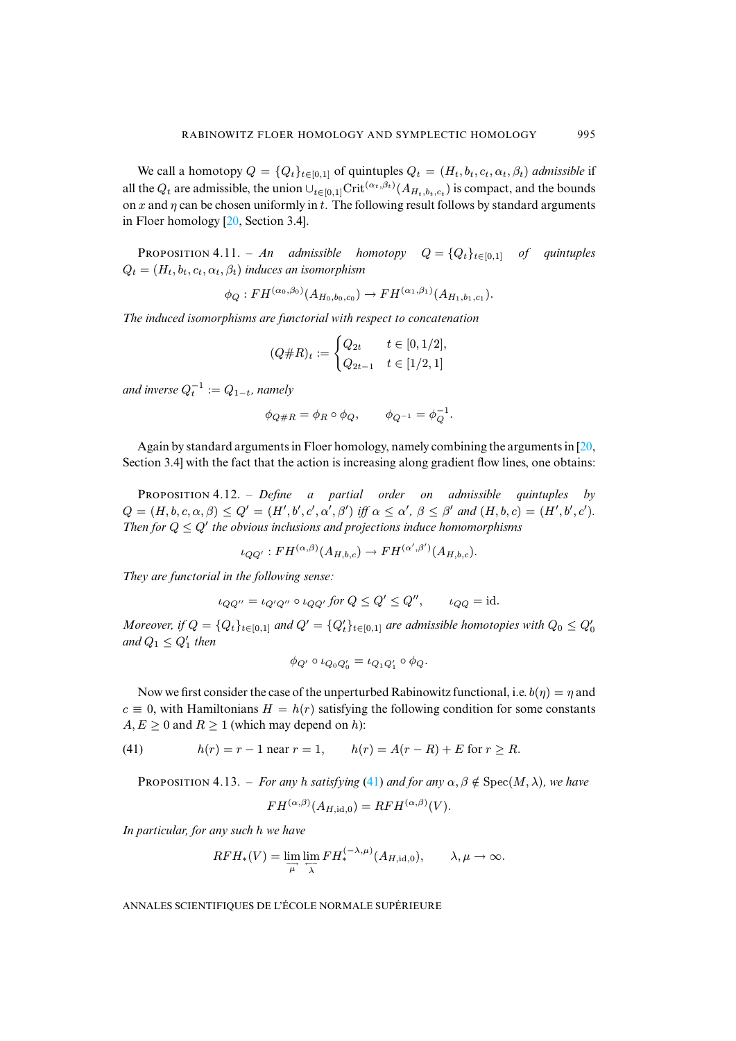We call a homotopy $Q = \{Q_t\}_{t\in[0,1]}$ of quintuples $Q_t = (H_t, b_t, c_t, \alpha_t, \beta_t)$ *admissible* if all the $Q_t$ are admissible, the union $\cup_{t\in[0,1]}\mathrm{Crit}^{(\alpha_t,\beta_t)}(A_{H_t,b_t,c_t})$ is compact, and the bounds on $x$ and $\eta$ can be chosen uniformly in $t$. The following result follows by standard arguments in Floer homology [20, Section 3.4].

Proposition 4.11. – *An admissible homotopy $Q = \{Q_t\}_{t\in[0,1]}$ of quintuples $Q_t = (H_t, b_t, c_t, \alpha_t, \beta_t)$ induces an isomorphism*

$$\phi_Q : FH^{(\alpha_0,\beta_0)}(A_{H_0,b_0,c_0}) \to FH^{(\alpha_1,\beta_1)}(A_{H_1,b_1,c_1}).$$

*The induced isomorphisms are functorial with respect to concatenation*

$$(Q\#R)_t := \begin{cases} Q_{2t} & t \in [0, 1/2], \\ Q_{2t-1} & t \in [1/2, 1] \end{cases}$$

*and inverse $Q_t^{-1} := Q_{1-t}$, namely*

$$\phi_{Q\#R} = \phi_R \circ \phi_Q, \qquad \phi_{Q^{-1}} = \phi_Q^{-1}.$$

Again by standard arguments in Floer homology, namely combining the arguments in [20, Section 3.4] with the fact that the action is increasing along gradient flow lines, one obtains:

Proposition 4.12. – *Define a partial order on admissible quintuples by $Q = (H, b, c, \alpha, \beta) \leq Q' = (H', b', c', \alpha', \beta')$ iff $\alpha \leq \alpha'$, $\beta \leq \beta'$ and $(H, b, c) = (H', b', c')$. Then for $Q \leq Q'$ the obvious inclusions and projections induce homomorphisms*

$$\iota_{QQ'} : FH^{(\alpha,\beta)}(A_{H,b,c}) \to FH^{(\alpha',\beta')}(A_{H,b,c}).$$

*They are functorial in the following sense:*

$$\iota_{QQ''} = \iota_{Q'Q''} \circ \iota_{QQ'} \text{ for } Q \leq Q' \leq Q'', \qquad \iota_{QQ} = \mathrm{id}.$$

*Moreover, if $Q = \{Q_t\}_{t\in[0,1]}$ and $Q' = \{Q'_t\}_{t\in[0,1]}$ are admissible homotopies with $Q_0 \leq Q'_0$ and $Q_1 \leq Q'_1$ then*

$$\phi_{Q'} \circ \iota_{Q_0Q'_0} = \iota_{Q_1Q'_1} \circ \phi_Q.$$

Now we first consider the case of the unperturbed Rabinowitz functional, i.e. $b(\eta) = \eta$ and $c \equiv 0$, with Hamiltonians $H = h(r)$ satisfying the following condition for some constants $A, E \geq 0$ and $R \geq 1$ (which may depend on $h$):

$$h(r) = r - 1 \text{ near } r = 1, \qquad h(r) = A(r - R) + E \text{ for } r \geq R. \tag{41}$$

Proposition 4.13. – *For any $h$ satisfying (41) and for any $\alpha, \beta \notin \mathrm{Spec}(M, \lambda)$, we have*

$$FH^{(\alpha,\beta)}(A_{H,\mathrm{id},0}) = RFH^{(\alpha,\beta)}(V).$$

*In particular, for any such $h$ we have*

$$RFH_*(V) = \varinjlim_{\mu} \varprojlim_{\lambda} FH_*^{(-\lambda,\mu)}(A_{H,\mathrm{id},0}), \qquad \lambda, \mu \to \infty.$$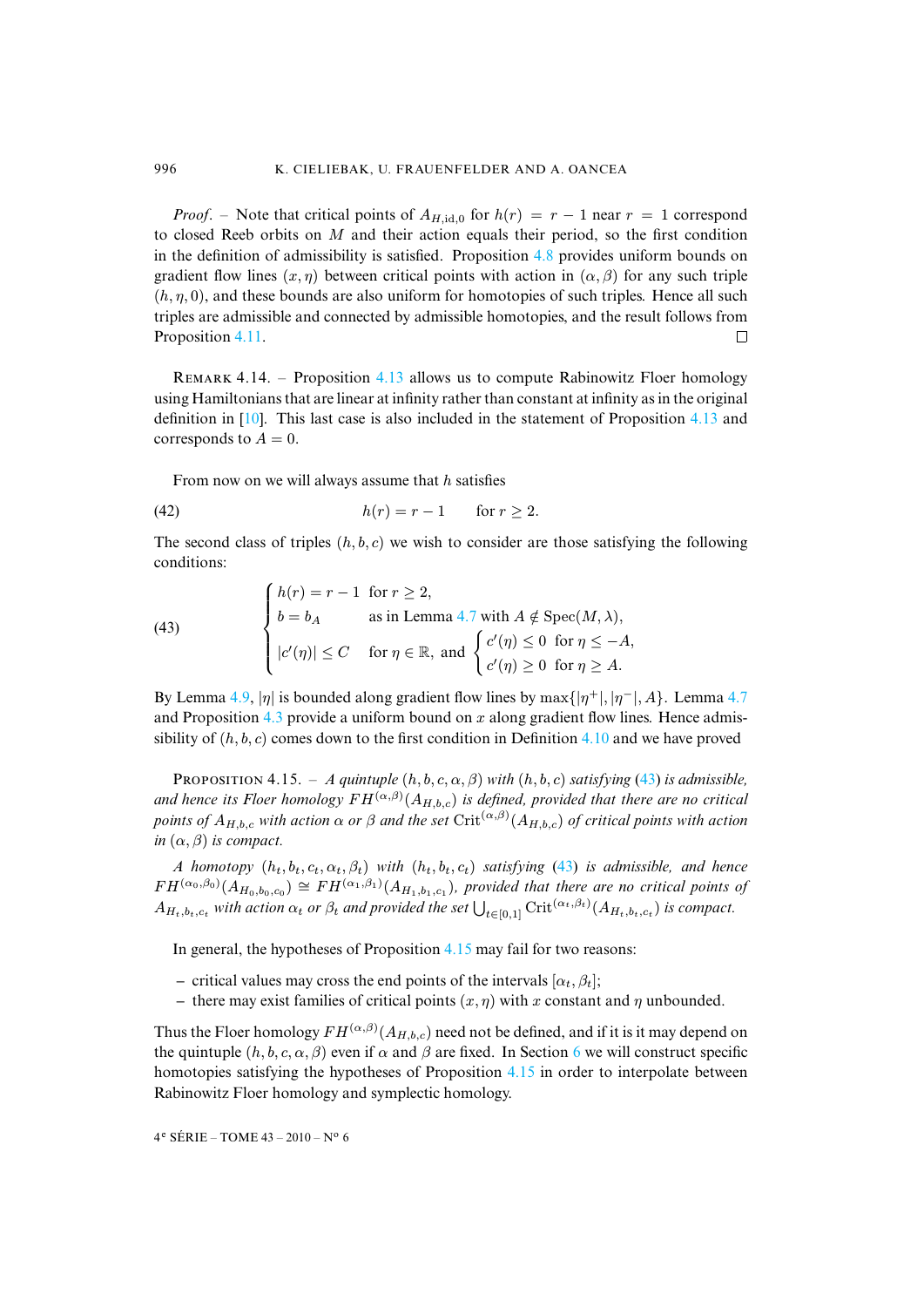*Proof*. – Note that critical points of $A_{H,\mathrm{id},0}$ for $h(r) = r - 1$ near $r = 1$ correspond to closed Reeb orbits on $M$ and their action equals their period, so the first condition in the definition of admissibility is satisfied. Proposition 4.8 provides uniform bounds on gradient flow lines $(x, \eta)$ between critical points with action in $(\alpha, \beta)$ for any such triple $(h, \eta, 0)$, and these bounds are also uniform for homotopies of such triples. Hence all such triples are admissible and connected by admissible homotopies, and the result follows from Proposition 4.11. □

Remark 4.14. – Proposition 4.13 allows us to compute Rabinowitz Floer homology using Hamiltonians that are linear at infinity rather than constant at infinity as in the original definition in [10]. This last case is also included in the statement of Proposition 4.13 and corresponds to $A = 0$.

From now on we will always assume that $h$ satisfies

$$h(r) = r - 1 \qquad \text{for } r \geq 2. \tag{42}$$

The second class of triples $(h, b, c)$ we wish to consider are those satisfying the following conditions:

$$\begin{cases} h(r) = r - 1 & \text{for } r \geq 2, \\ b = b_A & \text{as in Lemma 4.7 with } A \notin \mathrm{Spec}(M, \lambda), \\ |c'(\eta)| \leq C & \text{for } \eta \in \mathbb{R}, \text{ and } \begin{cases} c'(\eta) \leq 0 & \text{for } \eta \leq -A, \\ c'(\eta) \geq 0 & \text{for } \eta \geq A. \end{cases} \end{cases} \tag{43}$$

By Lemma 4.9, $|\eta|$ is bounded along gradient flow lines by $\max\{|\eta^+|, |\eta^-|, A\}$. Lemma 4.7 and Proposition 4.3 provide a uniform bound on $x$ along gradient flow lines. Hence admissibility of $(h, b, c)$ comes down to the first condition in Definition 4.10 and we have proved

Proposition 4.15. – *A quintuple $(h, b, c, \alpha, \beta)$ with $(h, b, c)$ satisfying (43) is admissible, and hence its Floer homology $FH^{(\alpha,\beta)}(A_{H,b,c})$ is defined, provided that there are no critical points of $A_{H,b,c}$ with action $\alpha$ or $\beta$ and the set $\mathrm{Crit}^{(\alpha,\beta)}(A_{H,b,c})$ of critical points with action in $(\alpha, \beta)$ is compact.*

*A homotopy $(h_t, b_t, c_t, \alpha_t, \beta_t)$ with $(h_t, b_t, c_t)$ satisfying (43) is admissible, and hence $FH^{(\alpha_0,\beta_0)}(A_{H_0,b_0,c_0}) \cong FH^{(\alpha_1,\beta_1)}(A_{H_1,b_1,c_1})$, provided that there are no critical points of $A_{H_t,b_t,c_t}$ with action $\alpha_t$ or $\beta_t$ and provided the set $\bigcup_{t\in[0,1]} \mathrm{Crit}^{(\alpha_t,\beta_t)}(A_{H_t,b_t,c_t})$ is compact.*

In general, the hypotheses of Proposition 4.15 may fail for two reasons:

- critical values may cross the end points of the intervals $[\alpha_t, \beta_t]$;
- there may exist families of critical points $(x, \eta)$ with $x$ constant and $\eta$ unbounded.

Thus the Floer homology $FH^{(\alpha,\beta)}(A_{H,b,c})$ need not be defined, and if it is it may depend on the quintuple $(h, b, c, \alpha, \beta)$ even if $\alpha$ and $\beta$ are fixed. In Section 6 we will construct specific homotopies satisfying the hypotheses of Proposition 4.15 in order to interpolate between Rabinowitz Floer homology and symplectic homology.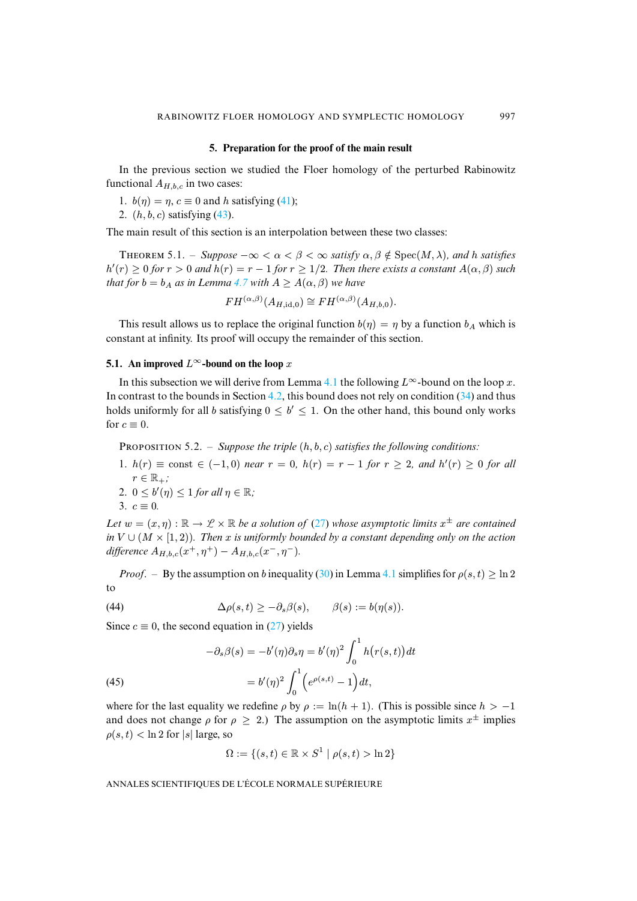## 5. Preparation for the proof of the main result

In the previous section we studied the Floer homology of the perturbed Rabinowitz functional $A_{H,b,c}$ in two cases:

1. $b(\eta) = \eta$, $c \equiv 0$ and $h$ satisfying (41);
2. $(h, b, c)$ satisfying (43).

The main result of this section is an interpolation between these two classes:

**Theorem 5.1.** – *Suppose $-\infty < \alpha < \beta < \infty$ satisfy $\alpha, \beta \notin \mathrm{Spec}(M, \lambda)$, and $h$ satisfies $h'(r) \geq 0$ for $r > 0$ and $h(r) = r - 1$ for $r \geq 1/2$. Then there exists a constant $A(\alpha, \beta)$ such that for $b = b_A$ as in Lemma 4.7 with $A \geq A(\alpha, \beta)$ we have*

$$FH^{(\alpha,\beta)}(A_{H,\mathrm{id},0}) \cong FH^{(\alpha,\beta)}(A_{H,b,0}).$$

This result allows us to replace the original function $b(\eta) = \eta$ by a function $b_A$ which is constant at infinity. Its proof will occupy the remainder of this section.

### 5.1. An improved $L^\infty$-bound on the loop $x$

In this subsection we will derive from Lemma 4.1 the following $L^\infty$-bound on the loop $x$. In contrast to the bounds in Section 4.2, this bound does not rely on condition (34) and thus holds uniformly for all $b$ satisfying $0 \leq b' \leq 1$. On the other hand, this bound only works for $c \equiv 0$.

**Proposition 5.2.** – *Suppose the triple $(h, b, c)$ satisfies the following conditions:*

1. *$h(r) \equiv \mathrm{const} \in (-1, 0)$ near $r = 0$, $h(r) = r - 1$ for $r \geq 2$, and $h'(r) \geq 0$ for all $r \in \mathbb{R}_+$;*
2. *$0 \leq b'(\eta) \leq 1$ for all $\eta \in \mathbb{R}$;*
3. *$c \equiv 0$.*

*Let $w = (x, \eta) : \mathbb{R} \to \mathscr{L} \times \mathbb{R}$ be a solution of (27) whose asymptotic limits $x^\pm$ are contained in $V \cup (M \times [1, 2))$. Then $x$ is uniformly bounded by a constant depending only on the action difference $A_{H,b,c}(x^+, \eta^+) - A_{H,b,c}(x^-, \eta^-)$.*

*Proof.* – By the assumption on $b$ inequality (30) in Lemma 4.1 simplifies for $\rho(s, t) \geq \ln 2$ to

$$\Delta\rho(s, t) \geq -\partial_s\beta(s), \qquad \beta(s) := b(\eta(s)). \tag{44}$$

Since $c \equiv 0$, the second equation in (27) yields

$$\begin{aligned}
-\partial_s\beta(s) &= -b'(\eta)\partial_s\eta = b'(\eta)^2 \int_0^1 h\big(r(s, t)\big)\, dt \\
&= b'(\eta)^2 \int_0^1 \Big(e^{\rho(s,t)} - 1\Big)\, dt,
\end{aligned} \tag{45}$$

where for the last equality we redefine $\rho$ by $\rho := \ln(h + 1)$. (This is possible since $h > -1$ and does not change $\rho$ for $\rho \geq 2$.) The assumption on the asymptotic limits $x^\pm$ implies $\rho(s, t) < \ln 2$ for $|s|$ large, so

$$\Omega := \{(s, t) \in \mathbb{R} \times S^1 \mid \rho(s, t) > \ln 2\}$$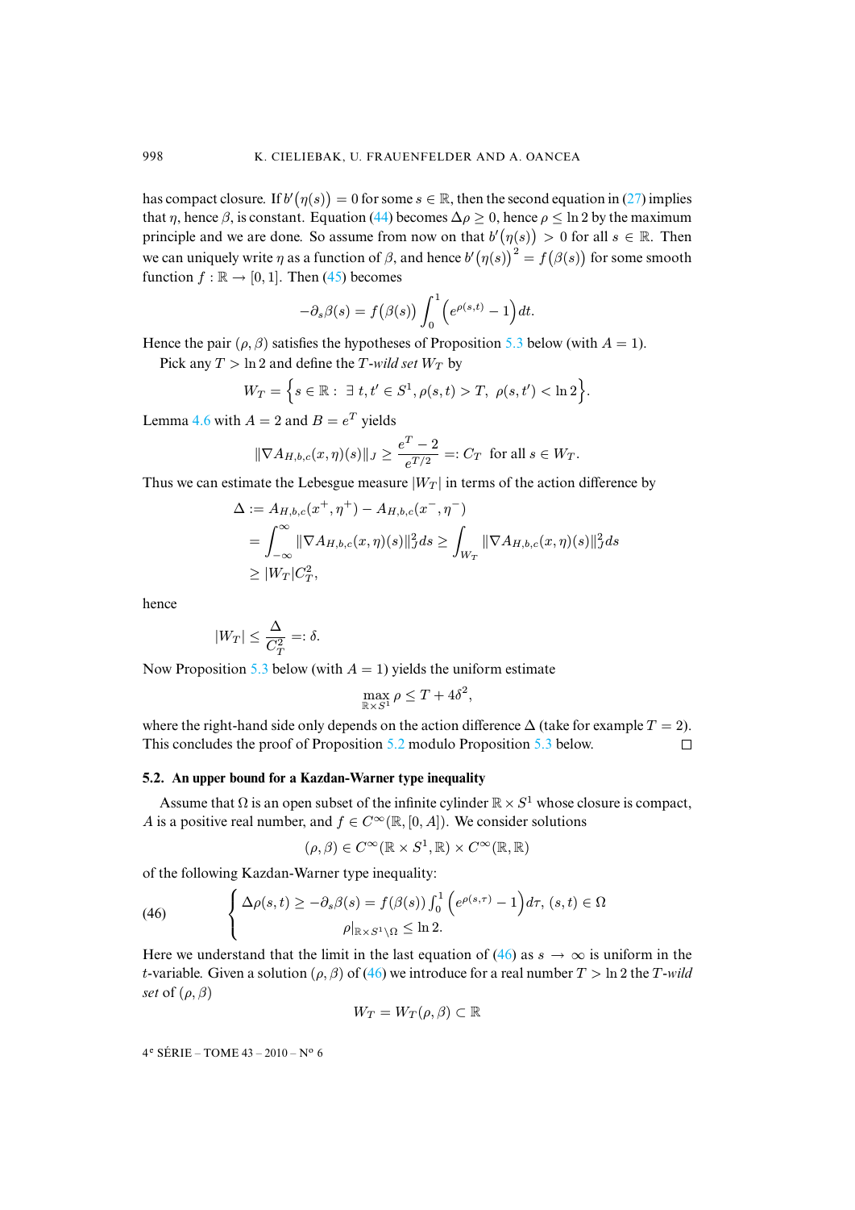has compact closure. If $b'(\eta(s)) = 0$ for some $s \in \mathbb{R}$, then the second equation in (27) implies that $\eta$, hence $\beta$, is constant. Equation (44) becomes $\Delta\rho \geq 0$, hence $\rho \leq \ln 2$ by the maximum principle and we are done. So assume from now on that $b'(\eta(s)) > 0$ for all $s \in \mathbb{R}$. Then we can uniquely write $\eta$ as a function of $\beta$, and hence $b'(\eta(s))^2 = f(\beta(s))$ for some smooth function $f : \mathbb{R} \to [0, 1]$. Then (45) becomes

$$-\partial_s \beta(s) = f(\beta(s)) \int_0^1 \left(e^{\rho(s,t)} - 1\right) dt.$$

Hence the pair $(\rho, \beta)$ satisfies the hypotheses of Proposition 5.3 below (with $A = 1$).

Pick any $T > \ln 2$ and define the *$T$-wild set* $W_T$ by

$$W_T = \left\{ s \in \mathbb{R} : \ \exists\, t, t' \in S^1, \rho(s,t) > T, \ \rho(s,t') < \ln 2 \right\}.$$

Lemma 4.6 with $A = 2$ and $B = e^T$ yields

$$\|\nabla A_{H,b,c}(x,\eta)(s)\|_J \geq \frac{e^T - 2}{e^{T/2}} =: C_T \ \text{ for all } s \in W_T.$$

Thus we can estimate the Lebesgue measure $|W_T|$ in terms of the action difference by

$$\begin{aligned}
\Delta &:= A_{H,b,c}(x^+, \eta^+) - A_{H,b,c}(x^-, \eta^-) \\
&= \int_{-\infty}^{\infty} \|\nabla A_{H,b,c}(x,\eta)(s)\|_J^2 ds \geq \int_{W_T} \|\nabla A_{H,b,c}(x,\eta)(s)\|_J^2 ds \\
&\geq |W_T| C_T^2,
\end{aligned}$$

hence

$$|W_T| \leq \frac{\Delta}{C_T^2} =: \delta.$$

Now Proposition 5.3 below (with $A = 1$) yields the uniform estimate

$$\max_{\mathbb{R}\times S^1} \rho \leq T + 4\delta^2,$$

where the right-hand side only depends on the action difference $\Delta$ (take for example $T = 2$). This concludes the proof of Proposition 5.2 modulo Proposition 5.3 below. $\square$

### 5.2. An upper bound for a Kazdan-Warner type inequality

Assume that $\Omega$ is an open subset of the infinite cylinder $\mathbb{R} \times S^1$ whose closure is compact, $A$ is a positive real number, and $f \in C^\infty(\mathbb{R}, [0, A])$. We consider solutions

$$(\rho, \beta) \in C^\infty(\mathbb{R} \times S^1, \mathbb{R}) \times C^\infty(\mathbb{R}, \mathbb{R})$$

of the following Kazdan-Warner type inequality:

$$\begin{cases} \Delta\rho(s,t) \geq -\partial_s \beta(s) = f(\beta(s)) \int_0^1 \left(e^{\rho(s,\tau)} - 1\right) d\tau, \ (s,t) \in \Omega \\ \rho|_{\mathbb{R}\times S^1 \setminus \Omega} \leq \ln 2. \end{cases} \tag{46}$$

Here we understand that the limit in the last equation of (46) as $s \to \infty$ is uniform in the $t$-variable. Given a solution $(\rho, \beta)$ of (46) we introduce for a real number $T > \ln 2$ the *$T$-wild set* of $(\rho, \beta)$

$$W_T = W_T(\rho, \beta) \subset \mathbb{R}$$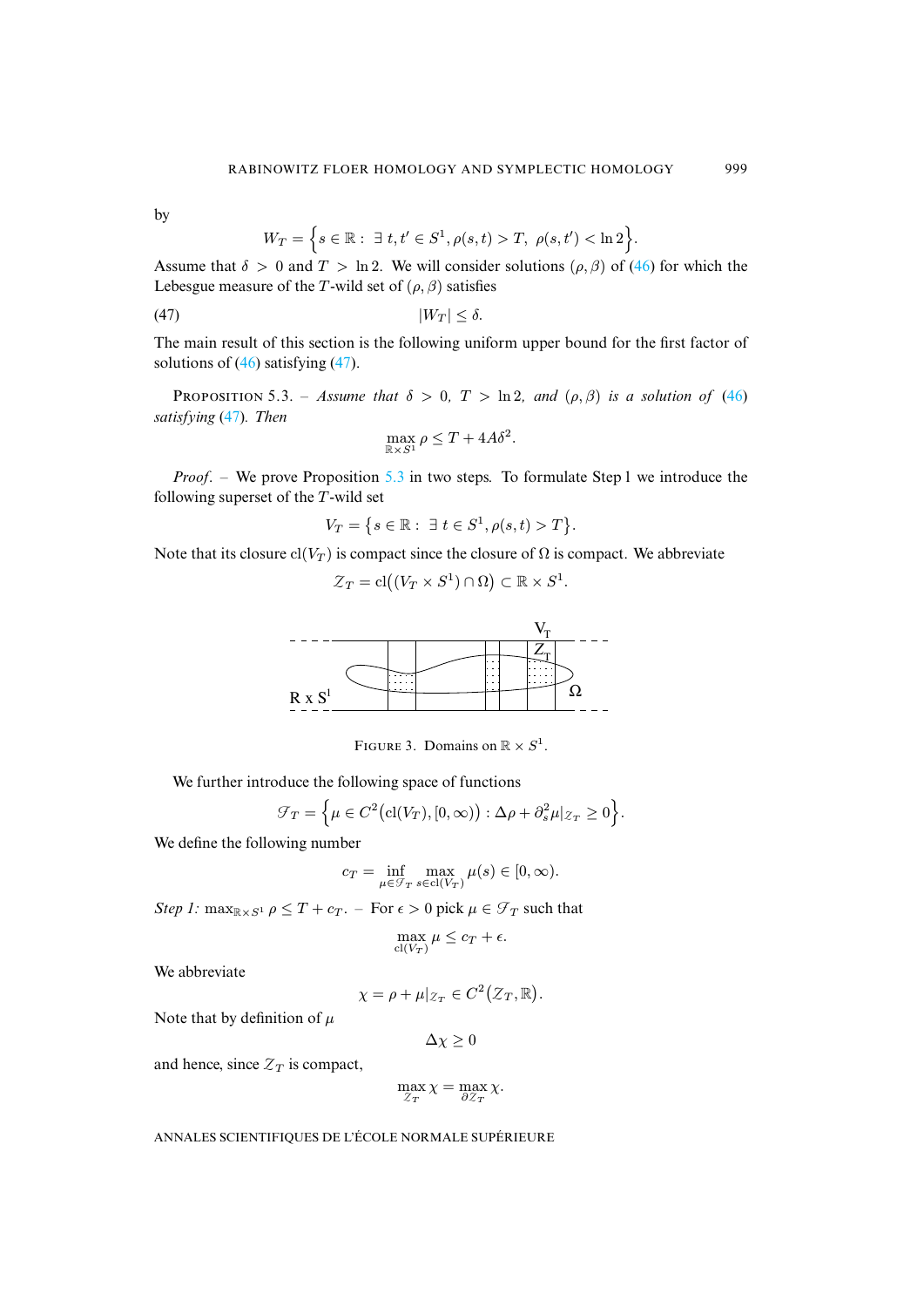by

$$W_T = \Big\{ s \in \mathbb{R} : \ \exists \, t, t' \in S^1, \rho(s,t) > T, \ \rho(s,t') < \ln 2 \Big\}.$$

Assume that $\delta > 0$ and $T > \ln 2$. We will consider solutions $(\rho, \beta)$ of (46) for which the Lebesgue measure of the $T$-wild set of $(\rho, \beta)$ satisfies

$$|W_T| \le \delta. \tag{47}$$

The main result of this section is the following uniform upper bound for the first factor of solutions of (46) satisfying (47).

Proposition 5.3. – *Assume that $\delta > 0$, $T > \ln 2$, and $(\rho, \beta)$ is a solution of (46) satisfying (47). Then*

$$\max_{\mathbb{R} \times S^1} \rho \le T + 4A\delta^2.$$

*Proof.* – We prove Proposition 5.3 in two steps. To formulate Step 1 we introduce the following superset of the $T$-wild set

$$V_T = \big\{ s \in \mathbb{R} : \ \exists \, t \in S^1, \rho(s,t) > T \big\}.$$

Note that its closure $\mathrm{cl}(V_T)$ is compact since the closure of $\Omega$ is compact. We abbreviate

$$\mathcal{Z}_T = \mathrm{cl}\big( (V_T \times S^1) \cap \Omega \big) \subset \mathbb{R} \times S^1.$$

Figure 3. Domains on $\mathbb{R} \times S^1$.

We further introduce the following space of functions

$$\mathcal{F}_T = \Big\{ \mu \in C^2\big(\mathrm{cl}(V_T), [0, \infty)\big) : \Delta \rho + \partial_s^2 \mu|_{\mathcal{Z}_T} \ge 0 \Big\}.$$

We define the following number

$$c_T = \inf_{\mu \in \mathcal{F}_T} \max_{s \in \mathrm{cl}(V_T)} \mu(s) \in [0, \infty).$$

*Step 1:* $\max_{\mathbb{R} \times S^1} \rho \le T + c_T$. – For $\epsilon > 0$ pick $\mu \in \mathcal{F}_T$ such that

$$\max_{\mathrm{cl}(V_T)} \mu \le c_T + \epsilon.$$

We abbreviate

$$\chi = \rho + \mu|_{\mathcal{Z}_T} \in C^2\big(\mathcal{Z}_T, \mathbb{R}\big).$$

Note that by definition of $\mu$

$$\Delta \chi \ge 0$$

and hence, since $\mathcal{Z}_T$ is compact,

$$\max_{\mathcal{Z}_T} \chi = \max_{\partial \mathcal{Z}_T} \chi.$$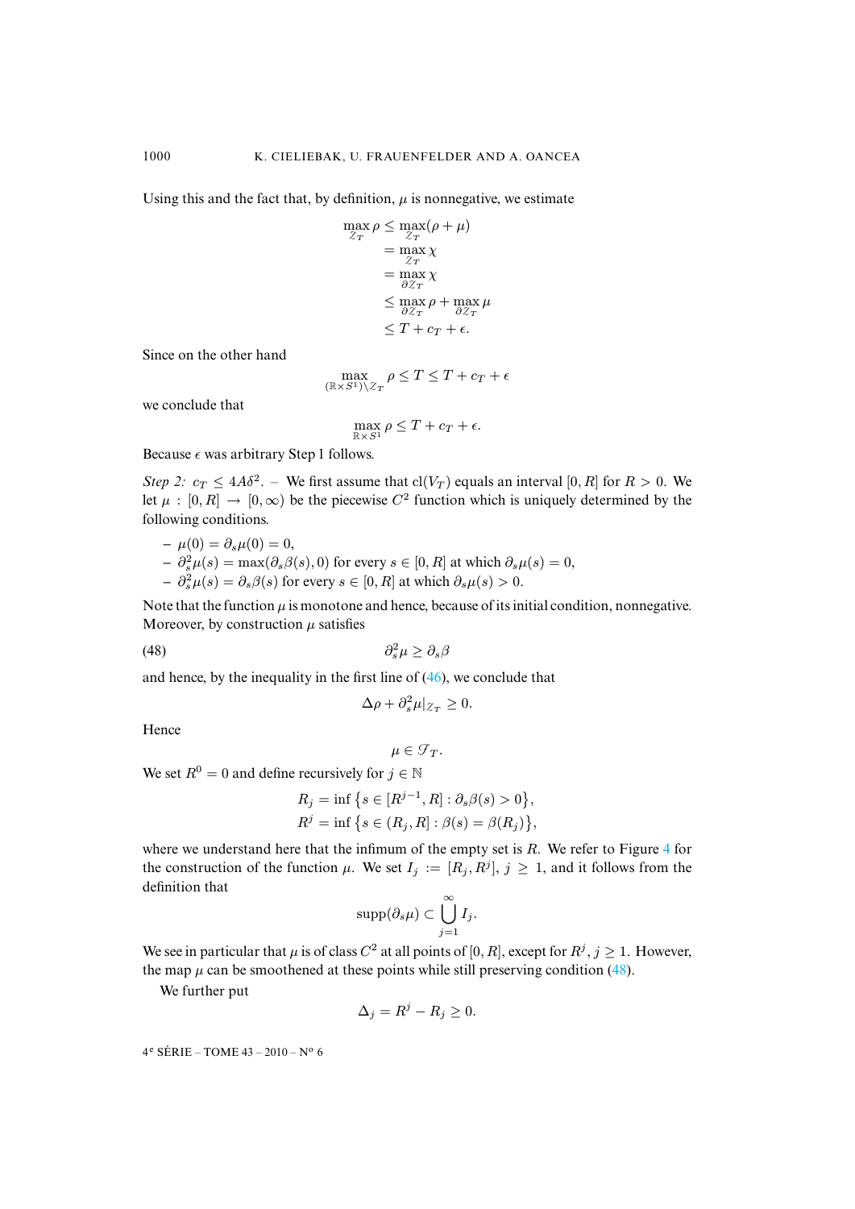Using this and the fact that, by definition, $\mu$ is nonnegative, we estimate

$$
\begin{aligned}
\max_{\mathcal{Z}_T} \rho &\leq \max_{\mathcal{Z}_T}(\rho + \mu) \\
&= \max_{\mathcal{Z}_T} \chi \\
&= \max_{\partial \mathcal{Z}_T} \chi \\
&\leq \max_{\partial \mathcal{Z}_T} \rho + \max_{\partial \mathcal{Z}_T} \mu \\
&\leq T + c_T + \epsilon.
\end{aligned}
$$

Since on the other hand

$$
\max_{(\mathbb{R}\times S^1)\setminus \mathcal{Z}_T} \rho \leq T \leq T + c_T + \epsilon
$$

we conclude that

$$
\max_{\mathbb{R}\times S^1} \rho \leq T + c_T + \epsilon.
$$

Because $\epsilon$ was arbitrary Step 1 follows.

*Step 2:* $c_T \leq 4A\delta^2$. – We first assume that $\mathrm{cl}(V_T)$ equals an interval $[0, R]$ for $R > 0$. We let $\mu : [0, R] \to [0, \infty)$ be the piecewise $C^2$ function which is uniquely determined by the following conditions.

- $\mu(0) = \partial_s \mu(0) = 0$,
- $\partial_s^2 \mu(s) = \max(\partial_s \beta(s), 0)$ for every $s \in [0, R]$ at which $\partial_s \mu(s) = 0$,
- $\partial_s^2 \mu(s) = \partial_s \beta(s)$ for every $s \in [0, R]$ at which $\partial_s \mu(s) > 0$.

Note that the function $\mu$ is monotone and hence, because of its initial condition, nonnegative. Moreover, by construction $\mu$ satisfies

$$
\partial_s^2 \mu \geq \partial_s \beta \tag{48}
$$

and hence, by the inequality in the first line of (46), we conclude that

$$
\Delta \rho + \partial_s^2 \mu|_{\mathcal{Z}_T} \geq 0.
$$

Hence

$$
\mu \in \mathcal{F}_T.
$$

We set $R^0 = 0$ and define recursively for $j \in \mathbb{N}$

$$
\begin{aligned}
R_j &= \inf \left\{ s \in [R^{j-1}, R] : \partial_s \beta(s) > 0 \right\}, \\
R^j &= \inf \left\{ s \in (R_j, R] : \beta(s) = \beta(R_j) \right\},
\end{aligned}
$$

where we understand here that the infimum of the empty set is $R$. We refer to Figure 4 for the construction of the function $\mu$. We set $I_j := [R_j, R^j]$, $j \geq 1$, and it follows from the definition that

$$
\mathrm{supp}(\partial_s \mu) \subset \bigcup_{j=1}^{\infty} I_j.
$$

We see in particular that $\mu$ is of class $C^2$ at all points of $[0, R]$, except for $R^j$, $j \geq 1$. However, the map $\mu$ can be smoothened at these points while still preserving condition (48).

We further put

$$
\Delta_j = R^j - R_j \geq 0.
$$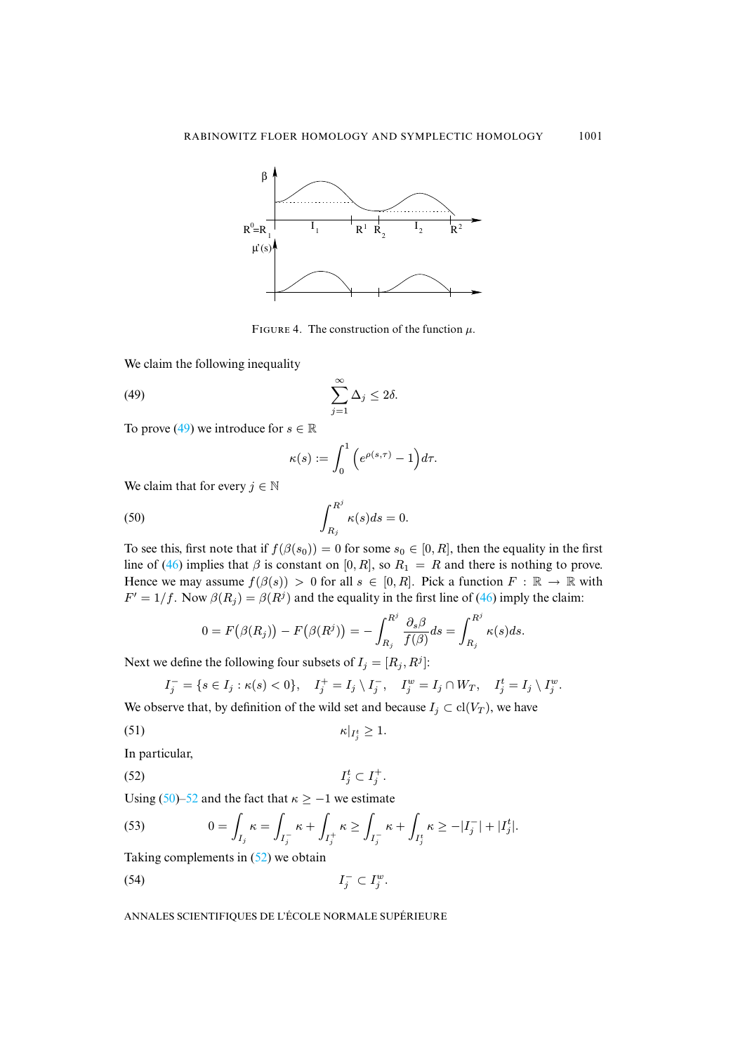FIGURE 4. The construction of the function $\mu$.

We claim the following inequality

$$\sum_{j=1}^{\infty} \Delta_j \leq 2\delta. \tag{49}$$

To prove (49) we introduce for $s \in \mathbb{R}$

$$\kappa(s) := \int_0^1 \left(e^{\rho(s,\tau)} - 1\right) d\tau.$$

We claim that for every $j \in \mathbb{N}$

$$\int_{R_j}^{R^j} \kappa(s) ds = 0. \tag{50}$$

To see this, first note that if $f(\beta(s_0)) = 0$ for some $s_0 \in [0, R]$, then the equality in the first line of (46) implies that $\beta$ is constant on $[0, R]$, so $R_1 = R$ and there is nothing to prove. Hence we may assume $f(\beta(s)) > 0$ for all $s \in [0, R]$. Pick a function $F : \mathbb{R} \to \mathbb{R}$ with $F' = 1/f$. Now $\beta(R_j) = \beta(R^j)$ and the equality in the first line of (46) imply the claim:

$$0 = F\big(\beta(R_j)\big) - F\big(\beta(R^j)\big) = -\int_{R_j}^{R^j} \frac{\partial_s \beta}{f(\beta)} ds = \int_{R_j}^{R^j} \kappa(s) ds.$$

Next we define the following four subsets of $I_j = [R_j, R^j]$:

$$I_j^- = \{s \in I_j : \kappa(s) < 0\}, \quad I_j^+ = I_j \setminus I_j^-, \quad I_j^w = I_j \cap W_T, \quad I_j^t = I_j \setminus I_j^w.$$

We observe that, by definition of the wild set and because $I_j \subset \mathrm{cl}(V_T)$, we have

$$\kappa|_{I_j^t} \geq 1. \tag{51}$$

In particular,

$$I_j^t \subset I_j^+. \tag{52}$$

Using (50)–52 and the fact that $\kappa \geq -1$ we estimate

$$0 = \int_{I_j} \kappa = \int_{I_j^-} \kappa + \int_{I_j^+} \kappa \geq \int_{I_j^-} \kappa + \int_{I_j^t} \kappa \geq -|I_j^-| + |I_j^t|. \tag{53}$$

Taking complements in (52) we obtain

$$I_j^- \subset I_j^w. \tag{54}$$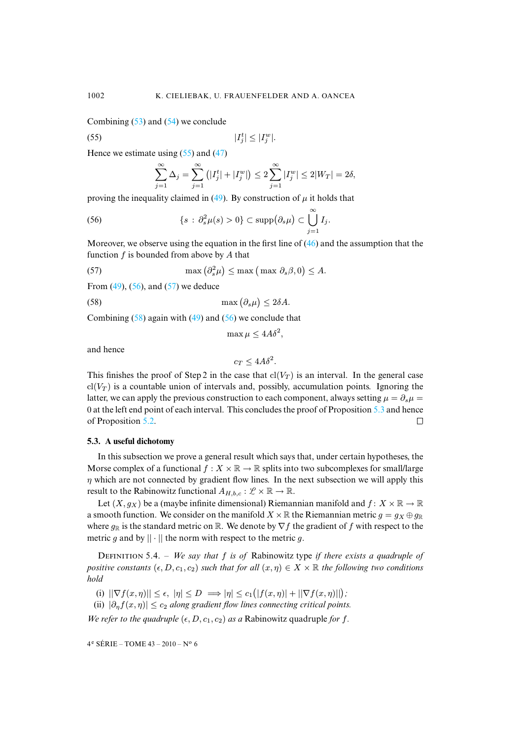Combining (53) and (54) we conclude

$$|I_j^t| \leq |I_j^w|. \tag{55}$$

Hence we estimate using (55) and (47)

$$\sum_{j=1}^{\infty} \Delta_j = \sum_{j=1}^{\infty} \left(|I_j^t| + |I_j^w|\right) \leq 2 \sum_{j=1}^{\infty} |I_j^w| \leq 2|W_T| = 2\delta,$$

proving the inequality claimed in (49). By construction of $\mu$ it holds that

$$\{s \,:\, \partial_s^2 \mu(s) > 0\} \subset \operatorname{supp}\big(\partial_s \mu\big) \subset \bigcup_{j=1}^{\infty} I_j. \tag{56}$$

Moreover, we observe using the equation in the first line of (46) and the assumption that the function $f$ is bounded from above by $A$ that

$$\max\big(\partial_s^2 \mu\big) \leq \max\big(\max \partial_s \beta, 0\big) \leq A. \tag{57}$$

From (49), (56), and (57) we deduce

$$\max\big(\partial_s \mu\big) \leq 2\delta A. \tag{58}$$

Combining (58) again with (49) and (56) we conclude that

$$\max \mu \leq 4A\delta^2,$$

and hence

$$c_T \leq 4A\delta^2.$$

This finishes the proof of Step 2 in the case that $\mathrm{cl}(V_T)$ is an interval. In the general case $\mathrm{cl}(V_T)$ is a countable union of intervals and, possibly, accumulation points. Ignoring the latter, we can apply the previous construction to each component, always setting $\mu = \partial_s \mu = 0$ at the left end point of each interval. This concludes the proof of Proposition 5.3 and hence of Proposition 5.2. □

### 5.3. A useful dichotomy

In this subsection we prove a general result which says that, under certain hypotheses, the Morse complex of a functional $f : X \times \mathbb{R} \to \mathbb{R}$ splits into two subcomplexes for small/large $\eta$ which are not connected by gradient flow lines. In the next subsection we will apply this result to the Rabinowitz functional $A_{H,b,c} : \mathscr{L} \times \mathbb{R} \to \mathbb{R}$.

Let $(X, g_X)$ be a (maybe infinite dimensional) Riemannian manifold and $f \colon X \times \mathbb{R} \to \mathbb{R}$ a smooth function. We consider on the manifold $X \times \mathbb{R}$ the Riemannian metric $g = g_X \oplus g_{\mathbb{R}}$ where $g_{\mathbb{R}}$ is the standard metric on $\mathbb{R}$. We denote by $\nabla f$ the gradient of $f$ with respect to the metric $g$ and by $||\cdot||$ the norm with respect to the metric $g$.

Definition 5.4. – *We say that $f$ is of* Rabinowitz type *if there exists a quadruple of positive constants $(\epsilon, D, c_1, c_2)$ such that for all $(x, \eta) \in X \times \mathbb{R}$ the following two conditions hold*

(i) $||\nabla f(x,\eta)|| \leq \epsilon,\ |\eta| \leq D \implies |\eta| \leq c_1\big(|f(x,\eta)| + ||\nabla f(x,\eta)||\big)$;
(ii) $|\partial_\eta f(x,\eta)| \leq c_2$ *along gradient flow lines connecting critical points.*

*We refer to the quadruple $(\epsilon, D, c_1, c_2)$ as a* Rabinowitz quadruple *for $f$.*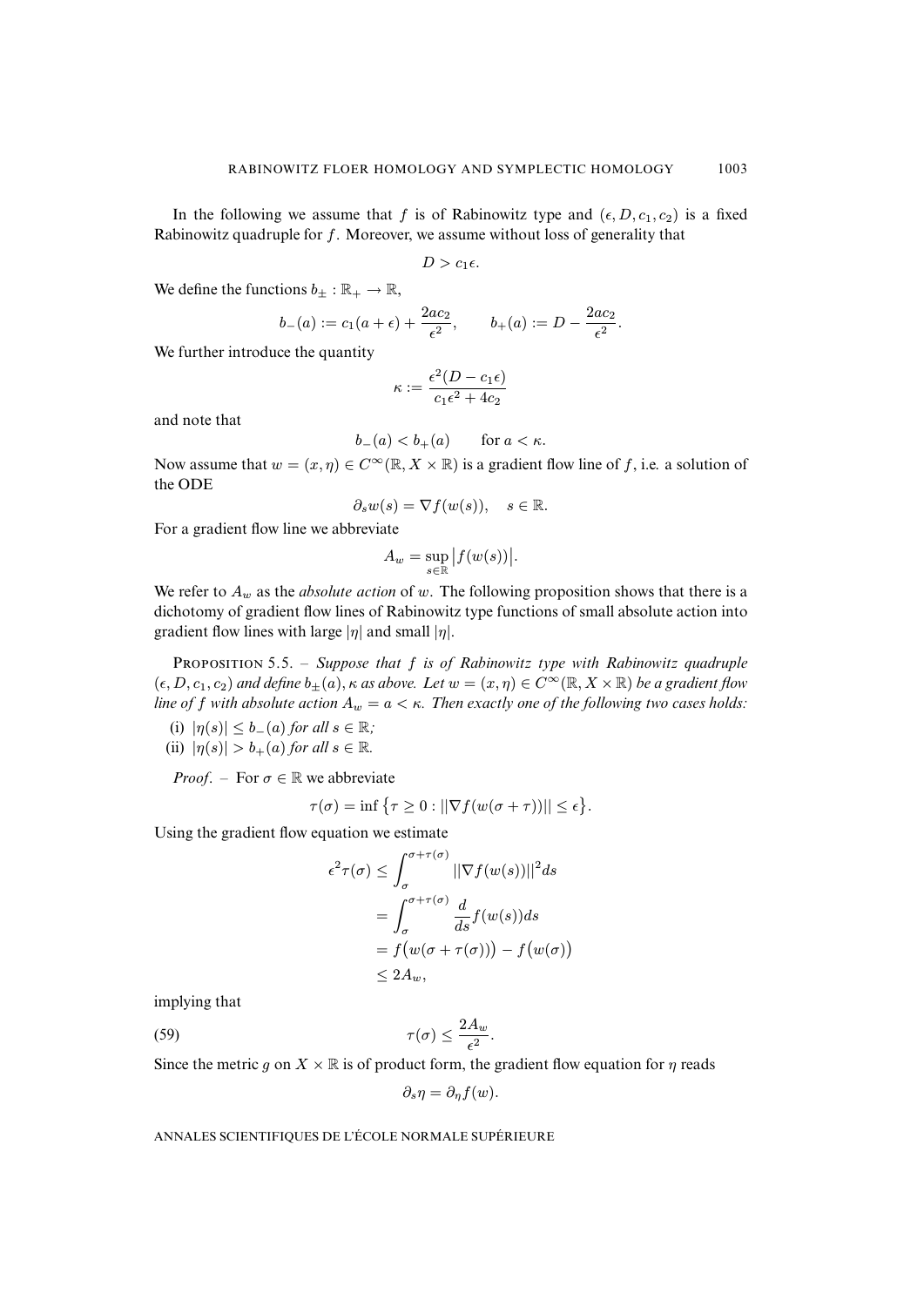In the following we assume that $f$ is of Rabinowitz type and $(\epsilon, D, c_1, c_2)$ is a fixed Rabinowitz quadruple for $f$. Moreover, we assume without loss of generality that

$$D > c_1\epsilon.$$

We define the functions $b_\pm : \mathbb{R}_+ \to \mathbb{R}$,

$$b_-(a) := c_1(a+\epsilon) + \frac{2ac_2}{\epsilon^2}, \qquad b_+(a) := D - \frac{2ac_2}{\epsilon^2}.$$

We further introduce the quantity

$$\kappa := \frac{\epsilon^2(D - c_1\epsilon)}{c_1\epsilon^2 + 4c_2}$$

and note that

$$b_-(a) < b_+(a) \qquad \text{for } a < \kappa.$$

Now assume that $w = (x, \eta) \in C^\infty(\mathbb{R}, X \times \mathbb{R})$ is a gradient flow line of $f$, i.e. a solution of the ODE

$$\partial_s w(s) = \nabla f(w(s)), \quad s \in \mathbb{R}.$$

For a gradient flow line we abbreviate

$$A_w = \sup_{s\in\mathbb{R}} \big|f(w(s))\big|.$$

We refer to $A_w$ as the *absolute action* of $w$. The following proposition shows that there is a dichotomy of gradient flow lines of Rabinowitz type functions of small absolute action into gradient flow lines with large $|\eta|$ and small $|\eta|$.

PROPOSITION 5.5. – *Suppose that $f$ is of Rabinowitz type with Rabinowitz quadruple $(\epsilon, D, c_1, c_2)$ and define $b_\pm(a), \kappa$ as above. Let $w = (x, \eta) \in C^\infty(\mathbb{R}, X \times \mathbb{R})$ be a gradient flow line of $f$ with absolute action $A_w = a < \kappa$. Then exactly one of the following two cases holds:*

(i) $|\eta(s)| \le b_-(a)$ *for all* $s \in \mathbb{R}$*;*

(ii) $|\eta(s)| > b_+(a)$ *for all* $s \in \mathbb{R}$.

*Proof*. – For $\sigma \in \mathbb{R}$ we abbreviate

$$\tau(\sigma) = \inf\big\{\tau \ge 0 : ||\nabla f(w(\sigma+\tau))|| \le \epsilon\big\}.$$

Using the gradient flow equation we estimate

$$\begin{aligned}
\epsilon^2\tau(\sigma) &\le \int_\sigma^{\sigma+\tau(\sigma)} ||\nabla f(w(s))||^2 ds \\
&= \int_\sigma^{\sigma+\tau(\sigma)} \frac{d}{ds} f(w(s)) ds \\
&= f\big(w(\sigma+\tau(\sigma))\big) - f\big(w(\sigma)\big) \\
&\le 2A_w,
\end{aligned}$$

implying that

$$\tau(\sigma) \le \frac{2A_w}{\epsilon^2}. \tag{59}$$

Since the metric $g$ on $X \times \mathbb{R}$ is of product form, the gradient flow equation for $\eta$ reads

$$\partial_s \eta = \partial_\eta f(w).$$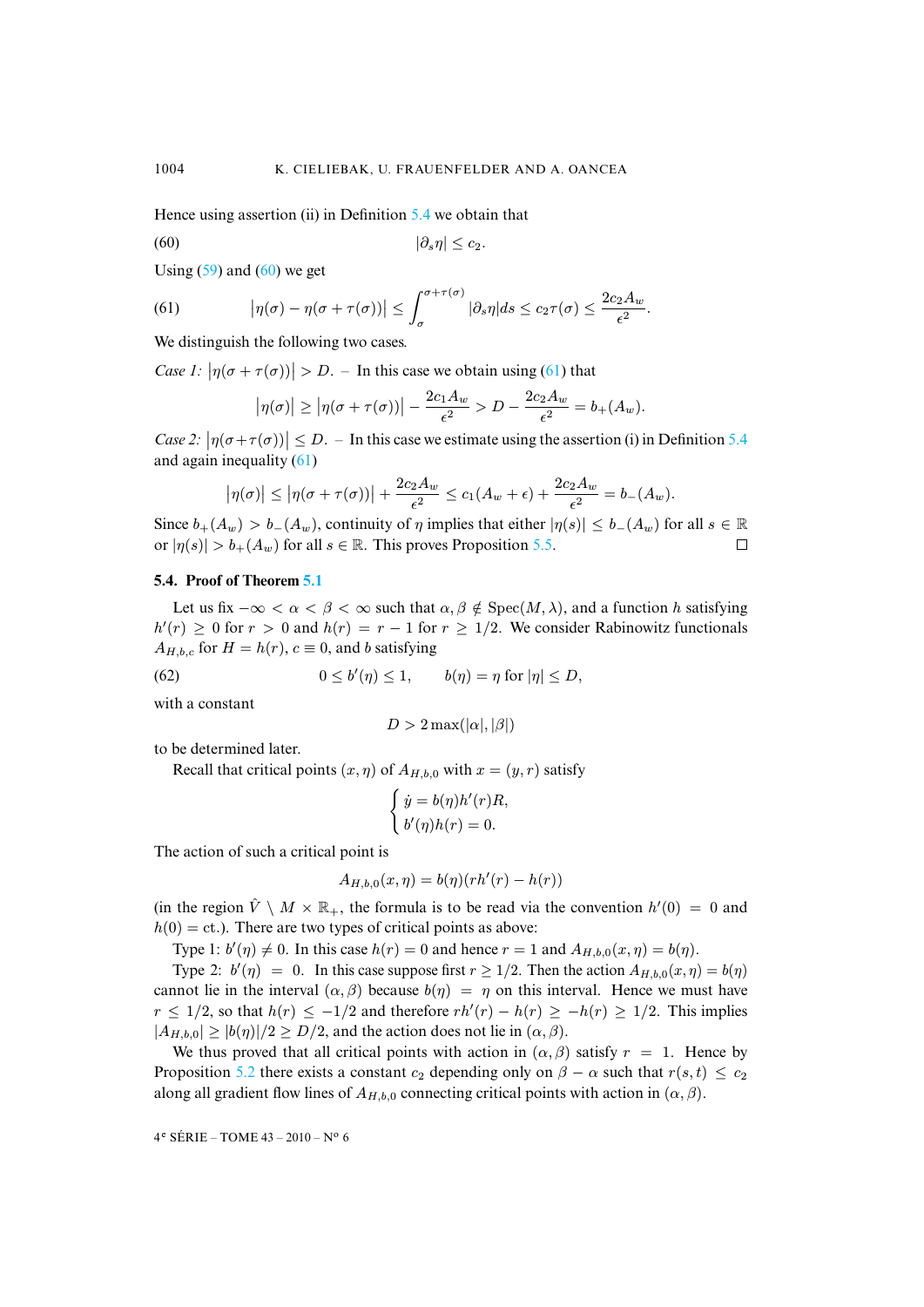Hence using assertion (ii) in Definition 5.4 we obtain that

$$|\partial_s \eta| \le c_2. \tag{60}$$

Using (59) and (60) we get

$$\big|\eta(\sigma) - \eta(\sigma+\tau(\sigma))\big| \le \int_\sigma^{\sigma+\tau(\sigma)} |\partial_s\eta| ds \le c_2\tau(\sigma) \le \frac{2c_2 A_w}{\epsilon^2}. \tag{61}$$

We distinguish the following two cases.

*Case 1:* $\big|\eta(\sigma+\tau(\sigma))\big| > D$. – In this case we obtain using (61) that

$$\big|\eta(\sigma)\big| \ge \big|\eta(\sigma+\tau(\sigma))\big| - \frac{2c_1 A_w}{\epsilon^2} > D - \frac{2c_2 A_w}{\epsilon^2} = b_+(A_w).$$

*Case 2:* $\big|\eta(\sigma+\tau(\sigma))\big| \le D$. – In this case we estimate using the assertion (i) in Definition 5.4 and again inequality (61)

$$\big|\eta(\sigma)\big| \le \big|\eta(\sigma+\tau(\sigma))\big| + \frac{2c_2 A_w}{\epsilon^2} \le c_1(A_w+\epsilon) + \frac{2c_2 A_w}{\epsilon^2} = b_-(A_w).$$

Since $b_+(A_w) > b_-(A_w)$, continuity of $\eta$ implies that either $|\eta(s)| \le b_-(A_w)$ for all $s \in \mathbb{R}$ or $|\eta(s)| > b_+(A_w)$ for all $s \in \mathbb{R}$. This proves Proposition 5.5. □

### 5.4. Proof of Theorem 5.1

Let us fix $-\infty < \alpha < \beta < \infty$ such that $\alpha, \beta \notin \mathrm{Spec}(M,\lambda)$, and a function $h$ satisfying $h'(r) \ge 0$ for $r > 0$ and $h(r) = r - 1$ for $r \ge 1/2$. We consider Rabinowitz functionals $A_{H,b,c}$ for $H = h(r)$, $c \equiv 0$, and $b$ satisfying

$$0 \le b'(\eta) \le 1, \qquad b(\eta) = \eta \text{ for } |\eta| \le D, \tag{62}$$

with a constant

$$D > 2\max(|\alpha|, |\beta|)$$

to be determined later.

Recall that critical points $(x,\eta)$ of $A_{H,b,0}$ with $x = (y,r)$ satisfy

$$\begin{cases} \dot y = b(\eta)h'(r)R, \\ b'(\eta)h(r) = 0. \end{cases}$$

The action of such a critical point is

$$A_{H,b,0}(x,\eta) = b(\eta)(rh'(r) - h(r))$$

(in the region $\hat V \setminus M \times \mathbb{R}_+$, the formula is to be read via the convention $h'(0) = 0$ and $h(0) = $ ct.). There are two types of critical points as above:

Type 1: $b'(\eta) \ne 0$. In this case $h(r) = 0$ and hence $r = 1$ and $A_{H,b,0}(x,\eta) = b(\eta)$.

Type 2: $b'(\eta) = 0$. In this case suppose first $r \ge 1/2$. Then the action $A_{H,b,0}(x,\eta) = b(\eta)$ cannot lie in the interval $(\alpha,\beta)$ because $b(\eta) = \eta$ on this interval. Hence we must have $r \le 1/2$, so that $h(r) \le -1/2$ and therefore $rh'(r) - h(r) \ge -h(r) \ge 1/2$. This implies $|A_{H,b,0}| \ge |b(\eta)|/2 \ge D/2$, and the action does not lie in $(\alpha,\beta)$.

We thus proved that all critical points with action in $(\alpha,\beta)$ satisfy $r = 1$. Hence by Proposition 5.2 there exists a constant $c_2$ depending only on $\beta - \alpha$ such that $r(s,t) \le c_2$ along all gradient flow lines of $A_{H,b,0}$ connecting critical points with action in $(\alpha,\beta)$.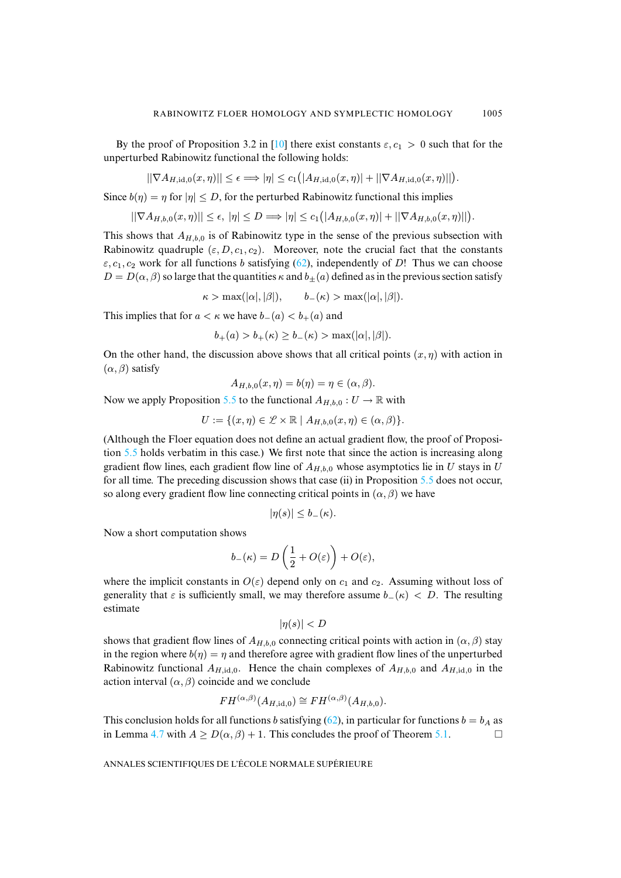By the proof of Proposition 3.2 in [10] there exist constants $\varepsilon, c_1 > 0$ such that for the unperturbed Rabinowitz functional the following holds:

$$||\nabla A_{H,\mathrm{id},0}(x,\eta)|| \leq \epsilon \Longrightarrow |\eta| \leq c_1\big(|A_{H,\mathrm{id},0}(x,\eta)| + ||\nabla A_{H,\mathrm{id},0}(x,\eta)||\big).$$

Since $b(\eta) = \eta$ for $|\eta| \leq D$, for the perturbed Rabinowitz functional this implies

$$||\nabla A_{H,b,0}(x,\eta)|| \leq \epsilon,\ |\eta| \leq D \Longrightarrow |\eta| \leq c_1\big(|A_{H,b,0}(x,\eta)| + ||\nabla A_{H,b,0}(x,\eta)||\big).$$

This shows that $A_{H,b,0}$ is of Rabinowitz type in the sense of the previous subsection with Rabinowitz quadruple $(\varepsilon, D, c_1, c_2)$. Moreover, note the crucial fact that the constants $\varepsilon, c_1, c_2$ work for all functions $b$ satisfying (62), independently of $D$! Thus we can choose $D = D(\alpha, \beta)$ so large that the quantities $\kappa$ and $b_\pm(a)$ defined as in the previous section satisfy

$$\kappa > \max(|\alpha|, |\beta|), \qquad b_-(\kappa) > \max(|\alpha|, |\beta|).$$

This implies that for $a < \kappa$ we have $b_-(a) < b_+(a)$ and

$$b_+(a) > b_+(\kappa) \geq b_-(\kappa) > \max(|\alpha|, |\beta|).$$

On the other hand, the discussion above shows that all critical points $(x, \eta)$ with action in $(\alpha, \beta)$ satisfy

$$A_{H,b,0}(x,\eta) = b(\eta) = \eta \in (\alpha, \beta).$$

Now we apply Proposition 5.5 to the functional $A_{H,b,0} : U \to \mathbb{R}$ with

$$U := \{(x,\eta) \in \mathscr{L} \times \mathbb{R} \mid A_{H,b,0}(x,\eta) \in (\alpha, \beta)\}.$$

(Although the Floer equation does not define an actual gradient flow, the proof of Proposition 5.5 holds verbatim in this case.) We first note that since the action is increasing along gradient flow lines, each gradient flow line of $A_{H,b,0}$ whose asymptotics lie in $U$ stays in $U$ for all time. The preceding discussion shows that case (ii) in Proposition 5.5 does not occur, so along every gradient flow line connecting critical points in $(\alpha, \beta)$ we have

$$|\eta(s)| \leq b_-(\kappa).$$

Now a short computation shows

$$b_-(\kappa) = D\left(\frac{1}{2} + O(\varepsilon)\right) + O(\varepsilon),$$

where the implicit constants in $O(\varepsilon)$ depend only on $c_1$ and $c_2$. Assuming without loss of generality that $\varepsilon$ is sufficiently small, we may therefore assume $b_-(\kappa) < D$. The resulting estimate

$$|\eta(s)| < D$$

shows that gradient flow lines of $A_{H,b,0}$ connecting critical points with action in $(\alpha, \beta)$ stay in the region where $b(\eta) = \eta$ and therefore agree with gradient flow lines of the unperturbed Rabinowitz functional $A_{H,\mathrm{id},0}$. Hence the chain complexes of $A_{H,b,0}$ and $A_{H,\mathrm{id},0}$ in the action interval $(\alpha, \beta)$ coincide and we conclude

$$FH^{(\alpha,\beta)}(A_{H,\mathrm{id},0}) \cong FH^{(\alpha,\beta)}(A_{H,b,0}).$$

This conclusion holds for all functions $b$ satisfying (62), in particular for functions $b = b_A$ as in Lemma 4.7 with $A \geq D(\alpha, \beta) + 1$. This concludes the proof of Theorem 5.1. □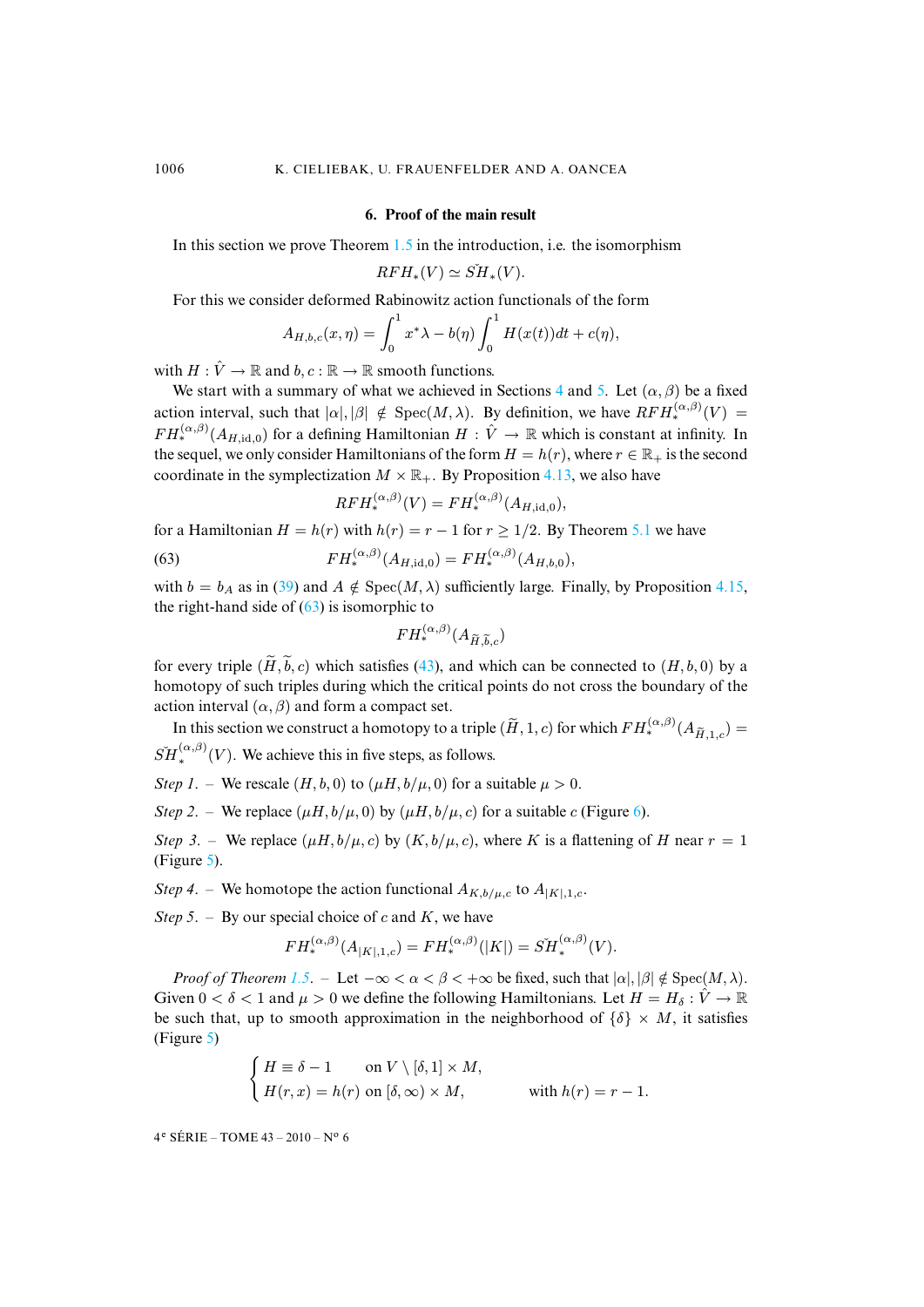## 6. Proof of the main result

In this section we prove Theorem 1.5 in the introduction, i.e. the isomorphism

$$RFH_*(V) \simeq \check{SH}_*(V).$$

For this we consider deformed Rabinowitz action functionals of the form

$$A_{H,b,c}(x,\eta) = \int_0^1 x^*\lambda - b(\eta)\int_0^1 H(x(t))dt + c(\eta),$$

with $H : \hat{V} \to \mathbb{R}$ and $b, c : \mathbb{R} \to \mathbb{R}$ smooth functions.

We start with a summary of what we achieved in Sections 4 and 5. Let $(\alpha,\beta)$ be a fixed action interval, such that $|\alpha|, |\beta| \notin \mathrm{Spec}(M,\lambda)$. By definition, we have $RFH_*^{(\alpha,\beta)}(V) = FH_*^{(\alpha,\beta)}(A_{H,\mathrm{id},0})$ for a defining Hamiltonian $H : \hat{V} \to \mathbb{R}$ which is constant at infinity. In the sequel, we only consider Hamiltonians of the form $H = h(r)$, where $r \in \mathbb{R}_+$ is the second coordinate in the symplectization $M \times \mathbb{R}_+$. By Proposition 4.13, we also have

$$RFH_*^{(\alpha,\beta)}(V) = FH_*^{(\alpha,\beta)}(A_{H,\mathrm{id},0}),$$

for a Hamiltonian $H = h(r)$ with $h(r) = r - 1$ for $r \geq 1/2$. By Theorem 5.1 we have

$$FH_*^{(\alpha,\beta)}(A_{H,\mathrm{id},0}) = FH_*^{(\alpha,\beta)}(A_{H,b,0}), \tag{63}$$

with $b = b_A$ as in (39) and $A \notin \mathrm{Spec}(M,\lambda)$ sufficiently large. Finally, by Proposition 4.15, the right-hand side of (63) is isomorphic to

$$FH_*^{(\alpha,\beta)}(A_{\widetilde{H},\widetilde{b},c})$$

for every triple $(\widetilde{H},\widetilde{b},c)$ which satisfies (43), and which can be connected to $(H,b,0)$ by a homotopy of such triples during which the critical points do not cross the boundary of the action interval $(\alpha,\beta)$ and form a compact set.

In this section we construct a homotopy to a triple $(\widetilde{H},1,c)$ for which $FH_*^{(\alpha,\beta)}(A_{\widetilde{H},1,c}) = \check{SH}_*^{(\alpha,\beta)}(V)$. We achieve this in five steps, as follows.

*Step 1.* – We rescale $(H,b,0)$ to $(\mu H, b/\mu, 0)$ for a suitable $\mu > 0$.

*Step 2.* – We replace $(\mu H, b/\mu, 0)$ by $(\mu H, b/\mu, c)$ for a suitable $c$ (Figure 6).

*Step 3.* – We replace $(\mu H, b/\mu, c)$ by $(K, b/\mu, c)$, where $K$ is a flattening of $H$ near $r = 1$ (Figure 5).

*Step 4.* – We homotope the action functional $A_{K,b/\mu,c}$ to $A_{|K|,1,c}$.

*Step 5.* – By our special choice of $c$ and $K$, we have

$$FH_*^{(\alpha,\beta)}(A_{|K|,1,c}) = FH_*^{(\alpha,\beta)}(|K|) = \check{SH}_*^{(\alpha,\beta)}(V).$$

*Proof of Theorem 1.5.* – Let $-\infty < \alpha < \beta < +\infty$ be fixed, such that $|\alpha|, |\beta| \notin \mathrm{Spec}(M,\lambda)$. Given $0 < \delta < 1$ and $\mu > 0$ we define the following Hamiltonians. Let $H = H_\delta : \hat{V} \to \mathbb{R}$ be such that, up to smooth approximation in the neighborhood of $\{\delta\} \times M$, it satisfies (Figure 5)

$$\begin{cases} H \equiv \delta - 1 & \text{on } V \setminus [\delta, 1] \times M, \\ H(r,x) = h(r) \text{ on } [\delta,\infty) \times M, & \qquad \text{with } h(r) = r - 1. \end{cases}$$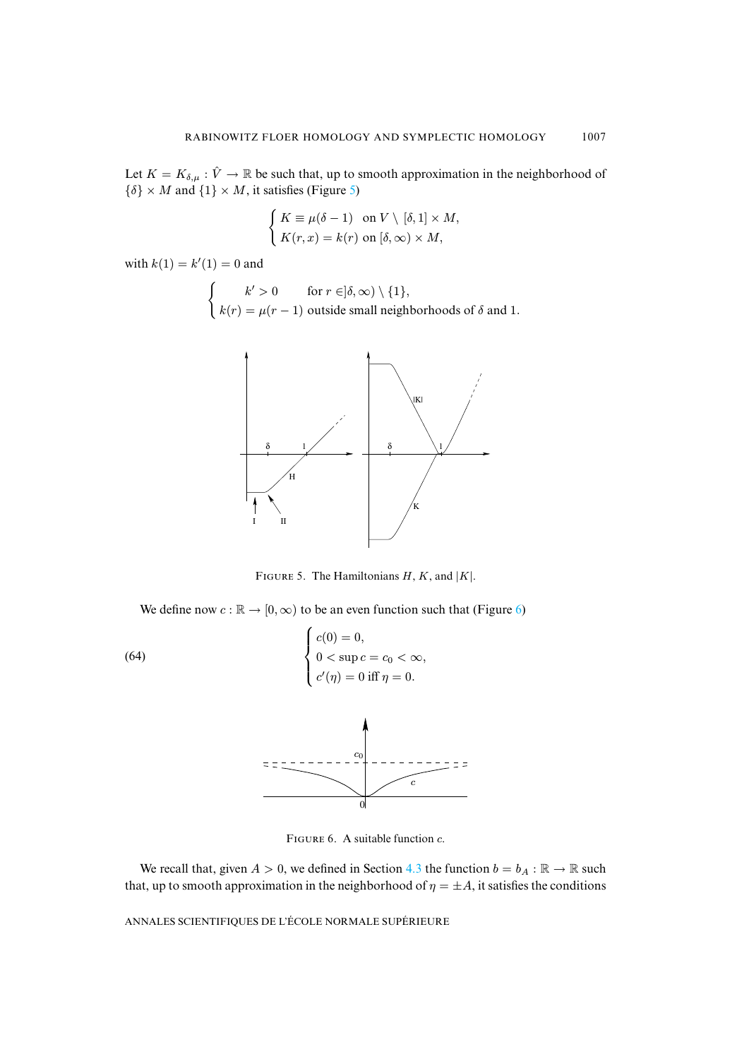Let $K = K_{\delta,\mu} : \hat{V} \to \mathbb{R}$ be such that, up to smooth approximation in the neighborhood of $\{\delta\} \times M$ and $\{1\} \times M$, it satisfies (Figure 5)

$$
\begin{cases} K \equiv \mu(\delta - 1) & \text{on } V \setminus [\delta, 1] \times M, \\ K(r, x) = k(r) \text{ on } [\delta, \infty) \times M, \end{cases}
$$

with $k(1) = k'(1) = 0$ and

$$
\begin{cases} \quad k' > 0 \qquad \text{for } r \in ]\delta, \infty) \setminus \{1\}, \\ k(r) = \mu(r-1) \text{ outside small neighborhoods of } \delta \text{ and } 1. \end{cases}
$$

FIGURE 5. The Hamiltonians $H$, $K$, and $|K|$.

We define now $c : \mathbb{R} \to [0, \infty)$ to be an even function such that (Figure 6)

$$
\begin{cases} c(0) = 0, \\ 0 < \sup c = c_0 < \infty, \\ c'(\eta) = 0 \text{ iff } \eta = 0. \end{cases} \tag{64}
$$

FIGURE 6. A suitable function $c$.

We recall that, given $A > 0$, we defined in Section 4.3 the function $b = b_A : \mathbb{R} \to \mathbb{R}$ such that, up to smooth approximation in the neighborhood of $\eta = \pm A$, it satisfies the conditions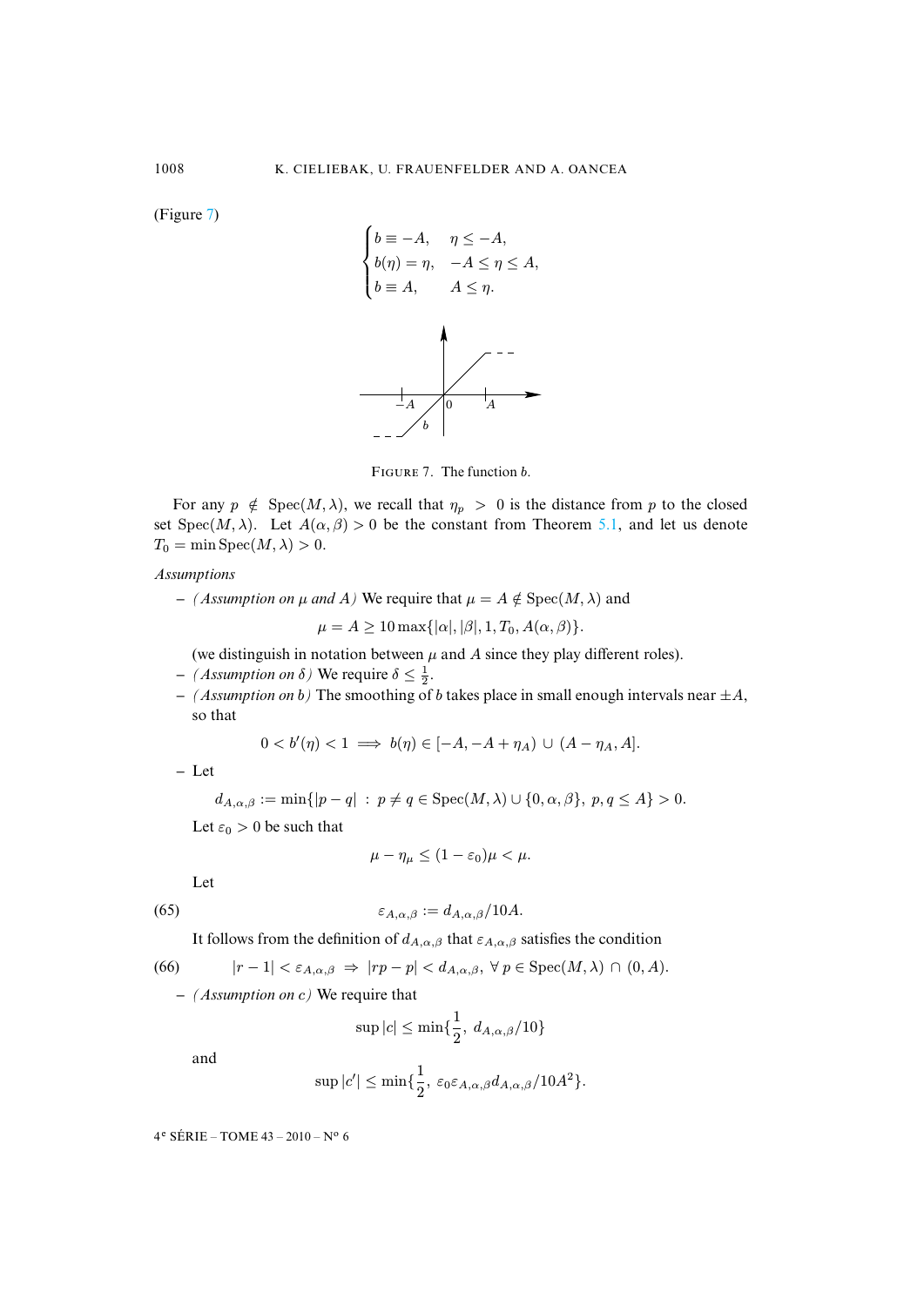(Figure 7)

$$
\begin{cases}
b \equiv -A, & \eta \leq -A, \\
b(\eta) = \eta, & -A \leq \eta \leq A, \\
b \equiv A, & A \leq \eta.
\end{cases}
$$

FIGURE 7. The function $b$.

For any $p \notin \operatorname{Spec}(M, \lambda)$, we recall that $\eta_p > 0$ is the distance from $p$ to the closed set $\operatorname{Spec}(M, \lambda)$. Let $A(\alpha, \beta) > 0$ be the constant from Theorem 5.1, and let us denote $T_0 = \min \operatorname{Spec}(M, \lambda) > 0$.

*Assumptions*

– *(Assumption on $\mu$ and $A$)* We require that $\mu = A \notin \operatorname{Spec}(M, \lambda)$ and

$$\mu = A \geq 10 \max\{|\alpha|, |\beta|, 1, T_0, A(\alpha, \beta)\}.$$

(we distinguish in notation between $\mu$ and $A$ since they play different roles).

– *(Assumption on $\delta$)* We require $\delta \leq \frac{1}{2}$.

– *(Assumption on $b$)* The smoothing of $b$ takes place in small enough intervals near $\pm A$, so that

$$0 < b'(\eta) < 1 \implies b(\eta) \in [-A, -A + \eta_A) \cup (A - \eta_A, A].$$

– Let

$$d_{A,\alpha,\beta} := \min\{|p - q| \ : \ p \neq q \in \operatorname{Spec}(M, \lambda) \cup \{0, \alpha, \beta\}, \ p, q \leq A\} > 0.$$

Let $\varepsilon_0 > 0$ be such that

$$\mu - \eta_\mu \leq (1 - \varepsilon_0)\mu < \mu.$$

Let

$$\varepsilon_{A,\alpha,\beta} := d_{A,\alpha,\beta}/10A. \tag{65}$$

It follows from the definition of $d_{A,\alpha,\beta}$ that $\varepsilon_{A,\alpha,\beta}$ satisfies the condition

$$|r - 1| < \varepsilon_{A,\alpha,\beta} \ \Rightarrow \ |rp - p| < d_{A,\alpha,\beta}, \ \forall \, p \in \operatorname{Spec}(M, \lambda) \cap (0, A). \tag{66}$$

– *(Assumption on $c$)* We require that

$$\sup |c| \leq \min\{\frac{1}{2}, \ d_{A,\alpha,\beta}/10\}$$

and

$$\sup |c'| \leq \min\{\frac{1}{2}, \ \varepsilon_0 \varepsilon_{A,\alpha,\beta} d_{A,\alpha,\beta}/10A^2\}.$$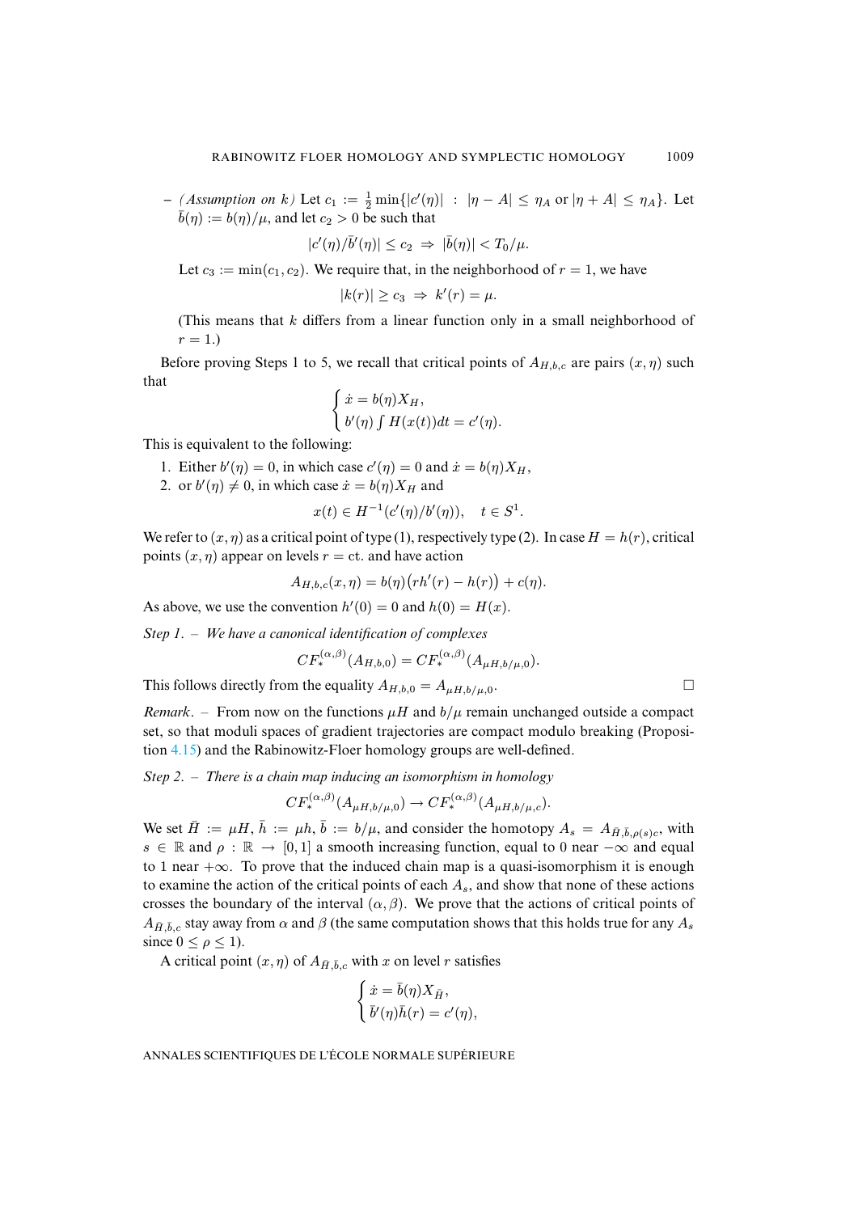– *(Assumption on $k$)* Let $c_1 := \frac{1}{2}\min\{|c'(\eta)| \ :\ |\eta - A| \leq \eta_A \text{ or } |\eta + A| \leq \eta_A\}$. Let $\bar{b}(\eta) := b(\eta)/\mu$, and let $c_2 > 0$ be such that

$$|c'(\eta)/\bar{b}'(\eta)| \leq c_2 \ \Rightarrow\ |\bar{b}(\eta)| < T_0/\mu.$$

Let $c_3 := \min(c_1, c_2)$. We require that, in the neighborhood of $r = 1$, we have

$$|k(r)| \geq c_3 \ \Rightarrow\ k'(r) = \mu.$$

(This means that $k$ differs from a linear function only in a small neighborhood of $r = 1$.)

Before proving Steps 1 to 5, we recall that critical points of $A_{H,b,c}$ are pairs $(x, \eta)$ such that

$$\begin{cases} \dot{x} = b(\eta) X_H, \\ b'(\eta) \int H(x(t))dt = c'(\eta). \end{cases}$$

This is equivalent to the following:

1. Either $b'(\eta) = 0$, in which case $c'(\eta) = 0$ and $\dot{x} = b(\eta) X_H$,
2. or $b'(\eta) \neq 0$, in which case $\dot{x} = b(\eta) X_H$ and

$$x(t) \in H^{-1}(c'(\eta)/b'(\eta)), \quad t \in S^1.$$

We refer to $(x, \eta)$ as a critical point of type (1), respectively type (2). In case $H = h(r)$, critical points $(x, \eta)$ appear on levels $r = \text{ct.}$ and have action

$$A_{H,b,c}(x, \eta) = b(\eta)\big(rh'(r) - h(r)\big) + c(\eta).$$

As above, we use the convention $h'(0) = 0$ and $h(0) = H(x)$.

*Step 1. – We have a canonical identification of complexes*

$$CF_*^{(\alpha,\beta)}(A_{H,b,0}) = CF_*^{(\alpha,\beta)}(A_{\mu H, b/\mu, 0}).$$

This follows directly from the equality $A_{H,b,0} = A_{\mu H, b/\mu, 0}$. □

*Remark*. – From now on the functions $\mu H$ and $b/\mu$ remain unchanged outside a compact set, so that moduli spaces of gradient trajectories are compact modulo breaking (Proposition 4.15) and the Rabinowitz-Floer homology groups are well-defined.

*Step 2. – There is a chain map inducing an isomorphism in homology*

$$CF_*^{(\alpha,\beta)}(A_{\mu H, b/\mu, 0}) \to CF_*^{(\alpha,\beta)}(A_{\mu H, b/\mu, c}).$$

We set $\bar{H} := \mu H$, $\bar{h} := \mu h$, $\bar{b} := b/\mu$, and consider the homotopy $A_s = A_{\bar{H},\bar{b},\rho(s)c}$, with $s \in \mathbb{R}$ and $\rho : \mathbb{R} \to [0,1]$ a smooth increasing function, equal to 0 near $-\infty$ and equal to 1 near $+\infty$. To prove that the induced chain map is a quasi-isomorphism it is enough to examine the action of the critical points of each $A_s$, and show that none of these actions crosses the boundary of the interval $(\alpha, \beta)$. We prove that the actions of critical points of $A_{\bar{H},\bar{b},c}$ stay away from $\alpha$ and $\beta$ (the same computation shows that this holds true for any $A_s$ since $0 \leq \rho \leq 1$).

A critical point $(x, \eta)$ of $A_{\bar{H},\bar{b},c}$ with $x$ on level $r$ satisfies

$$\begin{cases} \dot{x} = \bar{b}(\eta) X_{\bar{H}}, \\ \bar{b}'(\eta)\bar{h}(r) = c'(\eta), \end{cases}$$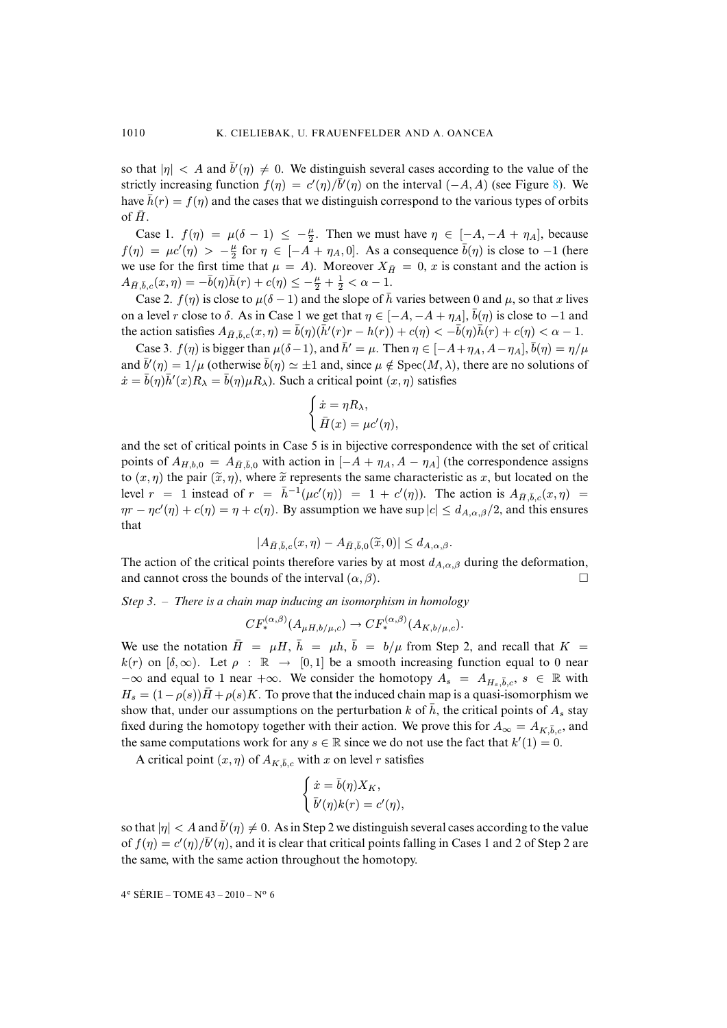so that $|\eta| < A$ and $\bar{b}'(\eta) \neq 0$. We distinguish several cases according to the value of the strictly increasing function $f(\eta) = c'(\eta)/\bar{b}'(\eta)$ on the interval $(-A, A)$ (see Figure 8). We have $\bar{h}(r) = f(\eta)$ and the cases that we distinguish correspond to the various types of orbits of $\bar{H}$.

Case 1. $f(\eta) = \mu(\delta - 1) \leq -\frac{\mu}{2}$. Then we must have $\eta \in [-A, -A + \eta_A]$, because $f(\eta) = \mu c'(\eta) > -\frac{\mu}{2}$ for $\eta \in [-A + \eta_A, 0]$. As a consequence $\bar{b}(\eta)$ is close to $-1$ (here we use for the first time that $\mu = A$). Moreover $X_{\bar{H}} = 0$, $x$ is constant and the action is $A_{\bar{H},\bar{b},c}(x, \eta) = -\bar{b}(\eta)\bar{h}(r) + c(\eta) \leq -\frac{\mu}{2} + \frac{1}{2} < \alpha - 1$.

Case 2. $f(\eta)$ is close to $\mu(\delta - 1)$ and the slope of $\bar{h}$ varies between 0 and $\mu$, so that $x$ lives on a level $r$ close to $\delta$. As in Case 1 we get that $\eta \in [-A, -A + \eta_A]$, $\bar{b}(\eta)$ is close to $-1$ and the action satisfies $A_{\bar{H},\bar{b},c}(x, \eta) = \bar{b}(\eta)(\bar{h}'(r)r - h(r)) + c(\eta) < -\bar{b}(\eta)\bar{h}(r) + c(\eta) < \alpha - 1$.

Case 3. $f(\eta)$ is bigger than $\mu(\delta - 1)$, and $\bar{h}' = \mu$. Then $\eta \in [-A + \eta_A, A - \eta_A]$, $\bar{b}(\eta) = \eta/\mu$ and $\bar{b}'(\eta) = 1/\mu$ (otherwise $\bar{b}(\eta) \simeq \pm 1$ and, since $\mu \notin \operatorname{Spec}(M, \lambda)$, there are no solutions of $\dot{x} = \bar{b}(\eta)\bar{h}'(x)R_\lambda = \bar{b}(\eta)\mu R_\lambda$). Such a critical point $(x, \eta)$ satisfies

$$\begin{cases} \dot{x} = \eta R_\lambda, \\ \bar{H}(x) = \mu c'(\eta), \end{cases}$$

and the set of critical points in Case 5 is in bijective correspondence with the set of critical points of $A_{H,b,0} = A_{\bar{H},\bar{b},0}$ with action in $[-A + \eta_A, A - \eta_A]$ (the correspondence assigns to $(x, \eta)$ the pair $(\widetilde{x}, \eta)$, where $\widetilde{x}$ represents the same characteristic as $x$, but located on the level $r = 1$ instead of $r = \bar{h}^{-1}(\mu c'(\eta)) = 1 + c'(\eta)$). The action is $A_{\bar{H},\bar{b},c}(x, \eta) = \eta r - \eta c'(\eta) + c(\eta) = \eta + c(\eta)$. By assumption we have $\sup |c| \leq d_{A,\alpha,\beta}/2$, and this ensures that

$$|A_{\bar{H},\bar{b},c}(x, \eta) - A_{\bar{H},\bar{b},0}(\widetilde{x}, 0)| \leq d_{A,\alpha,\beta}.$$

The action of the critical points therefore varies by at most $d_{A,\alpha,\beta}$ during the deformation, and cannot cross the bounds of the interval $(\alpha, \beta)$. $\square$

*Step 3. – There is a chain map inducing an isomorphism in homology*

$$CF_*^{(\alpha,\beta)}(A_{\mu H, b/\mu, c}) \to CF_*^{(\alpha,\beta)}(A_{K, b/\mu, c}).$$

We use the notation $\bar{H} = \mu H$, $\bar{h} = \mu h$, $\bar{b} = b/\mu$ from Step 2, and recall that $K = k(r)$ on $[\delta, \infty)$. Let $\rho : \mathbb{R} \to [0, 1]$ be a smooth increasing function equal to 0 near $-\infty$ and equal to 1 near $+\infty$. We consider the homotopy $A_s = A_{H_s,\bar{b},c}$, $s \in \mathbb{R}$ with $H_s = (1 - \rho(s))\bar{H} + \rho(s)K$. To prove that the induced chain map is a quasi-isomorphism we show that, under our assumptions on the perturbation $k$ of $\bar{h}$, the critical points of $A_s$ stay fixed during the homotopy together with their action. We prove this for $A_\infty = A_{K,\bar{b},c}$, and the same computations work for any $s \in \mathbb{R}$ since we do not use the fact that $k'(1) = 0$.

A critical point $(x, \eta)$ of $A_{K,\bar{b},c}$ with $x$ on level $r$ satisfies

$$\begin{cases} \dot{x} = \bar{b}(\eta)X_K, \\ \bar{b}'(\eta)k(r) = c'(\eta), \end{cases}$$

so that $|\eta| < A$ and $\bar{b}'(\eta) \neq 0$. As in Step 2 we distinguish several cases according to the value of $f(\eta) = c'(\eta)/\bar{b}'(\eta)$, and it is clear that critical points falling in Cases 1 and 2 of Step 2 are the same, with the same action throughout the homotopy.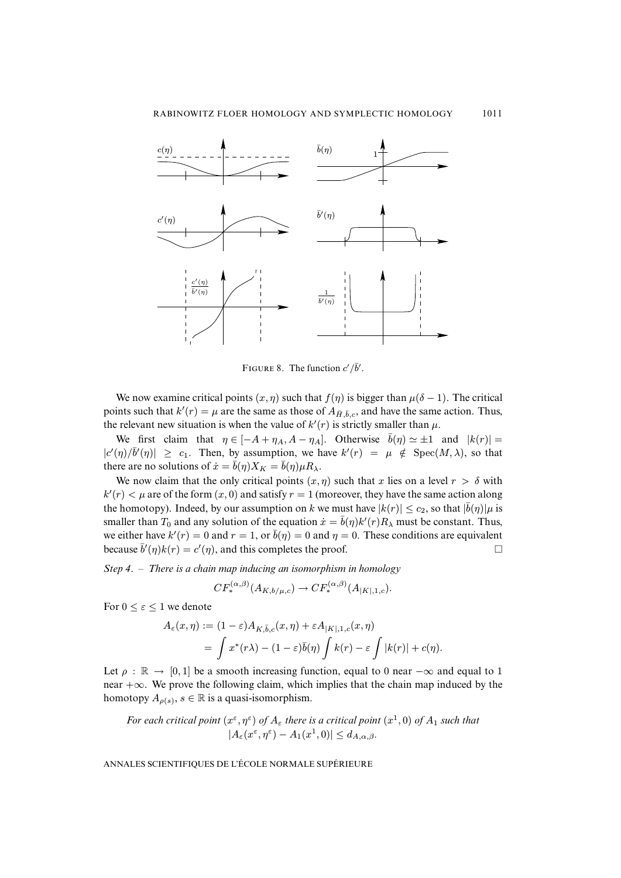FIGURE 8. The function $c'/\bar{b}'$.

We now examine critical points $(x,\eta)$ such that $f(\eta)$ is bigger than $\mu(\delta-1)$. The critical points such that $k'(r)=\mu$ are the same as those of $A_{\bar{H},\bar{b},c}$, and have the same action. Thus, the relevant new situation is when the value of $k'(r)$ is strictly smaller than $\mu$.

We first claim that $\eta \in [-A+\eta_A, A-\eta_A]$. Otherwise $\bar{b}(\eta) \simeq \pm 1$ and $|k(r)| = |c'(\eta)/\bar{b}'(\eta)| \geq c_1$. Then, by assumption, we have $k'(r) = \mu \notin \mathrm{Spec}(M,\lambda)$, so that there are no solutions of $\dot{x} = \bar{b}(\eta)X_K = \bar{b}(\eta)\mu R_\lambda$.

We now claim that the only critical points $(x,\eta)$ such that $x$ lies on a level $r > \delta$ with $k'(r) < \mu$ are of the form $(x,0)$ and satisfy $r=1$ (moreover, they have the same action along the homotopy). Indeed, by our assumption on $k$ we must have $|k(r)| \leq c_2$, so that $|\bar{b}(\eta)|\mu$ is smaller than $T_0$ and any solution of the equation $\dot{x} = \bar{b}(\eta)k'(r)R_\lambda$ must be constant. Thus, we either have $k'(r)=0$ and $r=1$, or $\bar{b}(\eta)=0$ and $\eta=0$. These conditions are equivalent because $\bar{b}'(\eta)k(r) = c'(\eta)$, and this completes the proof. □

*Step 4*. – *There is a chain map inducing an isomorphism in homology*

$$CF_*^{(\alpha,\beta)}(A_{K,b/\mu,c}) \to CF_*^{(\alpha,\beta)}(A_{|K|,1,c}).$$

For $0 \leq \varepsilon \leq 1$ we denote

$$\begin{aligned} A_\varepsilon(x,\eta) &:= (1-\varepsilon)A_{K,\bar{b},c}(x,\eta) + \varepsilon A_{|K|,1,c}(x,\eta) \\ &= \int x^*(r\lambda) - (1-\varepsilon)\bar{b}(\eta)\int k(r) - \varepsilon \int |k(r)| + c(\eta). \end{aligned}$$

Let $\rho : \mathbb{R} \to [0,1]$ be a smooth increasing function, equal to 0 near $-\infty$ and equal to 1 near $+\infty$. We prove the following claim, which implies that the chain map induced by the homotopy $A_{\rho(s)}$, $s \in \mathbb{R}$ is a quasi-isomorphism.

*For each critical point $(x^\varepsilon, \eta^\varepsilon)$ of $A_\varepsilon$ there is a critical point $(x^1, 0)$ of $A_1$ such that*
$$|A_\varepsilon(x^\varepsilon,\eta^\varepsilon) - A_1(x^1,0)| \leq d_{A,\alpha,\beta}.$$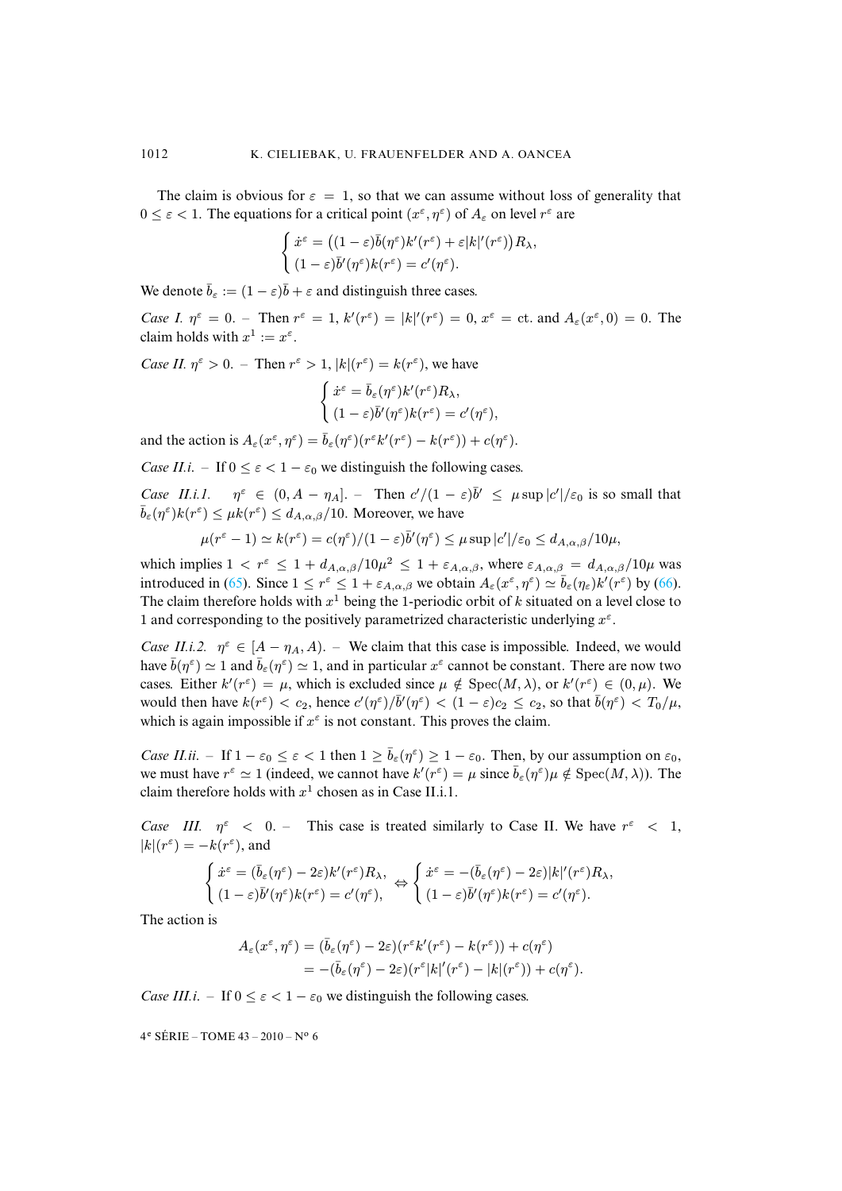The claim is obvious for $\varepsilon = 1$, so that we can assume without loss of generality that $0 \le \varepsilon < 1$. The equations for a critical point $(x^\varepsilon, \eta^\varepsilon)$ of $A_\varepsilon$ on level $r^\varepsilon$ are

$$\begin{cases} \dot{x}^\varepsilon = \big((1-\varepsilon)\bar{b}(\eta^\varepsilon)k'(r^\varepsilon) + \varepsilon|k|'(r^\varepsilon)\big)R_\lambda, \\ (1-\varepsilon)\bar{b}'(\eta^\varepsilon)k(r^\varepsilon) = c'(\eta^\varepsilon). \end{cases}$$

We denote $\bar{b}_\varepsilon := (1-\varepsilon)\bar{b} + \varepsilon$ and distinguish three cases.

*Case I.* $\eta^\varepsilon = 0$. – Then $r^\varepsilon = 1$, $k'(r^\varepsilon) = |k|'(r^\varepsilon) = 0$, $x^\varepsilon = \text{ct.}$ and $A_\varepsilon(x^\varepsilon, 0) = 0$. The claim holds with $x^1 := x^\varepsilon$.

*Case II.* $\eta^\varepsilon > 0$. – Then $r^\varepsilon > 1$, $|k|(r^\varepsilon) = k(r^\varepsilon)$, we have

$$\begin{cases} \dot{x}^\varepsilon = \bar{b}_\varepsilon(\eta^\varepsilon)k'(r^\varepsilon)R_\lambda, \\ (1-\varepsilon)\bar{b}'(\eta^\varepsilon)k(r^\varepsilon) = c'(\eta^\varepsilon), \end{cases}$$

and the action is $A_\varepsilon(x^\varepsilon, \eta^\varepsilon) = \bar{b}_\varepsilon(\eta^\varepsilon)(r^\varepsilon k'(r^\varepsilon) - k(r^\varepsilon)) + c(\eta^\varepsilon)$.

*Case II.i.* – If $0 \le \varepsilon < 1 - \varepsilon_0$ we distinguish the following cases.

*Case II.i.1.* $\eta^\varepsilon \in (0, A - \eta_A]$. – Then $c'/(1-\varepsilon)\bar{b}' \le \mu \sup|c'|/\varepsilon_0$ is so small that $\bar{b}_\varepsilon(\eta^\varepsilon)k(r^\varepsilon) \le \mu k(r^\varepsilon) \le d_{A,\alpha,\beta}/10$. Moreover, we have

$$\mu(r^\varepsilon - 1) \simeq k(r^\varepsilon) = c(\eta^\varepsilon)/(1-\varepsilon)\bar{b}'(\eta^\varepsilon) \le \mu \sup|c'|/\varepsilon_0 \le d_{A,\alpha,\beta}/10\mu,$$

which implies $1 < r^\varepsilon \le 1 + d_{A,\alpha,\beta}/10\mu^2 \le 1 + \varepsilon_{A,\alpha,\beta}$, where $\varepsilon_{A,\alpha,\beta} = d_{A,\alpha,\beta}/10\mu$ was introduced in (65). Since $1 \le r^\varepsilon \le 1 + \varepsilon_{A,\alpha,\beta}$ we obtain $A_\varepsilon(x^\varepsilon, \eta^\varepsilon) \simeq \bar{b}_\varepsilon(\eta_\varepsilon)k'(r^\varepsilon)$ by (66). The claim therefore holds with $x^1$ being the 1-periodic orbit of $k$ situated on a level close to 1 and corresponding to the positively parametrized characteristic underlying $x^\varepsilon$.

*Case II.i.2.* $\eta^\varepsilon \in [A - \eta_A, A)$. – We claim that this case is impossible. Indeed, we would have $\bar{b}(\eta^\varepsilon) \simeq 1$ and $\bar{b}_\varepsilon(\eta^\varepsilon) \simeq 1$, and in particular $x^\varepsilon$ cannot be constant. There are now two cases. Either $k'(r^\varepsilon) = \mu$, which is excluded since $\mu \notin \mathrm{Spec}(M, \lambda)$, or $k'(r^\varepsilon) \in (0, \mu)$. We would then have $k(r^\varepsilon) < c_2$, hence $c'(\eta^\varepsilon)/\bar{b}'(\eta^\varepsilon) < (1-\varepsilon)c_2 \le c_2$, so that $\bar{b}(\eta^\varepsilon) < T_0/\mu$, which is again impossible if $x^\varepsilon$ is not constant. This proves the claim.

*Case II.ii.* – If $1 - \varepsilon_0 \le \varepsilon < 1$ then $1 \ge \bar{b}_\varepsilon(\eta^\varepsilon) \ge 1 - \varepsilon_0$. Then, by our assumption on $\varepsilon_0$, we must have $r^\varepsilon \simeq 1$ (indeed, we cannot have $k'(r^\varepsilon) = \mu$ since $\bar{b}_\varepsilon(\eta^\varepsilon)\mu \notin \mathrm{Spec}(M, \lambda)$). The claim therefore holds with $x^1$ chosen as in Case II.i.1.

*Case III.* $\eta^\varepsilon < 0$. – This case is treated similarly to Case II. We have $r^\varepsilon < 1$, $|k|(r^\varepsilon) = -k(r^\varepsilon)$, and

$$\begin{cases} \dot{x}^\varepsilon = (\bar{b}_\varepsilon(\eta^\varepsilon) - 2\varepsilon)k'(r^\varepsilon)R_\lambda, \\ (1-\varepsilon)\bar{b}'(\eta^\varepsilon)k(r^\varepsilon) = c'(\eta^\varepsilon), \end{cases} \Leftrightarrow \begin{cases} \dot{x}^\varepsilon = -(\bar{b}_\varepsilon(\eta^\varepsilon) - 2\varepsilon)|k|'(r^\varepsilon)R_\lambda, \\ (1-\varepsilon)\bar{b}'(\eta^\varepsilon)k(r^\varepsilon) = c'(\eta^\varepsilon). \end{cases}$$

The action is

$$\begin{aligned} A_\varepsilon(x^\varepsilon, \eta^\varepsilon) &= (\bar{b}_\varepsilon(\eta^\varepsilon) - 2\varepsilon)(r^\varepsilon k'(r^\varepsilon) - k(r^\varepsilon)) + c(\eta^\varepsilon) \\ &= -(\bar{b}_\varepsilon(\eta^\varepsilon) - 2\varepsilon)(r^\varepsilon|k|'(r^\varepsilon) - |k|(r^\varepsilon)) + c(\eta^\varepsilon). \end{aligned}$$

*Case III.i.* – If $0 \le \varepsilon < 1 - \varepsilon_0$ we distinguish the following cases.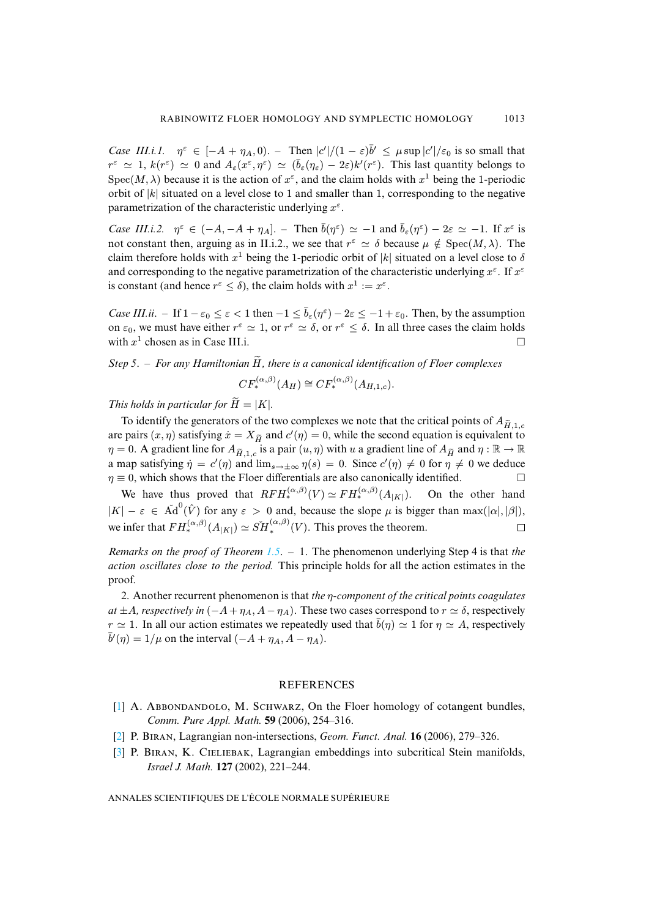*Case III.i.1.* $\eta^\varepsilon \in [-A+\eta_A, 0)$. – Then $|c'|/(1-\varepsilon)\bar{b}' \leq \mu \sup |c'|/\varepsilon_0$ is so small that $r^\varepsilon \simeq 1$, $k(r^\varepsilon) \simeq 0$ and $A_\varepsilon(x^\varepsilon, \eta^\varepsilon) \simeq (\bar{b}_\varepsilon(\eta_\varepsilon) - 2\varepsilon)k'(r^\varepsilon)$. This last quantity belongs to $\mathrm{Spec}(M, \lambda)$ because it is the action of $x^\varepsilon$, and the claim holds with $x^1$ being the 1-periodic orbit of $|k|$ situated on a level close to 1 and smaller than 1, corresponding to the negative parametrization of the characteristic underlying $x^\varepsilon$.

*Case III.i.2.* $\eta^\varepsilon \in (-A, -A+\eta_A]$. – Then $\bar{b}(\eta^\varepsilon) \simeq -1$ and $\bar{b}_\varepsilon(\eta^\varepsilon) - 2\varepsilon \simeq -1$. If $x^\varepsilon$ is not constant then, arguing as in II.i.2., we see that $r^\varepsilon \simeq \delta$ because $\mu \notin \mathrm{Spec}(M, \lambda)$. The claim therefore holds with $x^1$ being the 1-periodic orbit of $|k|$ situated on a level close to $\delta$ and corresponding to the negative parametrization of the characteristic underlying $x^\varepsilon$. If $x^\varepsilon$ is constant (and hence $r^\varepsilon \leq \delta$), the claim holds with $x^1 := x^\varepsilon$.

*Case III.ii.* – If $1-\varepsilon_0 \leq \varepsilon < 1$ then $-1 \leq \bar{b}_\varepsilon(\eta^\varepsilon) - 2\varepsilon \leq -1+\varepsilon_0$. Then, by the assumption on $\varepsilon_0$, we must have either $r^\varepsilon \simeq 1$, or $r^\varepsilon \simeq \delta$, or $r^\varepsilon \leq \delta$. In all three cases the claim holds with $x^1$ chosen as in Case III.i. □

*Step 5. – For any Hamiltonian $\widetilde{H}$, there is a canonical identification of Floer complexes*

$$CF_*^{(\alpha,\beta)}(A_H) \cong CF_*^{(\alpha,\beta)}(A_{H,1,c}).$$

*This holds in particular for $\widetilde{H} = |K|$.*

To identify the generators of the two complexes we note that the critical points of $A_{\widetilde{H},1,c}$ are pairs $(x, \eta)$ satisfying $\dot{x} = X_{\widetilde{H}}$ and $c'(\eta) = 0$, while the second equation is equivalent to $\eta = 0$. A gradient line for $A_{\widetilde{H},1,c}$ is a pair $(u, \eta)$ with $u$ a gradient line of $A_{\widetilde{H}}$ and $\eta : \mathbb{R} \to \mathbb{R}$ a map satisfying $\dot{\eta} = c'(\eta)$ and $\lim_{s\to\pm\infty} \eta(s) = 0$. Since $c'(\eta) \neq 0$ for $\eta \neq 0$ we deduce $\eta \equiv 0$, which shows that the Floer differentials are also canonically identified. □

We have thus proved that $RFH_*^{(\alpha,\beta)}(V) \simeq FH_*^{(\alpha,\beta)}(A_{|K|})$. On the other hand $|K| - \varepsilon \in \check{\mathrm{Ad}}^0(\hat{V})$ for any $\varepsilon > 0$ and, because the slope $\mu$ is bigger than $\max(|\alpha|, |\beta|)$, we infer that $FH_*^{(\alpha,\beta)}(A_{|K|}) \simeq \check{SH}_*^{(\alpha,\beta)}(V)$. This proves the theorem. □

*Remarks on the proof of Theorem 1.5.* – 1. The phenomenon underlying Step 4 is that *the action oscillates close to the period.* This principle holds for all the action estimates in the proof.

2. Another recurrent phenomenon is that *the $\eta$-component of the critical points coagulates at $\pm A$, respectively in $(-A+\eta_A, A-\eta_A)$*. These two cases correspond to $r \simeq \delta$, respectively $r \simeq 1$. In all our action estimates we repeatedly used that $\bar{b}(\eta) \simeq 1$ for $\eta \simeq A$, respectively $\bar{b}'(\eta) = 1/\mu$ on the interval $(-A+\eta_A, A-\eta_A)$.

## REFERENCES

[1] A. Abbondandolo, M. Schwarz, On the Floer homology of cotangent bundles, *Comm. Pure Appl. Math.* **59** (2006), 254–316.

[2] P. Biran, Lagrangian non-intersections, *Geom. Funct. Anal.* **16** (2006), 279–326.

[3] P. Biran, K. Cieliebak, Lagrangian embeddings into subcritical Stein manifolds, *Israel J. Math.* **127** (2002), 221–244.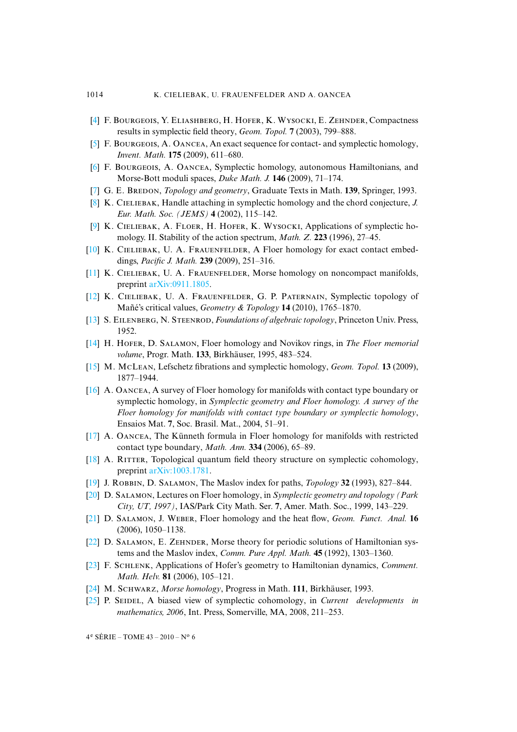[4] F. Bourgeois, Y. Eliashberg, H. Hofer, K. Wysocki, E. Zehnder, Compactness results in symplectic field theory, *Geom. Topol.* **7** (2003), 799–888.

[5] F. Bourgeois, A. Oancea, An exact sequence for contact- and symplectic homology, *Invent. Math.* **175** (2009), 611–680.

[6] F. Bourgeois, A. Oancea, Symplectic homology, autonomous Hamiltonians, and Morse-Bott moduli spaces, *Duke Math. J.* **146** (2009), 71–174.

[7] G. E. Bredon, *Topology and geometry*, Graduate Texts in Math. **139**, Springer, 1993.

[8] K. Cieliebak, Handle attaching in symplectic homology and the chord conjecture, *J. Eur. Math. Soc. (JEMS)* **4** (2002), 115–142.

[9] K. Cieliebak, A. Floer, H. Hofer, K. Wysocki, Applications of symplectic homology. II. Stability of the action spectrum, *Math. Z.* **223** (1996), 27–45.

[10] K. Cieliebak, U. A. Frauenfelder, A Floer homology for exact contact embeddings, *Pacific J. Math.* **239** (2009), 251–316.

[11] K. Cieliebak, U. A. Frauenfelder, Morse homology on noncompact manifolds, preprint arXiv:0911.1805.

[12] K. Cieliebak, U. A. Frauenfelder, G. P. Paternain, Symplectic topology of Mañé's critical values, *Geometry & Topology* **14** (2010), 1765–1870.

[13] S. Eilenberg, N. Steenrod, *Foundations of algebraic topology*, Princeton Univ. Press, 1952.

[14] H. Hofer, D. Salamon, Floer homology and Novikov rings, in *The Floer memorial volume*, Progr. Math. **133**, Birkhäuser, 1995, 483–524.

[15] M. McLean, Lefschetz fibrations and symplectic homology, *Geom. Topol.* **13** (2009), 1877–1944.

[16] A. Oancea, A survey of Floer homology for manifolds with contact type boundary or symplectic homology, in *Symplectic geometry and Floer homology. A survey of the Floer homology for manifolds with contact type boundary or symplectic homology*, Ensaios Mat. **7**, Soc. Brasil. Mat., 2004, 51–91.

[17] A. Oancea, The Künneth formula in Floer homology for manifolds with restricted contact type boundary, *Math. Ann.* **334** (2006), 65–89.

[18] A. Ritter, Topological quantum field theory structure on symplectic cohomology, preprint arXiv:1003.1781.

[19] J. Robbin, D. Salamon, The Maslov index for paths, *Topology* **32** (1993), 827–844.

[20] D. Salamon, Lectures on Floer homology, in *Symplectic geometry and topology (Park City, UT, 1997)*, IAS/Park City Math. Ser. **7**, Amer. Math. Soc., 1999, 143–229.

[21] D. Salamon, J. Weber, Floer homology and the heat flow, *Geom. Funct. Anal.* **16** (2006), 1050–1138.

[22] D. Salamon, E. Zehnder, Morse theory for periodic solutions of Hamiltonian systems and the Maslov index, *Comm. Pure Appl. Math.* **45** (1992), 1303–1360.

[23] F. Schlenk, Applications of Hofer's geometry to Hamiltonian dynamics, *Comment. Math. Helv.* **81** (2006), 105–121.

[24] M. Schwarz, *Morse homology*, Progress in Math. **111**, Birkhäuser, 1993.

[25] P. Seidel, A biased view of symplectic cohomology, in *Current developments in mathematics, 2006*, Int. Press, Somerville, MA, 2008, 211–253.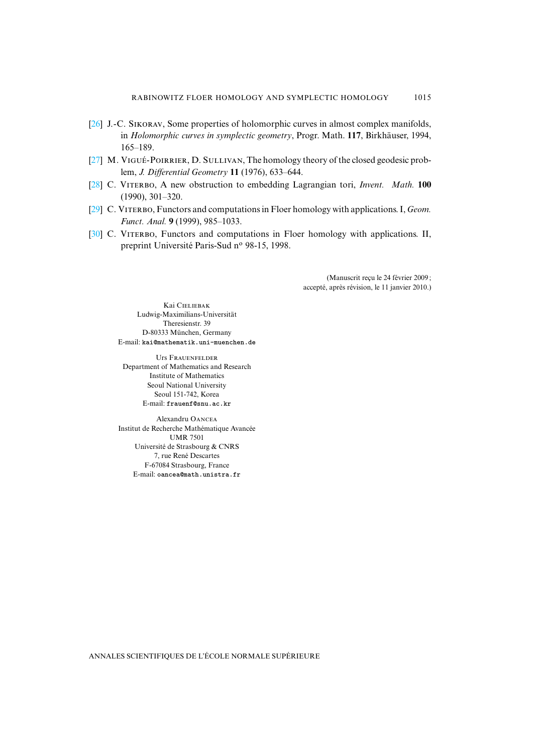[26] J.-C. Sikorav, Some properties of holomorphic curves in almost complex manifolds, in *Holomorphic curves in symplectic geometry*, Progr. Math. **117**, Birkhäuser, 1994, 165–189.

[27] M. Vigué-Poirrier, D. Sullivan, The homology theory of the closed geodesic problem, *J. Differential Geometry* **11** (1976), 633–644.

[28] C. Viterbo, A new obstruction to embedding Lagrangian tori, *Invent. Math.* **100** (1990), 301–320.

[29] C. Viterbo, Functors and computations in Floer homology with applications. I, *Geom. Funct. Anal.* **9** (1999), 985–1033.

[30] C. Viterbo, Functors and computations in Floer homology with applications. II, preprint Université Paris-Sud nº 98-15, 1998.

(Manuscrit reçu le 24 février 2009 ;
accepté, après révision, le 11 janvier 2010.)

Kai Cieliebak
Ludwig-Maximilians-Universität
Theresienstr. 39
D-80333 München, Germany
E-mail: kai@mathematik.uni-muenchen.de

Urs Frauenfelder
Department of Mathematics and Research
Institute of Mathematics
Seoul National University
Seoul 151-742, Korea
E-mail: frauenf@snu.ac.kr

Alexandru Oancea
Institut de Recherche Mathématique Avancée
UMR 7501
Université de Strasbourg & CNRS
7, rue René Descartes
F-67084 Strasbourg, France
E-mail: oancea@math.unistra.fr